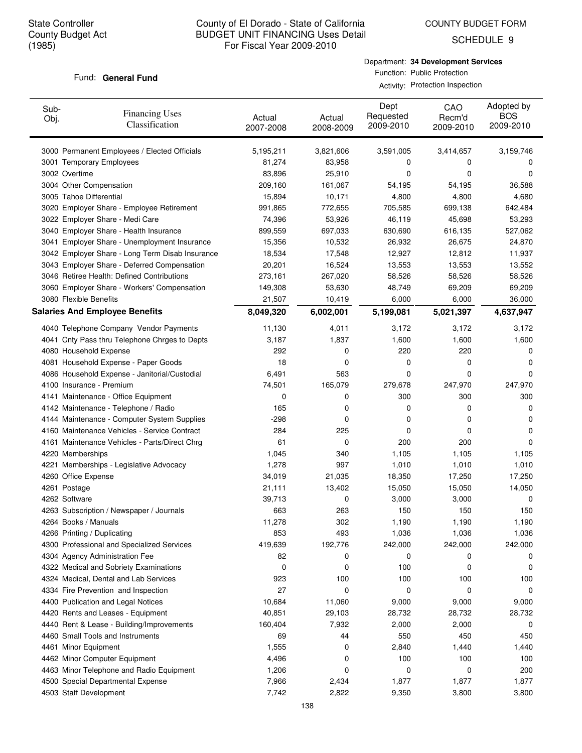State Controller
County Budget Act
(1985)

# County of El Dorado - State of California
## BUDGET UNIT FINANCING Uses Detail
For Fiscal Year 2009-2010

COUNTY BUDGET FORM
SCHEDULE 9

Fund: **General Fund**

Department: **34 Development Services**
Function: Public Protection
Activity: Protection Inspection

| Sub-Obj. | Financing Uses Classification | Actual 2007-2008 | Actual 2008-2009 | Dept Requested 2009-2010 | CAO Recm'd 2009-2010 | Adopted by BOS 2009-2010 |
|---|---|---|---|---|---|---|
| 3000 | Permanent Employees / Elected Officials | 5,195,211 | 3,821,606 | 3,591,005 | 3,414,657 | 3,159,746 |
| 3001 | Temporary Employees | 81,274 | 83,958 | 0 | 0 | 0 |
| 3002 | Overtime | 83,896 | 25,910 | 0 | 0 | 0 |
| 3004 | Other Compensation | 209,160 | 161,067 | 54,195 | 54,195 | 36,588 |
| 3005 | Tahoe Differential | 15,894 | 10,171 | 4,800 | 4,800 | 4,680 |
| 3020 | Employer Share - Employee Retirement | 991,865 | 772,655 | 705,585 | 699,138 | 642,484 |
| 3022 | Employer Share - Medi Care | 74,396 | 53,926 | 46,119 | 45,698 | 53,293 |
| 3040 | Employer Share - Health Insurance | 899,559 | 697,033 | 630,690 | 616,135 | 527,062 |
| 3041 | Employer Share - Unemployment Insurance | 15,356 | 10,532 | 26,932 | 26,675 | 24,870 |
| 3042 | Employer Share - Long Term Disab Insurance | 18,534 | 17,548 | 12,927 | 12,812 | 11,937 |
| 3043 | Employer Share - Deferred Compensation | 20,201 | 16,524 | 13,553 | 13,553 | 13,552 |
| 3046 | Retiree Health: Defined Contributions | 273,161 | 267,020 | 58,526 | 58,526 | 58,526 |
| 3060 | Employer Share - Workers' Compensation | 149,308 | 53,630 | 48,749 | 69,209 | 69,209 |
| 3080 | Flexible Benefits | 21,507 | 10,419 | 6,000 | 6,000 | 36,000 |
| | **Salaries And Employee Benefits** | **8,049,320** | **6,002,001** | **5,199,081** | **5,021,397** | **4,637,947** |
| 4040 | Telephone Company Vendor Payments | 11,130 | 4,011 | 3,172 | 3,172 | 3,172 |
| 4041 | Cnty Pass thru Telephone Chrges to Depts | 3,187 | 1,837 | 1,600 | 1,600 | 1,600 |
| 4080 | Household Expense | 292 | 0 | 220 | 220 | 0 |
| 4081 | Household Expense - Paper Goods | 18 | 0 | 0 | 0 | 0 |
| 4086 | Household Expense - Janitorial/Custodial | 6,491 | 563 | 0 | 0 | 0 |
| 4100 | Insurance - Premium | 74,501 | 165,079 | 279,678 | 247,970 | 247,970 |
| 4141 | Maintenance - Office Equipment | 0 | 0 | 300 | 300 | 300 |
| 4142 | Maintenance - Telephone / Radio | 165 | 0 | 0 | 0 | 0 |
| 4144 | Maintenance - Computer System Supplies | -298 | 0 | 0 | 0 | 0 |
| 4160 | Maintenance Vehicles - Service Contract | 284 | 225 | 0 | 0 | 0 |
| 4161 | Maintenance Vehicles - Parts/Direct Chrg | 61 | 0 | 200 | 200 | 0 |
| 4220 | Memberships | 1,045 | 340 | 1,105 | 1,105 | 1,105 |
| 4221 | Memberships - Legislative Advocacy | 1,278 | 997 | 1,010 | 1,010 | 1,010 |
| 4260 | Office Expense | 34,019 | 21,035 | 18,350 | 17,250 | 17,250 |
| 4261 | Postage | 21,111 | 13,402 | 15,050 | 15,050 | 14,050 |
| 4262 | Software | 39,713 | 0 | 3,000 | 3,000 | 0 |
| 4263 | Subscription / Newspaper / Journals | 663 | 263 | 150 | 150 | 150 |
| 4264 | Books / Manuals | 11,278 | 302 | 1,190 | 1,190 | 1,190 |
| 4266 | Printing / Duplicating | 853 | 493 | 1,036 | 1,036 | 1,036 |
| 4300 | Professional and Specialized Services | 419,639 | 192,776 | 242,000 | 242,000 | 242,000 |
| 4304 | Agency Administration Fee | 82 | 0 | 0 | 0 | 0 |
| 4322 | Medical and Sobriety Examinations | 0 | 0 | 100 | 0 | 0 |
| 4324 | Medical, Dental and Lab Services | 923 | 100 | 100 | 100 | 100 |
| 4334 | Fire Prevention and Inspection | 27 | 0 | 0 | 0 | 0 |
| 4400 | Publication and Legal Notices | 10,684 | 11,060 | 9,000 | 9,000 | 9,000 |
| 4420 | Rents and Leases - Equipment | 40,851 | 29,103 | 28,732 | 28,732 | 28,732 |
| 4440 | Rent & Lease - Building/Improvements | 160,404 | 7,932 | 2,000 | 2,000 | 0 |
| 4460 | Small Tools and Instruments | 69 | 44 | 550 | 450 | 450 |
| 4461 | Minor Equipment | 1,555 | 0 | 2,840 | 1,440 | 1,440 |
| 4462 | Minor Computer Equipment | 4,496 | 0 | 100 | 100 | 100 |
| 4463 | Minor Telephone and Radio Equipment | 1,206 | 0 | 0 | 0 | 200 |
| 4500 | Special Departmental Expense | 7,966 | 2,434 | 1,877 | 1,877 | 1,877 |
| 4503 | Staff Development | 7,742 | 2,822 | 9,350 | 3,800 | 3,800 |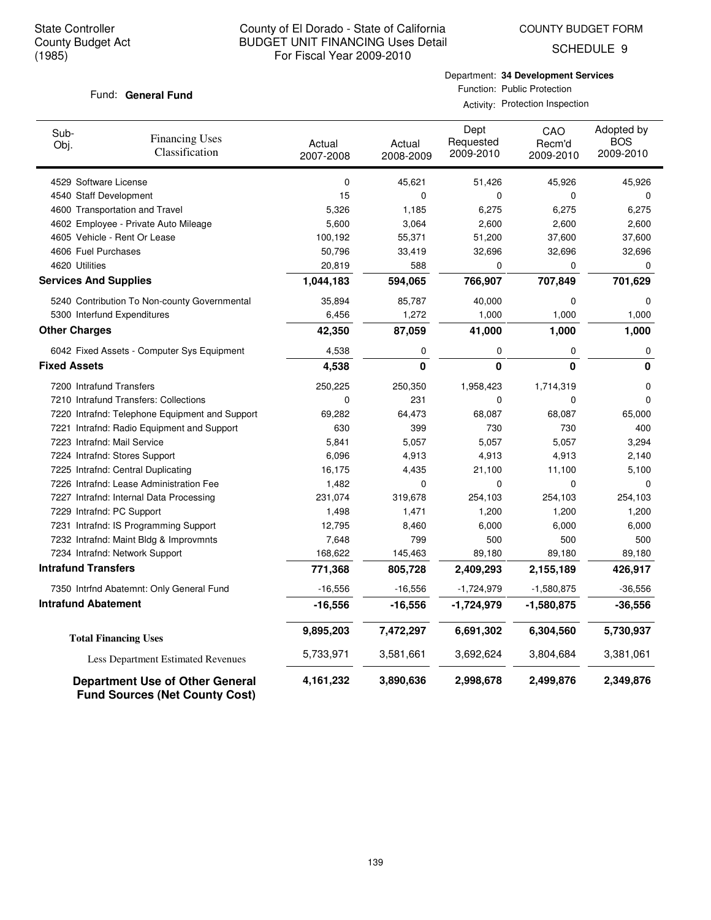State Controller
County Budget Act
(1985)

# County of El Dorado - State of California
## BUDGET UNIT FINANCING Uses Detail
### For Fiscal Year 2009-2010

COUNTY BUDGET FORM
SCHEDULE 9

Fund: **General Fund**

Department: **34 Development Services**
Function: Public Protection
Activity: Protection Inspection

| Sub-Obj. | Financing Uses Classification | Actual 2007-2008 | Actual 2008-2009 | Dept Requested 2009-2010 | CAO Recm'd 2009-2010 | Adopted by BOS 2009-2010 |
|---|---|---|---|---|---|---|
| 4529 | Software License | 0 | 45,621 | 51,426 | 45,926 | 45,926 |
| 4540 | Staff Development | 15 | 0 | 0 | 0 | 0 |
| 4600 | Transportation and Travel | 5,326 | 1,185 | 6,275 | 6,275 | 6,275 |
| 4602 | Employee - Private Auto Mileage | 5,600 | 3,064 | 2,600 | 2,600 | 2,600 |
| 4605 | Vehicle - Rent Or Lease | 100,192 | 55,371 | 51,200 | 37,600 | 37,600 |
| 4606 | Fuel Purchases | 50,796 | 33,419 | 32,696 | 32,696 | 32,696 |
| 4620 | Utilities | 20,819 | 588 | 0 | 0 | 0 |
| **Services And Supplies** | | **1,044,183** | **594,065** | **766,907** | **707,849** | **701,629** |
| 5240 | Contribution To Non-county Governmental | 35,894 | 85,787 | 40,000 | 0 | 0 |
| 5300 | Interfund Expenditures | 6,456 | 1,272 | 1,000 | 1,000 | 1,000 |
| **Other Charges** | | **42,350** | **87,059** | **41,000** | **1,000** | **1,000** |
| 6042 | Fixed Assets - Computer Sys Equipment | 4,538 | 0 | 0 | 0 | 0 |
| **Fixed Assets** | | **4,538** | **0** | **0** | **0** | **0** |
| 7200 | Intrafund Transfers | 250,225 | 250,350 | 1,958,423 | 1,714,319 | 0 |
| 7210 | Intrafund Transfers: Collections | 0 | 231 | 0 | 0 | 0 |
| 7220 | Intrafnd: Telephone Equipment and Support | 69,282 | 64,473 | 68,087 | 68,087 | 65,000 |
| 7221 | Intrafnd: Radio Equipment and Support | 630 | 399 | 730 | 730 | 400 |
| 7223 | Intrafnd: Mail Service | 5,841 | 5,057 | 5,057 | 5,057 | 3,294 |
| 7224 | Intrafnd: Stores Support | 6,096 | 4,913 | 4,913 | 4,913 | 2,140 |
| 7225 | Intrafnd: Central Duplicating | 16,175 | 4,435 | 21,100 | 11,100 | 5,100 |
| 7226 | Intrafnd: Lease Administration Fee | 1,482 | 0 | 0 | 0 | 0 |
| 7227 | Intrafnd: Internal Data Processing | 231,074 | 319,678 | 254,103 | 254,103 | 254,103 |
| 7229 | Intrafnd: PC Support | 1,498 | 1,471 | 1,200 | 1,200 | 1,200 |
| 7231 | Intrafnd: IS Programming Support | 12,795 | 8,460 | 6,000 | 6,000 | 6,000 |
| 7232 | Intrafnd: Maint Bldg & Improvmnts | 7,648 | 799 | 500 | 500 | 500 |
| 7234 | Intrafnd: Network Support | 168,622 | 145,463 | 89,180 | 89,180 | 89,180 |
| **Intrafund Transfers** | | **771,368** | **805,728** | **2,409,293** | **2,155,189** | **426,917** |
| 7350 | Intrfnd Abatemnt: Only General Fund | -16,556 | -16,556 | -1,724,979 | -1,580,875 | -36,556 |
| **Intrafund Abatement** | | **-16,556** | **-16,556** | **-1,724,979** | **-1,580,875** | **-36,556** |
| **Total Financing Uses** | | **9,895,203** | **7,472,297** | **6,691,302** | **6,304,560** | **5,730,937** |
| Less Department Estimated Revenues | | 5,733,971 | 3,581,661 | 3,692,624 | 3,804,684 | 3,381,061 |
| **Department Use of Other General Fund Sources (Net County Cost)** | | **4,161,232** | **3,890,636** | **2,998,678** | **2,499,876** | **2,349,876** |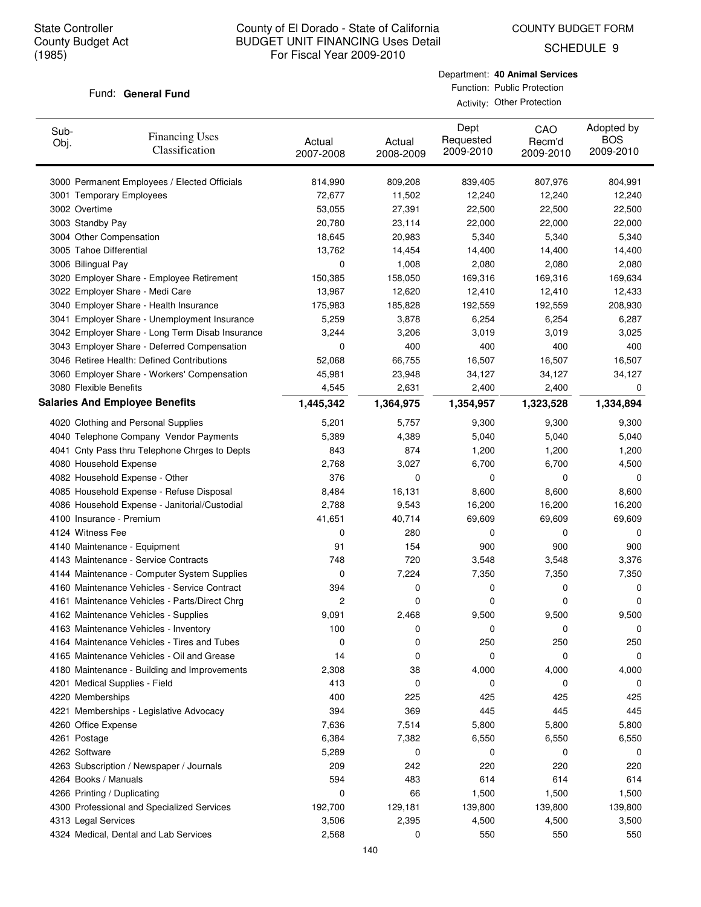State Controller
County Budget Act
(1985)

# County of El Dorado - State of California
## BUDGET UNIT FINANCING Uses Detail
### For Fiscal Year 2009-2010

COUNTY BUDGET FORM
SCHEDULE 9

Fund: **General Fund**

Department: **40 Animal Services**
Function: Public Protection
Activity: Other Protection

| Sub-Obj. | Financing Uses Classification | Actual 2007-2008 | Actual 2008-2009 | Dept Requested 2009-2010 | CAO Recm'd 2009-2010 | Adopted by BOS 2009-2010 |
|---|---|---|---|---|---|---|
| 3000 | Permanent Employees / Elected Officials | 814,990 | 809,208 | 839,405 | 807,976 | 804,991 |
| 3001 | Temporary Employees | 72,677 | 11,502 | 12,240 | 12,240 | 12,240 |
| 3002 | Overtime | 53,055 | 27,391 | 22,500 | 22,500 | 22,500 |
| 3003 | Standby Pay | 20,780 | 23,114 | 22,000 | 22,000 | 22,000 |
| 3004 | Other Compensation | 18,645 | 20,983 | 5,340 | 5,340 | 5,340 |
| 3005 | Tahoe Differential | 13,762 | 14,454 | 14,400 | 14,400 | 14,400 |
| 3006 | Bilingual Pay | 0 | 1,008 | 2,080 | 2,080 | 2,080 |
| 3020 | Employer Share - Employee Retirement | 150,385 | 158,050 | 169,316 | 169,316 | 169,634 |
| 3022 | Employer Share - Medi Care | 13,967 | 12,620 | 12,410 | 12,410 | 12,433 |
| 3040 | Employer Share - Health Insurance | 175,983 | 185,828 | 192,559 | 192,559 | 208,930 |
| 3041 | Employer Share - Unemployment Insurance | 5,259 | 3,878 | 6,254 | 6,254 | 6,287 |
| 3042 | Employer Share - Long Term Disab Insurance | 3,244 | 3,206 | 3,019 | 3,019 | 3,025 |
| 3043 | Employer Share - Deferred Compensation | 0 | 400 | 400 | 400 | 400 |
| 3046 | Retiree Health: Defined Contributions | 52,068 | 66,755 | 16,507 | 16,507 | 16,507 |
| 3060 | Employer Share - Workers' Compensation | 45,981 | 23,948 | 34,127 | 34,127 | 34,127 |
| 3080 | Flexible Benefits | 4,545 | 2,631 | 2,400 | 2,400 | 0 |
| **Salaries And Employee Benefits** | | **1,445,342** | **1,364,975** | **1,354,957** | **1,323,528** | **1,334,894** |
| 4020 | Clothing and Personal Supplies | 5,201 | 5,757 | 9,300 | 9,300 | 9,300 |
| 4040 | Telephone Company Vendor Payments | 5,389 | 4,389 | 5,040 | 5,040 | 5,040 |
| 4041 | Cnty Pass thru Telephone Chrges to Depts | 843 | 874 | 1,200 | 1,200 | 1,200 |
| 4080 | Household Expense | 2,768 | 3,027 | 6,700 | 6,700 | 4,500 |
| 4082 | Household Expense - Other | 376 | 0 | 0 | 0 | 0 |
| 4085 | Household Expense - Refuse Disposal | 8,484 | 16,131 | 8,600 | 8,600 | 8,600 |
| 4086 | Household Expense - Janitorial/Custodial | 2,788 | 9,543 | 16,200 | 16,200 | 16,200 |
| 4100 | Insurance - Premium | 41,651 | 40,714 | 69,609 | 69,609 | 69,609 |
| 4124 | Witness Fee | 0 | 280 | 0 | 0 | 0 |
| 4140 | Maintenance - Equipment | 91 | 154 | 900 | 900 | 900 |
| 4143 | Maintenance - Service Contracts | 748 | 720 | 3,548 | 3,548 | 3,376 |
| 4144 | Maintenance - Computer System Supplies | 0 | 7,224 | 7,350 | 7,350 | 7,350 |
| 4160 | Maintenance Vehicles - Service Contract | 394 | 0 | 0 | 0 | 0 |
| 4161 | Maintenance Vehicles - Parts/Direct Chrg | 2 | 0 | 0 | 0 | 0 |
| 4162 | Maintenance Vehicles - Supplies | 9,091 | 2,468 | 9,500 | 9,500 | 9,500 |
| 4163 | Maintenance Vehicles - Inventory | 100 | 0 | 0 | 0 | 0 |
| 4164 | Maintenance Vehicles - Tires and Tubes | 0 | 0 | 250 | 250 | 250 |
| 4165 | Maintenance Vehicles - Oil and Grease | 14 | 0 | 0 | 0 | 0 |
| 4180 | Maintenance - Building and Improvements | 2,308 | 38 | 4,000 | 4,000 | 4,000 |
| 4201 | Medical Supplies - Field | 413 | 0 | 0 | 0 | 0 |
| 4220 | Memberships | 400 | 225 | 425 | 425 | 425 |
| 4221 | Memberships - Legislative Advocacy | 394 | 369 | 445 | 445 | 445 |
| 4260 | Office Expense | 7,636 | 7,514 | 5,800 | 5,800 | 5,800 |
| 4261 | Postage | 6,384 | 7,382 | 6,550 | 6,550 | 6,550 |
| 4262 | Software | 5,289 | 0 | 0 | 0 | 0 |
| 4263 | Subscription / Newspaper / Journals | 209 | 242 | 220 | 220 | 220 |
| 4264 | Books / Manuals | 594 | 483 | 614 | 614 | 614 |
| 4266 | Printing / Duplicating | 0 | 66 | 1,500 | 1,500 | 1,500 |
| 4300 | Professional and Specialized Services | 192,700 | 129,181 | 139,800 | 139,800 | 139,800 |
| 4313 | Legal Services | 3,506 | 2,395 | 4,500 | 4,500 | 3,500 |
| 4324 | Medical, Dental and Lab Services | 2,568 | 0 | 550 | 550 | 550 |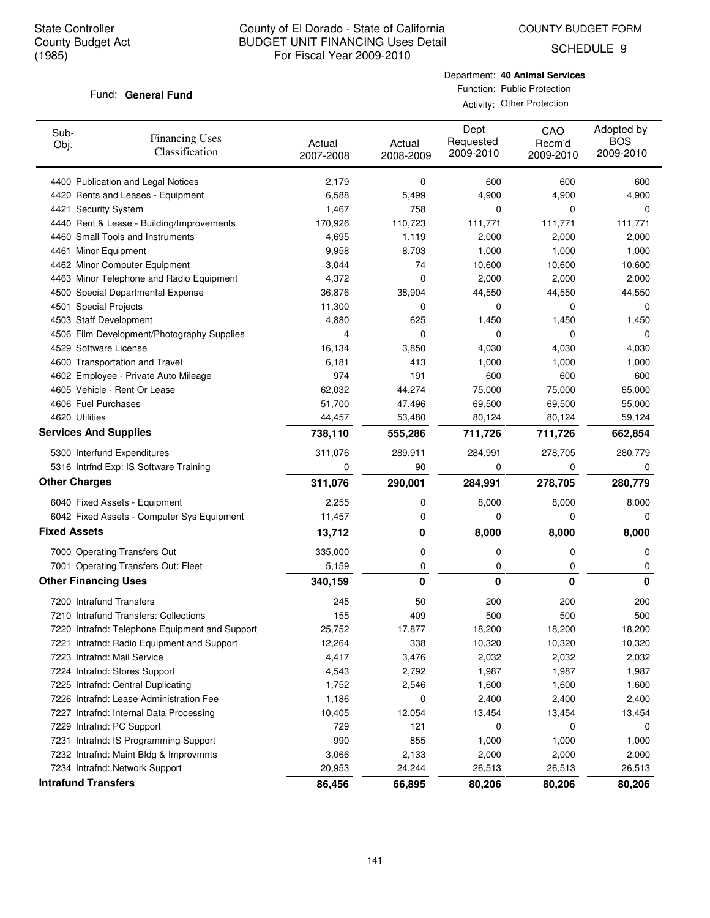State Controller
County Budget Act
(1985)

County of El Dorado - State of California
BUDGET UNIT FINANCING Uses Detail
For Fiscal Year 2009-2010

COUNTY BUDGET FORM
SCHEDULE 9

Fund: **General Fund**

Department: **40 Animal Services**
Function: Public Protection
Activity: Other Protection

| Sub-Obj. | Financing Uses Classification | Actual 2007-2008 | Actual 2008-2009 | Dept Requested 2009-2010 | CAO Recm'd 2009-2010 | Adopted by BOS 2009-2010 |
|---|---|---|---|---|---|---|
| 4400 | Publication and Legal Notices | 2,179 | 0 | 600 | 600 | 600 |
| 4420 | Rents and Leases - Equipment | 6,588 | 5,499 | 4,900 | 4,900 | 4,900 |
| 4421 | Security System | 1,467 | 758 | 0 | 0 | 0 |
| 4440 | Rent & Lease - Building/Improvements | 170,926 | 110,723 | 111,771 | 111,771 | 111,771 |
| 4460 | Small Tools and Instruments | 4,695 | 1,119 | 2,000 | 2,000 | 2,000 |
| 4461 | Minor Equipment | 9,958 | 8,703 | 1,000 | 1,000 | 1,000 |
| 4462 | Minor Computer Equipment | 3,044 | 74 | 10,600 | 10,600 | 10,600 |
| 4463 | Minor Telephone and Radio Equipment | 4,372 | 0 | 2,000 | 2,000 | 2,000 |
| 4500 | Special Departmental Expense | 36,876 | 38,904 | 44,550 | 44,550 | 44,550 |
| 4501 | Special Projects | 11,300 | 0 | 0 | 0 | 0 |
| 4503 | Staff Development | 4,880 | 625 | 1,450 | 1,450 | 1,450 |
| 4506 | Film Development/Photography Supplies | 4 | 0 | 0 | 0 | 0 |
| 4529 | Software License | 16,134 | 3,850 | 4,030 | 4,030 | 4,030 |
| 4600 | Transportation and Travel | 6,181 | 413 | 1,000 | 1,000 | 1,000 |
| 4602 | Employee - Private Auto Mileage | 974 | 191 | 600 | 600 | 600 |
| 4605 | Vehicle - Rent Or Lease | 62,032 | 44,274 | 75,000 | 75,000 | 65,000 |
| 4606 | Fuel Purchases | 51,700 | 47,496 | 69,500 | 69,500 | 55,000 |
| 4620 | Utilities | 44,457 | 53,480 | 80,124 | 80,124 | 59,124 |
| **Services And Supplies** | | **738,110** | **555,286** | **711,726** | **711,726** | **662,854** |
| 5300 | Interfund Expenditures | 311,076 | 289,911 | 284,991 | 278,705 | 280,779 |
| 5316 | Intrfnd Exp: IS Software Training | 0 | 90 | 0 | 0 | 0 |
| **Other Charges** | | **311,076** | **290,001** | **284,991** | **278,705** | **280,779** |
| 6040 | Fixed Assets - Equipment | 2,255 | 0 | 8,000 | 8,000 | 8,000 |
| 6042 | Fixed Assets - Computer Sys Equipment | 11,457 | 0 | 0 | 0 | 0 |
| **Fixed Assets** | | **13,712** | **0** | **8,000** | **8,000** | **8,000** |
| 7000 | Operating Transfers Out | 335,000 | 0 | 0 | 0 | 0 |
| 7001 | Operating Transfers Out: Fleet | 5,159 | 0 | 0 | 0 | 0 |
| **Other Financing Uses** | | **340,159** | **0** | **0** | **0** | **0** |
| 7200 | Intrafund Transfers | 245 | 50 | 200 | 200 | 200 |
| 7210 | Intrafund Transfers: Collections | 155 | 409 | 500 | 500 | 500 |
| 7220 | Intrafnd: Telephone Equipment and Support | 25,752 | 17,877 | 18,200 | 18,200 | 18,200 |
| 7221 | Intrafnd: Radio Equipment and Support | 12,264 | 338 | 10,320 | 10,320 | 10,320 |
| 7223 | Intrafnd: Mail Service | 4,417 | 3,476 | 2,032 | 2,032 | 2,032 |
| 7224 | Intrafnd: Stores Support | 4,543 | 2,792 | 1,987 | 1,987 | 1,987 |
| 7225 | Intrafnd: Central Duplicating | 1,752 | 2,546 | 1,600 | 1,600 | 1,600 |
| 7226 | Intrafnd: Lease Administration Fee | 1,186 | 0 | 2,400 | 2,400 | 2,400 |
| 7227 | Intrafnd: Internal Data Processing | 10,405 | 12,054 | 13,454 | 13,454 | 13,454 |
| 7229 | Intrafnd: PC Support | 729 | 121 | 0 | 0 | 0 |
| 7231 | Intrafnd: IS Programming Support | 990 | 855 | 1,000 | 1,000 | 1,000 |
| 7232 | Intrafnd: Maint Bldg & Improvmnts | 3,066 | 2,133 | 2,000 | 2,000 | 2,000 |
| 7234 | Intrafnd: Network Support | 20,953 | 24,244 | 26,513 | 26,513 | 26,513 |
| **Intrafund Transfers** | | **86,456** | **66,895** | **80,206** | **80,206** | **80,206** |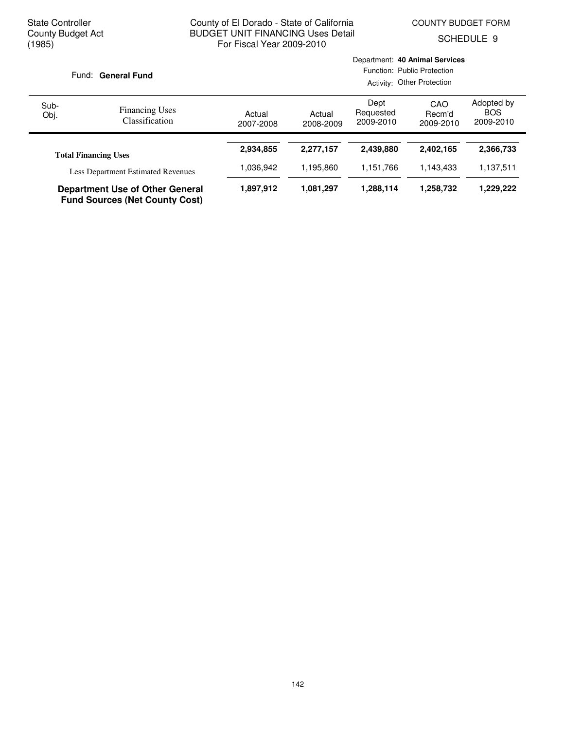State Controller
County Budget Act
(1985)

County of El Dorado - State of California
BUDGET UNIT FINANCING Uses Detail
For Fiscal Year 2009-2010

COUNTY BUDGET FORM
SCHEDULE 9

Fund: **General Fund**

Department: **40 Animal Services**
Function: Public Protection
Activity: Other Protection

| Sub-Obj. | Financing Uses Classification | Actual 2007-2008 | Actual 2008-2009 | Dept Requested 2009-2010 | CAO Recm'd 2009-2010 | Adopted by BOS 2009-2010 |
|---|---|---|---|---|---|---|
| | **Total Financing Uses** | **2,934,855** | **2,277,157** | **2,439,880** | **2,402,165** | **2,366,733** |
| | Less Department Estimated Revenues | 1,036,942 | 1,195,860 | 1,151,766 | 1,143,433 | 1,137,511 |
| | **Department Use of Other General Fund Sources (Net County Cost)** | **1,897,912** | **1,081,297** | **1,288,114** | **1,258,732** | **1,229,222** |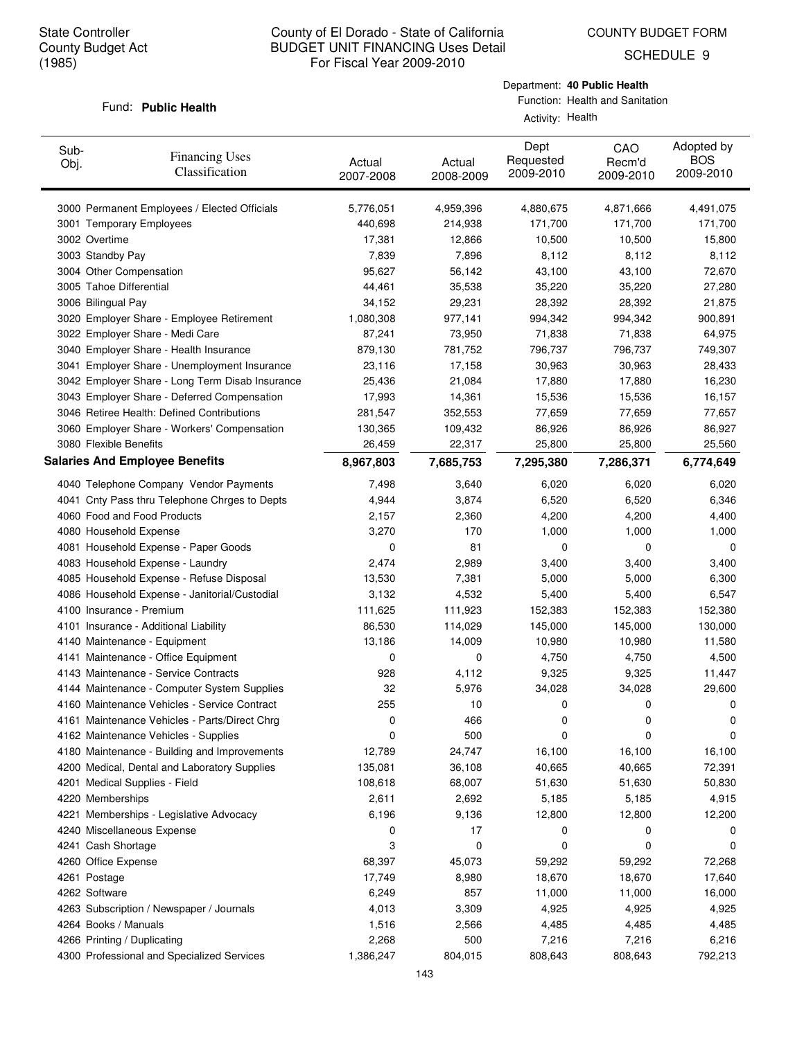State Controller
County Budget Act
(1985)

# County of El Dorado - State of California
## BUDGET UNIT FINANCING Uses Detail
### For Fiscal Year 2009-2010

COUNTY BUDGET FORM

SCHEDULE 9

Fund: **Public Health**

Department: **40 Public Health**
Function: Health and Sanitation
Activity: Health

| Sub-Obj. | Financing Uses Classification | Actual 2007-2008 | Actual 2008-2009 | Dept Requested 2009-2010 | CAO Recm'd 2009-2010 | Adopted by BOS 2009-2010 |
|---|---|---|---|---|---|---|
| 3000 | Permanent Employees / Elected Officials | 5,776,051 | 4,959,396 | 4,880,675 | 4,871,666 | 4,491,075 |
| 3001 | Temporary Employees | 440,698 | 214,938 | 171,700 | 171,700 | 171,700 |
| 3002 | Overtime | 17,381 | 12,866 | 10,500 | 10,500 | 15,800 |
| 3003 | Standby Pay | 7,839 | 7,896 | 8,112 | 8,112 | 8,112 |
| 3004 | Other Compensation | 95,627 | 56,142 | 43,100 | 43,100 | 72,670 |
| 3005 | Tahoe Differential | 44,461 | 35,538 | 35,220 | 35,220 | 27,280 |
| 3006 | Bilingual Pay | 34,152 | 29,231 | 28,392 | 28,392 | 21,875 |
| 3020 | Employer Share - Employee Retirement | 1,080,308 | 977,141 | 994,342 | 994,342 | 900,891 |
| 3022 | Employer Share - Medi Care | 87,241 | 73,950 | 71,838 | 71,838 | 64,975 |
| 3040 | Employer Share - Health Insurance | 879,130 | 781,752 | 796,737 | 796,737 | 749,307 |
| 3041 | Employer Share - Unemployment Insurance | 23,116 | 17,158 | 30,963 | 30,963 | 28,433 |
| 3042 | Employer Share - Long Term Disab Insurance | 25,436 | 21,084 | 17,880 | 17,880 | 16,230 |
| 3043 | Employer Share - Deferred Compensation | 17,993 | 14,361 | 15,536 | 15,536 | 16,157 |
| 3046 | Retiree Health: Defined Contributions | 281,547 | 352,553 | 77,659 | 77,659 | 77,657 |
| 3060 | Employer Share - Workers' Compensation | 130,365 | 109,432 | 86,926 | 86,926 | 86,927 |
| 3080 | Flexible Benefits | 26,459 | 22,317 | 25,800 | 25,800 | 25,560 |
| **Salaries And Employee Benefits** | | **8,967,803** | **7,685,753** | **7,295,380** | **7,286,371** | **6,774,649** |
| 4040 | Telephone Company Vendor Payments | 7,498 | 3,640 | 6,020 | 6,020 | 6,020 |
| 4041 | Cnty Pass thru Telephone Chrges to Depts | 4,944 | 3,874 | 6,520 | 6,520 | 6,346 |
| 4060 | Food and Food Products | 2,157 | 2,360 | 4,200 | 4,200 | 4,400 |
| 4080 | Household Expense | 3,270 | 170 | 1,000 | 1,000 | 1,000 |
| 4081 | Household Expense - Paper Goods | 0 | 81 | 0 | 0 | 0 |
| 4083 | Household Expense - Laundry | 2,474 | 2,989 | 3,400 | 3,400 | 3,400 |
| 4085 | Household Expense - Refuse Disposal | 13,530 | 7,381 | 5,000 | 5,000 | 6,300 |
| 4086 | Household Expense - Janitorial/Custodial | 3,132 | 4,532 | 5,400 | 5,400 | 6,547 |
| 4100 | Insurance - Premium | 111,625 | 111,923 | 152,383 | 152,383 | 152,380 |
| 4101 | Insurance - Additional Liability | 86,530 | 114,029 | 145,000 | 145,000 | 130,000 |
| 4140 | Maintenance - Equipment | 13,186 | 14,009 | 10,980 | 10,980 | 11,580 |
| 4141 | Maintenance - Office Equipment | 0 | 0 | 4,750 | 4,750 | 4,500 |
| 4143 | Maintenance - Service Contracts | 928 | 4,112 | 9,325 | 9,325 | 11,447 |
| 4144 | Maintenance - Computer System Supplies | 32 | 5,976 | 34,028 | 34,028 | 29,600 |
| 4160 | Maintenance Vehicles - Service Contract | 255 | 10 | 0 | 0 | 0 |
| 4161 | Maintenance Vehicles - Parts/Direct Chrg | 0 | 466 | 0 | 0 | 0 |
| 4162 | Maintenance Vehicles - Supplies | 0 | 500 | 0 | 0 | 0 |
| 4180 | Maintenance - Building and Improvements | 12,789 | 24,747 | 16,100 | 16,100 | 16,100 |
| 4200 | Medical, Dental and Laboratory Supplies | 135,081 | 36,108 | 40,665 | 40,665 | 72,391 |
| 4201 | Medical Supplies - Field | 108,618 | 68,007 | 51,630 | 51,630 | 50,830 |
| 4220 | Memberships | 2,611 | 2,692 | 5,185 | 5,185 | 4,915 |
| 4221 | Memberships - Legislative Advocacy | 6,196 | 9,136 | 12,800 | 12,800 | 12,200 |
| 4240 | Miscellaneous Expense | 0 | 17 | 0 | 0 | 0 |
| 4241 | Cash Shortage | 3 | 0 | 0 | 0 | 0 |
| 4260 | Office Expense | 68,397 | 45,073 | 59,292 | 59,292 | 72,268 |
| 4261 | Postage | 17,749 | 8,980 | 18,670 | 18,670 | 17,640 |
| 4262 | Software | 6,249 | 857 | 11,000 | 11,000 | 16,000 |
| 4263 | Subscription / Newspaper / Journals | 4,013 | 3,309 | 4,925 | 4,925 | 4,925 |
| 4264 | Books / Manuals | 1,516 | 2,566 | 4,485 | 4,485 | 4,485 |
| 4266 | Printing / Duplicating | 2,268 | 500 | 7,216 | 7,216 | 6,216 |
| 4300 | Professional and Specialized Services | 1,386,247 | 804,015 | 808,643 | 808,643 | 792,213 |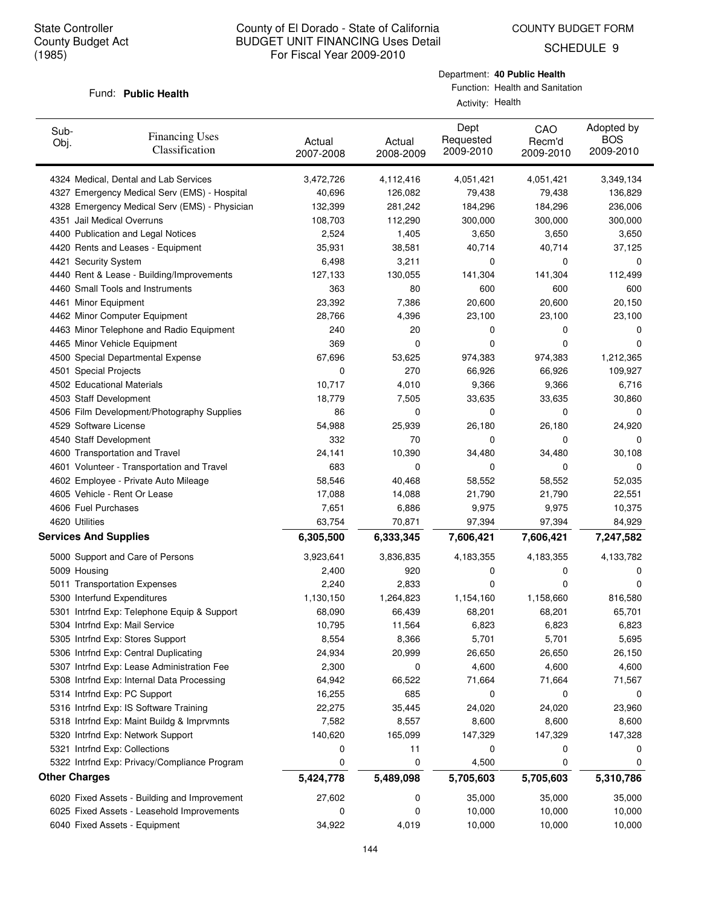State Controller
County Budget Act
(1985)

# County of El Dorado - State of California
## BUDGET UNIT FINANCING Uses Detail
### For Fiscal Year 2009-2010

COUNTY BUDGET FORM
SCHEDULE 9

Fund: **Public Health**

Department: **40 Public Health**
Function: Health and Sanitation
Activity: Health

| Sub-Obj. | Financing Uses Classification | Actual 2007-2008 | Actual 2008-2009 | Dept Requested 2009-2010 | CAO Recm'd 2009-2010 | Adopted by BOS 2009-2010 |
|---|---|---|---|---|---|---|
| 4324 | Medical, Dental and Lab Services | 3,472,726 | 4,112,416 | 4,051,421 | 4,051,421 | 3,349,134 |
| 4327 | Emergency Medical Serv (EMS) - Hospital | 40,696 | 126,082 | 79,438 | 79,438 | 136,829 |
| 4328 | Emergency Medical Serv (EMS) - Physician | 132,399 | 281,242 | 184,296 | 184,296 | 236,006 |
| 4351 | Jail Medical Overruns | 108,703 | 112,290 | 300,000 | 300,000 | 300,000 |
| 4400 | Publication and Legal Notices | 2,524 | 1,405 | 3,650 | 3,650 | 3,650 |
| 4420 | Rents and Leases - Equipment | 35,931 | 38,581 | 40,714 | 40,714 | 37,125 |
| 4421 | Security System | 6,498 | 3,211 | 0 | 0 | 0 |
| 4440 | Rent & Lease - Building/Improvements | 127,133 | 130,055 | 141,304 | 141,304 | 112,499 |
| 4460 | Small Tools and Instruments | 363 | 80 | 600 | 600 | 600 |
| 4461 | Minor Equipment | 23,392 | 7,386 | 20,600 | 20,600 | 20,150 |
| 4462 | Minor Computer Equipment | 28,766 | 4,396 | 23,100 | 23,100 | 23,100 |
| 4463 | Minor Telephone and Radio Equipment | 240 | 20 | 0 | 0 | 0 |
| 4465 | Minor Vehicle Equipment | 369 | 0 | 0 | 0 | 0 |
| 4500 | Special Departmental Expense | 67,696 | 53,625 | 974,383 | 974,383 | 1,212,365 |
| 4501 | Special Projects | 0 | 270 | 66,926 | 66,926 | 109,927 |
| 4502 | Educational Materials | 10,717 | 4,010 | 9,366 | 9,366 | 6,716 |
| 4503 | Staff Development | 18,779 | 7,505 | 33,635 | 33,635 | 30,860 |
| 4506 | Film Development/Photography Supplies | 86 | 0 | 0 | 0 | 0 |
| 4529 | Software License | 54,988 | 25,939 | 26,180 | 26,180 | 24,920 |
| 4540 | Staff Development | 332 | 70 | 0 | 0 | 0 |
| 4600 | Transportation and Travel | 24,141 | 10,390 | 34,480 | 34,480 | 30,108 |
| 4601 | Volunteer - Transportation and Travel | 683 | 0 | 0 | 0 | 0 |
| 4602 | Employee - Private Auto Mileage | 58,546 | 40,468 | 58,552 | 58,552 | 52,035 |
| 4605 | Vehicle - Rent Or Lease | 17,088 | 14,088 | 21,790 | 21,790 | 22,551 |
| 4606 | Fuel Purchases | 7,651 | 6,886 | 9,975 | 9,975 | 10,375 |
| 4620 | Utilities | 63,754 | 70,871 | 97,394 | 97,394 | 84,929 |
| **Services And Supplies** | | **6,305,500** | **6,333,345** | **7,606,421** | **7,606,421** | **7,247,582** |
| 5000 | Support and Care of Persons | 3,923,641 | 3,836,835 | 4,183,355 | 4,183,355 | 4,133,782 |
| 5009 | Housing | 2,400 | 920 | 0 | 0 | 0 |
| 5011 | Transportation Expenses | 2,240 | 2,833 | 0 | 0 | 0 |
| 5300 | Interfund Expenditures | 1,130,150 | 1,264,823 | 1,154,160 | 1,158,660 | 816,580 |
| 5301 | Intrfnd Exp: Telephone Equip & Support | 68,090 | 66,439 | 68,201 | 68,201 | 65,701 |
| 5304 | Intrfnd Exp: Mail Service | 10,795 | 11,564 | 6,823 | 6,823 | 6,823 |
| 5305 | Intrfnd Exp: Stores Support | 8,554 | 8,366 | 5,701 | 5,701 | 5,695 |
| 5306 | Intrfnd Exp: Central Duplicating | 24,934 | 20,999 | 26,650 | 26,650 | 26,150 |
| 5307 | Intrfnd Exp: Lease Administration Fee | 2,300 | 0 | 4,600 | 4,600 | 4,600 |
| 5308 | Intrfnd Exp: Internal Data Processing | 64,942 | 66,522 | 71,664 | 71,664 | 71,567 |
| 5314 | Intrfnd Exp: PC Support | 16,255 | 685 | 0 | 0 | 0 |
| 5316 | Intrfnd Exp: IS Software Training | 22,275 | 35,445 | 24,020 | 24,020 | 23,960 |
| 5318 | Intrfnd Exp: Maint Buildg & Imprvmnts | 7,582 | 8,557 | 8,600 | 8,600 | 8,600 |
| 5320 | Intrfnd Exp: Network Support | 140,620 | 165,099 | 147,329 | 147,329 | 147,328 |
| 5321 | Intrfnd Exp: Collections | 0 | 11 | 0 | 0 | 0 |
| 5322 | Intrfnd Exp: Privacy/Compliance Program | 0 | 0 | 4,500 | 0 | 0 |
| **Other Charges** | | **5,424,778** | **5,489,098** | **5,705,603** | **5,705,603** | **5,310,786** |
| 6020 | Fixed Assets - Building and Improvement | 27,602 | 0 | 35,000 | 35,000 | 35,000 |
| 6025 | Fixed Assets - Leasehold Improvements | 0 | 0 | 10,000 | 10,000 | 10,000 |
| 6040 | Fixed Assets - Equipment | 34,922 | 4,019 | 10,000 | 10,000 | 10,000 |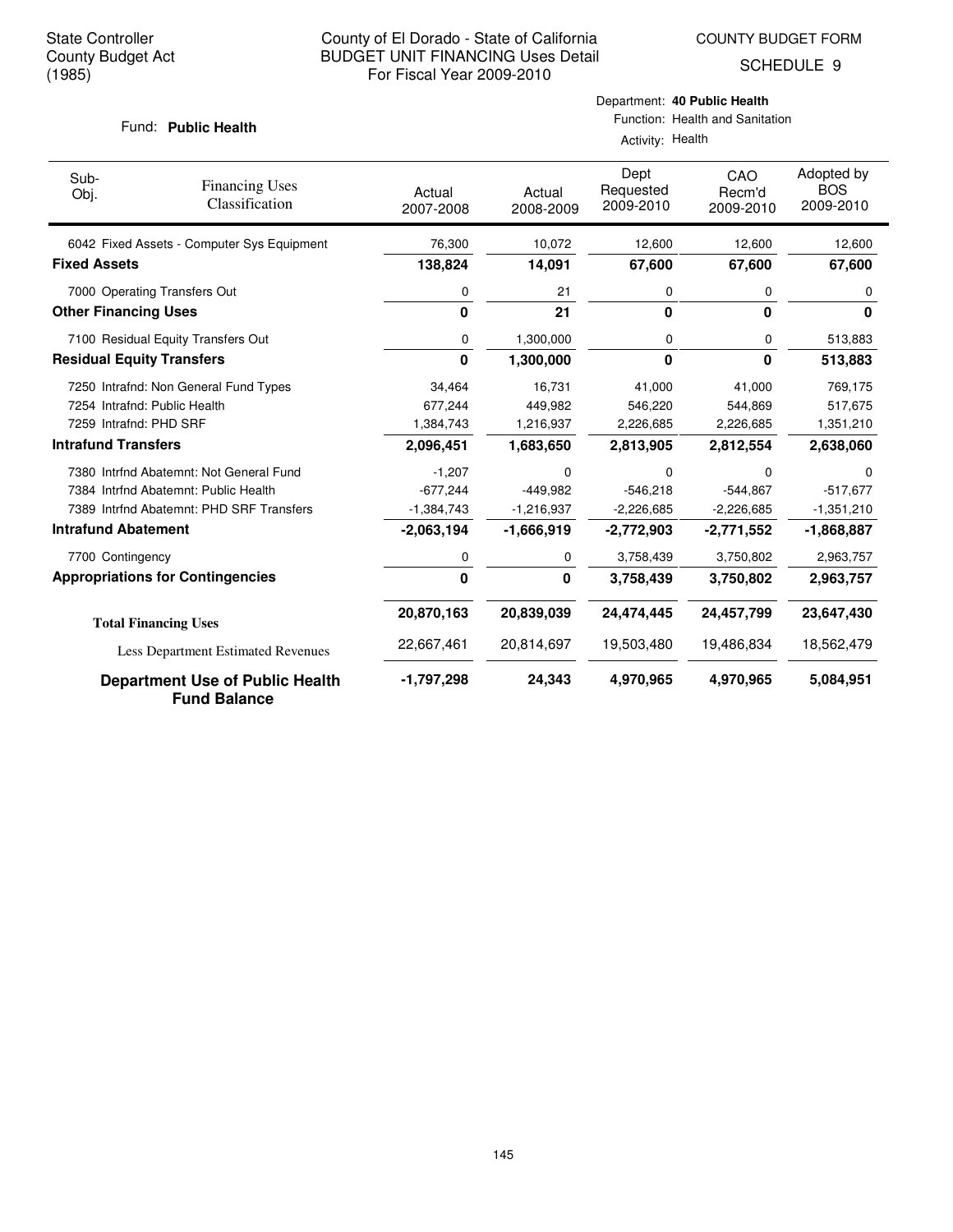State Controller
County Budget Act
(1985)

County of El Dorado - State of California
BUDGET UNIT FINANCING Uses Detail
For Fiscal Year 2009-2010

COUNTY BUDGET FORM
SCHEDULE 9

Fund: **Public Health**

Department: **40 Public Health**
Function: Health and Sanitation
Activity: Health

| Sub-Obj. | Financing Uses Classification | Actual 2007-2008 | Actual 2008-2009 | Dept Requested 2009-2010 | CAO Recm'd 2009-2010 | Adopted by BOS 2009-2010 |
|---|---|---|---|---|---|---|
| 6042 | Fixed Assets - Computer Sys Equipment | 76,300 | 10,072 | 12,600 | 12,600 | 12,600 |
| **Fixed Assets** | | **138,824** | **14,091** | **67,600** | **67,600** | **67,600** |
| 7000 | Operating Transfers Out | 0 | 21 | 0 | 0 | 0 |
| **Other Financing Uses** | | **0** | **21** | **0** | **0** | **0** |
| 7100 | Residual Equity Transfers Out | 0 | 1,300,000 | 0 | 0 | 513,883 |
| **Residual Equity Transfers** | | **0** | **1,300,000** | **0** | **0** | **513,883** |
| 7250 | Intrafnd: Non General Fund Types | 34,464 | 16,731 | 41,000 | 41,000 | 769,175 |
| 7254 | Intrafnd: Public Health | 677,244 | 449,982 | 546,220 | 544,869 | 517,675 |
| 7259 | Intrafnd: PHD SRF | 1,384,743 | 1,216,937 | 2,226,685 | 2,226,685 | 1,351,210 |
| **Intrafund Transfers** | | **2,096,451** | **1,683,650** | **2,813,905** | **2,812,554** | **2,638,060** |
| 7380 | Intrfnd Abatemnt: Not General Fund | -1,207 | 0 | 0 | 0 | 0 |
| 7384 | Intrfnd Abatemnt: Public Health | -677,244 | -449,982 | -546,218 | -544,867 | -517,677 |
| 7389 | Intrfnd Abatemnt: PHD SRF Transfers | -1,384,743 | -1,216,937 | -2,226,685 | -2,226,685 | -1,351,210 |
| **Intrafund Abatement** | | **-2,063,194** | **-1,666,919** | **-2,772,903** | **-2,771,552** | **-1,868,887** |
| 7700 | Contingency | 0 | 0 | 3,758,439 | 3,750,802 | 2,963,757 |
| **Appropriations for Contingencies** | | **0** | **0** | **3,758,439** | **3,750,802** | **2,963,757** |
| **Total Financing Uses** | | **20,870,163** | **20,839,039** | **24,474,445** | **24,457,799** | **23,647,430** |
| Less Department Estimated Revenues | | 22,667,461 | 20,814,697 | 19,503,480 | 19,486,834 | 18,562,479 |
| **Department Use of Public Health Fund Balance** | | **-1,797,298** | **24,343** | **4,970,965** | **4,970,965** | **5,084,951** |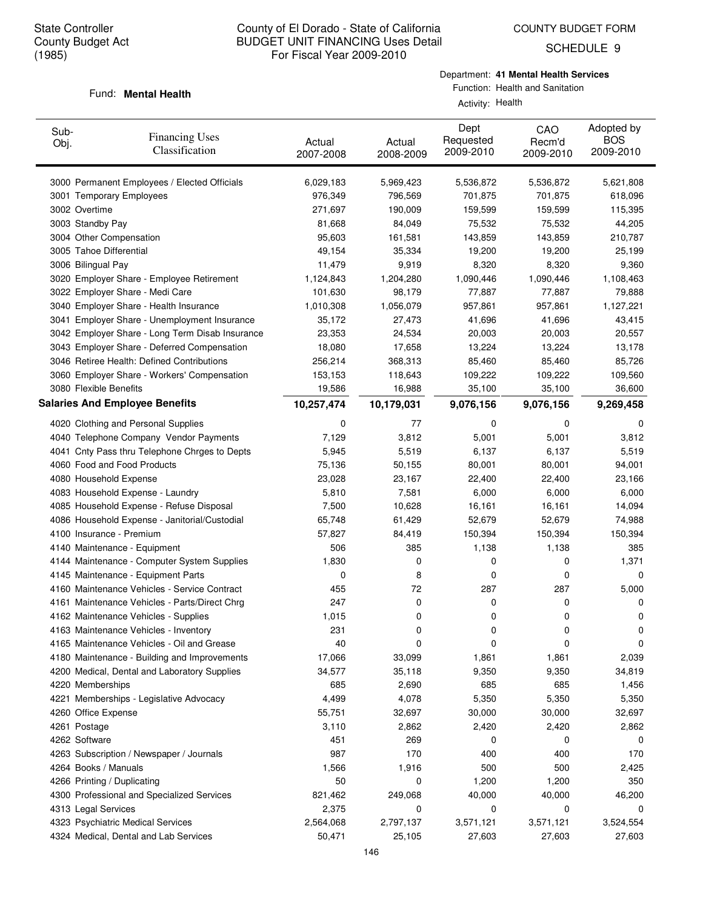State Controller
County Budget Act
(1985)

# County of El Dorado - State of California
## BUDGET UNIT FINANCING Uses Detail
For Fiscal Year 2009-2010

COUNTY BUDGET FORM
SCHEDULE 9

Fund: **Mental Health**

Department: **41 Mental Health Services**
Function: Health and Sanitation
Activity: Health

| Sub-Obj. | Financing Uses Classification | Actual 2007-2008 | Actual 2008-2009 | Dept Requested 2009-2010 | CAO Recm'd 2009-2010 | Adopted by BOS 2009-2010 |
|---|---|---|---|---|---|---|
| 3000 | Permanent Employees / Elected Officials | 6,029,183 | 5,969,423 | 5,536,872 | 5,536,872 | 5,621,808 |
| 3001 | Temporary Employees | 976,349 | 796,569 | 701,875 | 701,875 | 618,096 |
| 3002 | Overtime | 271,697 | 190,009 | 159,599 | 159,599 | 115,395 |
| 3003 | Standby Pay | 81,668 | 84,049 | 75,532 | 75,532 | 44,205 |
| 3004 | Other Compensation | 95,603 | 161,581 | 143,859 | 143,859 | 210,787 |
| 3005 | Tahoe Differential | 49,154 | 35,334 | 19,200 | 19,200 | 25,199 |
| 3006 | Bilingual Pay | 11,479 | 9,919 | 8,320 | 8,320 | 9,360 |
| 3020 | Employer Share - Employee Retirement | 1,124,843 | 1,204,280 | 1,090,446 | 1,090,446 | 1,108,463 |
| 3022 | Employer Share - Medi Care | 101,630 | 98,179 | 77,887 | 77,887 | 79,888 |
| 3040 | Employer Share - Health Insurance | 1,010,308 | 1,056,079 | 957,861 | 957,861 | 1,127,221 |
| 3041 | Employer Share - Unemployment Insurance | 35,172 | 27,473 | 41,696 | 41,696 | 43,415 |
| 3042 | Employer Share - Long Term Disab Insurance | 23,353 | 24,534 | 20,003 | 20,003 | 20,557 |
| 3043 | Employer Share - Deferred Compensation | 18,080 | 17,658 | 13,224 | 13,224 | 13,178 |
| 3046 | Retiree Health: Defined Contributions | 256,214 | 368,313 | 85,460 | 85,460 | 85,726 |
| 3060 | Employer Share - Workers' Compensation | 153,153 | 118,643 | 109,222 | 109,222 | 109,560 |
| 3080 | Flexible Benefits | 19,586 | 16,988 | 35,100 | 35,100 | 36,600 |
| **Salaries And Employee Benefits** | | **10,257,474** | **10,179,031** | **9,076,156** | **9,076,156** | **9,269,458** |
| 4020 | Clothing and Personal Supplies | 0 | 77 | 0 | 0 | 0 |
| 4040 | Telephone Company Vendor Payments | 7,129 | 3,812 | 5,001 | 5,001 | 3,812 |
| 4041 | Cnty Pass thru Telephone Chrges to Depts | 5,945 | 5,519 | 6,137 | 6,137 | 5,519 |
| 4060 | Food and Food Products | 75,136 | 50,155 | 80,001 | 80,001 | 94,001 |
| 4080 | Household Expense | 23,028 | 23,167 | 22,400 | 22,400 | 23,166 |
| 4083 | Household Expense - Laundry | 5,810 | 7,581 | 6,000 | 6,000 | 6,000 |
| 4085 | Household Expense - Refuse Disposal | 7,500 | 10,628 | 16,161 | 16,161 | 14,094 |
| 4086 | Household Expense - Janitorial/Custodial | 65,748 | 61,429 | 52,679 | 52,679 | 74,988 |
| 4100 | Insurance - Premium | 57,827 | 84,419 | 150,394 | 150,394 | 150,394 |
| 4140 | Maintenance - Equipment | 506 | 385 | 1,138 | 1,138 | 385 |
| 4144 | Maintenance - Computer System Supplies | 1,830 | 0 | 0 | 0 | 1,371 |
| 4145 | Maintenance - Equipment Parts | 0 | 8 | 0 | 0 | 0 |
| 4160 | Maintenance Vehicles - Service Contract | 455 | 72 | 287 | 287 | 5,000 |
| 4161 | Maintenance Vehicles - Parts/Direct Chrg | 247 | 0 | 0 | 0 | 0 |
| 4162 | Maintenance Vehicles - Supplies | 1,015 | 0 | 0 | 0 | 0 |
| 4163 | Maintenance Vehicles - Inventory | 231 | 0 | 0 | 0 | 0 |
| 4165 | Maintenance Vehicles - Oil and Grease | 40 | 0 | 0 | 0 | 0 |
| 4180 | Maintenance - Building and Improvements | 17,066 | 33,099 | 1,861 | 1,861 | 2,039 |
| 4200 | Medical, Dental and Laboratory Supplies | 34,577 | 35,118 | 9,350 | 9,350 | 34,819 |
| 4220 | Memberships | 685 | 2,690 | 685 | 685 | 1,456 |
| 4221 | Memberships - Legislative Advocacy | 4,499 | 4,078 | 5,350 | 5,350 | 5,350 |
| 4260 | Office Expense | 55,751 | 32,697 | 30,000 | 30,000 | 32,697 |
| 4261 | Postage | 3,110 | 2,862 | 2,420 | 2,420 | 2,862 |
| 4262 | Software | 451 | 269 | 0 | 0 | 0 |
| 4263 | Subscription / Newspaper / Journals | 987 | 170 | 400 | 400 | 170 |
| 4264 | Books / Manuals | 1,566 | 1,916 | 500 | 500 | 2,425 |
| 4266 | Printing / Duplicating | 50 | 0 | 1,200 | 1,200 | 350 |
| 4300 | Professional and Specialized Services | 821,462 | 249,068 | 40,000 | 40,000 | 46,200 |
| 4313 | Legal Services | 2,375 | 0 | 0 | 0 | 0 |
| 4323 | Psychiatric Medical Services | 2,564,068 | 2,797,137 | 3,571,121 | 3,571,121 | 3,524,554 |
| 4324 | Medical, Dental and Lab Services | 50,471 | 25,105 | 27,603 | 27,603 | 27,603 |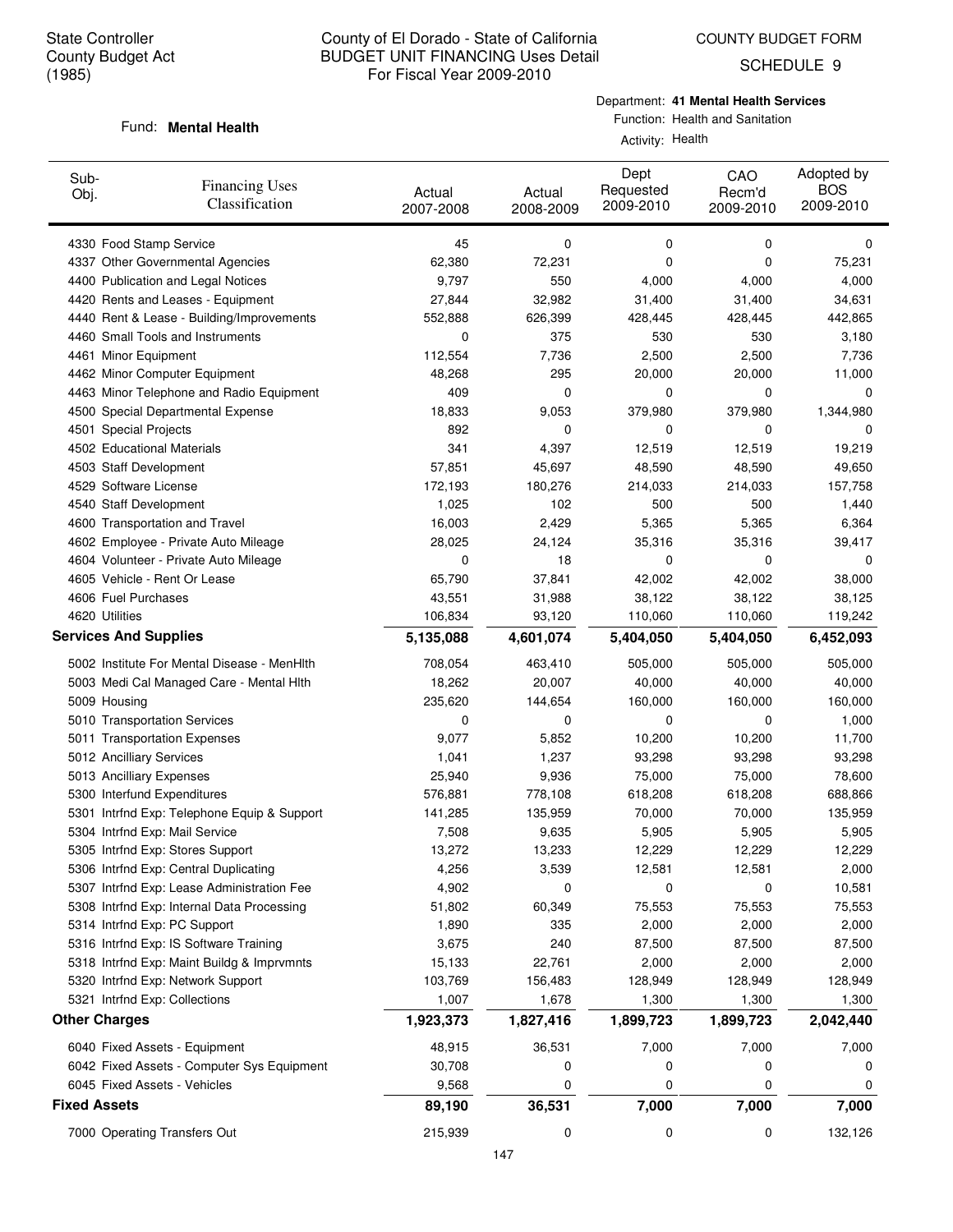State Controller
County Budget Act
(1985)

# County of El Dorado - State of California
## BUDGET UNIT FINANCING Uses Detail
For Fiscal Year 2009-2010

COUNTY BUDGET FORM
SCHEDULE 9

Fund: **Mental Health**

Department: **41 Mental Health Services**
Function: Health and Sanitation
Activity: Health

| Sub-Obj. | Financing Uses Classification | Actual 2007-2008 | Actual 2008-2009 | Dept Requested 2009-2010 | CAO Recm'd 2009-2010 | Adopted by BOS 2009-2010 |
|---|---|---|---|---|---|---|
| 4330 | Food Stamp Service | 45 | 0 | 0 | 0 | 0 |
| 4337 | Other Governmental Agencies | 62,380 | 72,231 | 0 | 0 | 75,231 |
| 4400 | Publication and Legal Notices | 9,797 | 550 | 4,000 | 4,000 | 4,000 |
| 4420 | Rents and Leases - Equipment | 27,844 | 32,982 | 31,400 | 31,400 | 34,631 |
| 4440 | Rent & Lease - Building/Improvements | 552,888 | 626,399 | 428,445 | 428,445 | 442,865 |
| 4460 | Small Tools and Instruments | 0 | 375 | 530 | 530 | 3,180 |
| 4461 | Minor Equipment | 112,554 | 7,736 | 2,500 | 2,500 | 7,736 |
| 4462 | Minor Computer Equipment | 48,268 | 295 | 20,000 | 20,000 | 11,000 |
| 4463 | Minor Telephone and Radio Equipment | 409 | 0 | 0 | 0 | 0 |
| 4500 | Special Departmental Expense | 18,833 | 9,053 | 379,980 | 379,980 | 1,344,980 |
| 4501 | Special Projects | 892 | 0 | 0 | 0 | 0 |
| 4502 | Educational Materials | 341 | 4,397 | 12,519 | 12,519 | 19,219 |
| 4503 | Staff Development | 57,851 | 45,697 | 48,590 | 48,590 | 49,650 |
| 4529 | Software License | 172,193 | 180,276 | 214,033 | 214,033 | 157,758 |
| 4540 | Staff Development | 1,025 | 102 | 500 | 500 | 1,440 |
| 4600 | Transportation and Travel | 16,003 | 2,429 | 5,365 | 5,365 | 6,364 |
| 4602 | Employee - Private Auto Mileage | 28,025 | 24,124 | 35,316 | 35,316 | 39,417 |
| 4604 | Volunteer - Private Auto Mileage | 0 | 18 | 0 | 0 | 0 |
| 4605 | Vehicle - Rent Or Lease | 65,790 | 37,841 | 42,002 | 42,002 | 38,000 |
| 4606 | Fuel Purchases | 43,551 | 31,988 | 38,122 | 38,122 | 38,125 |
| 4620 | Utilities | 106,834 | 93,120 | 110,060 | 110,060 | 119,242 |
| **Services And Supplies** | | **5,135,088** | **4,601,074** | **5,404,050** | **5,404,050** | **6,452,093** |
| 5002 | Institute For Mental Disease - MenHlth | 708,054 | 463,410 | 505,000 | 505,000 | 505,000 |
| 5003 | Medi Cal Managed Care - Mental Hlth | 18,262 | 20,007 | 40,000 | 40,000 | 40,000 |
| 5009 | Housing | 235,620 | 144,654 | 160,000 | 160,000 | 160,000 |
| 5010 | Transportation Services | 0 | 0 | 0 | 0 | 1,000 |
| 5011 | Transportation Expenses | 9,077 | 5,852 | 10,200 | 10,200 | 11,700 |
| 5012 | Ancilliary Services | 1,041 | 1,237 | 93,298 | 93,298 | 93,298 |
| 5013 | Ancilliary Expenses | 25,940 | 9,936 | 75,000 | 75,000 | 78,600 |
| 5300 | Interfund Expenditures | 576,881 | 778,108 | 618,208 | 618,208 | 688,866 |
| 5301 | Intrfnd Exp: Telephone Equip & Support | 141,285 | 135,959 | 70,000 | 70,000 | 135,959 |
| 5304 | Intrfnd Exp: Mail Service | 7,508 | 9,635 | 5,905 | 5,905 | 5,905 |
| 5305 | Intrfnd Exp: Stores Support | 13,272 | 13,233 | 12,229 | 12,229 | 12,229 |
| 5306 | Intrfnd Exp: Central Duplicating | 4,256 | 3,539 | 12,581 | 12,581 | 2,000 |
| 5307 | Intrfnd Exp: Lease Administration Fee | 4,902 | 0 | 0 | 0 | 10,581 |
| 5308 | Intrfnd Exp: Internal Data Processing | 51,802 | 60,349 | 75,553 | 75,553 | 75,553 |
| 5314 | Intrfnd Exp: PC Support | 1,890 | 335 | 2,000 | 2,000 | 2,000 |
| 5316 | Intrfnd Exp: IS Software Training | 3,675 | 240 | 87,500 | 87,500 | 87,500 |
| 5318 | Intrfnd Exp: Maint Buildg & Imprvmnts | 15,133 | 22,761 | 2,000 | 2,000 | 2,000 |
| 5320 | Intrfnd Exp: Network Support | 103,769 | 156,483 | 128,949 | 128,949 | 128,949 |
| 5321 | Intrfnd Exp: Collections | 1,007 | 1,678 | 1,300 | 1,300 | 1,300 |
| **Other Charges** | | **1,923,373** | **1,827,416** | **1,899,723** | **1,899,723** | **2,042,440** |
| 6040 | Fixed Assets - Equipment | 48,915 | 36,531 | 7,000 | 7,000 | 7,000 |
| 6042 | Fixed Assets - Computer Sys Equipment | 30,708 | 0 | 0 | 0 | 0 |
| 6045 | Fixed Assets - Vehicles | 9,568 | 0 | 0 | 0 | 0 |
| **Fixed Assets** | | **89,190** | **36,531** | **7,000** | **7,000** | **7,000** |
| 7000 | Operating Transfers Out | 215,939 | 0 | 0 | 0 | 132,126 |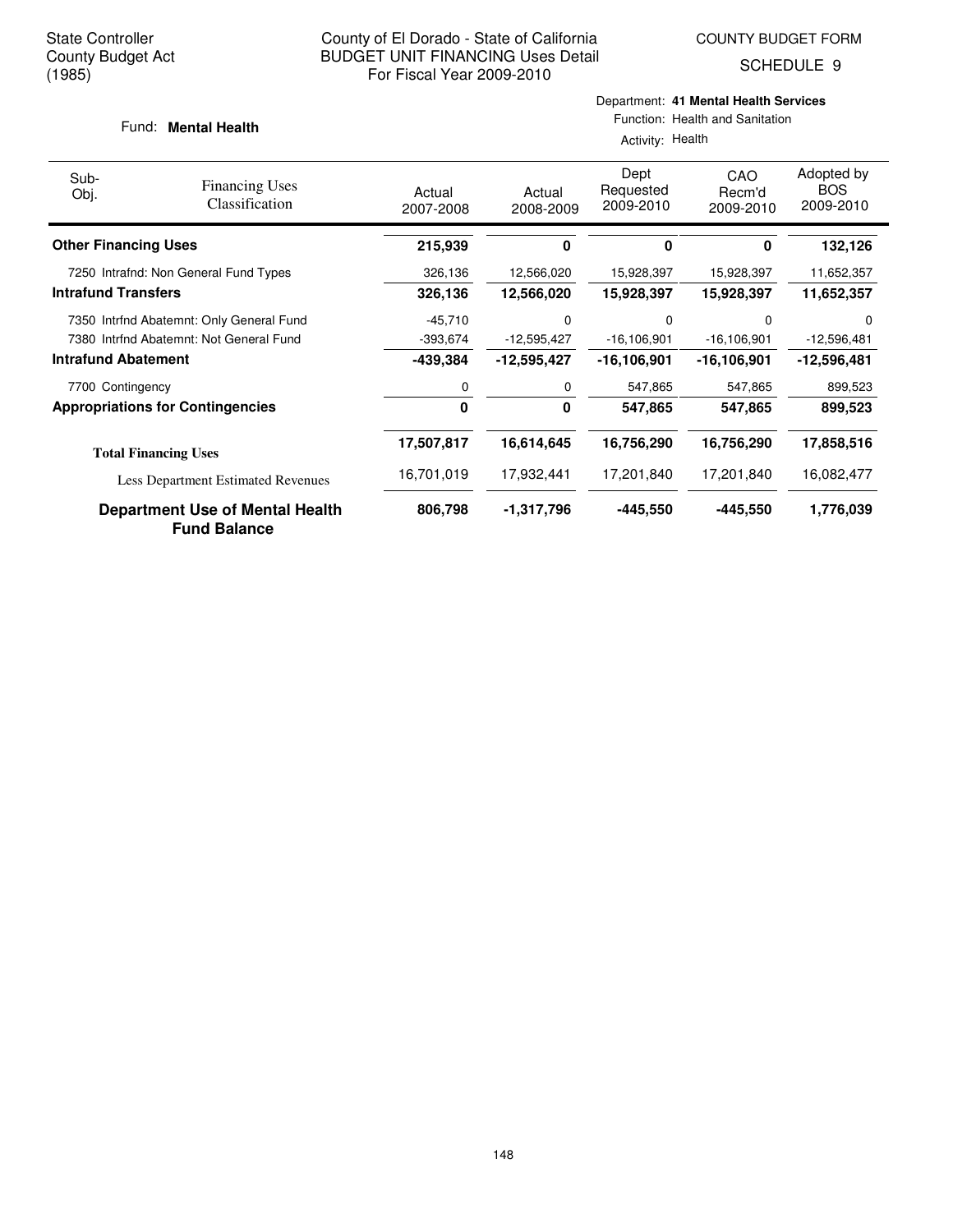State Controller
County Budget Act
(1985)

County of El Dorado - State of California
BUDGET UNIT FINANCING Uses Detail
For Fiscal Year 2009-2010

COUNTY BUDGET FORM
SCHEDULE 9

Fund: **Mental Health**

Department: **41 Mental Health Services**
Function: Health and Sanitation
Activity: Health

| Sub-Obj. | Financing Uses Classification | Actual 2007-2008 | Actual 2008-2009 | Dept Requested 2009-2010 | CAO Recm'd 2009-2010 | Adopted by BOS 2009-2010 |
|---|---|---|---|---|---|---|
| **Other Financing Uses** | | **215,939** | **0** | **0** | **0** | **132,126** |
| 7250 | Intrafnd: Non General Fund Types | 326,136 | 12,566,020 | 15,928,397 | 15,928,397 | 11,652,357 |
| **Intrafund Transfers** | | **326,136** | **12,566,020** | **15,928,397** | **15,928,397** | **11,652,357** |
| 7350 | Intrfnd Abatemnt: Only General Fund | -45,710 | 0 | 0 | 0 | 0 |
| 7380 | Intrfnd Abatemnt: Not General Fund | -393,674 | -12,595,427 | -16,106,901 | -16,106,901 | -12,596,481 |
| **Intrafund Abatement** | | **-439,384** | **-12,595,427** | **-16,106,901** | **-16,106,901** | **-12,596,481** |
| 7700 | Contingency | 0 | 0 | 547,865 | 547,865 | 899,523 |
| **Appropriations for Contingencies** | | **0** | **0** | **547,865** | **547,865** | **899,523** |
| **Total Financing Uses** | | **17,507,817** | **16,614,645** | **16,756,290** | **16,756,290** | **17,858,516** |
| Less Department Estimated Revenues | | 16,701,019 | 17,932,441 | 17,201,840 | 17,201,840 | 16,082,477 |
| **Department Use of Mental Health Fund Balance** | | **806,798** | **-1,317,796** | **-445,550** | **-445,550** | **1,776,039** |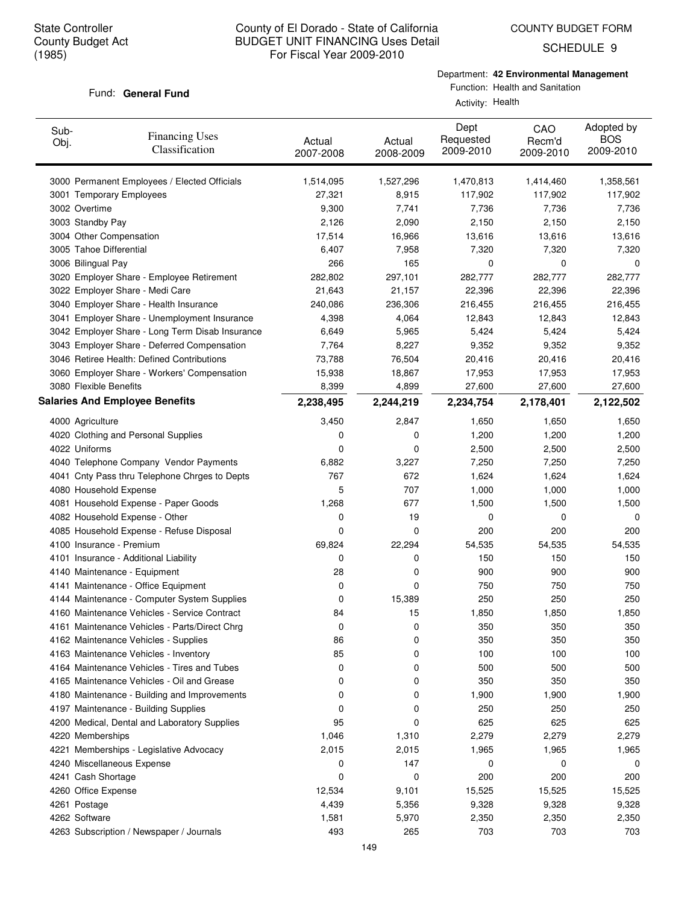State Controller
County Budget Act
(1985)

# County of El Dorado - State of California
## BUDGET UNIT FINANCING Uses Detail
For Fiscal Year 2009-2010

COUNTY BUDGET FORM
SCHEDULE 9

Fund: **General Fund**

Department: **42 Environmental Management**
Function: Health and Sanitation
Activity: Health

| Sub-Obj. | Financing Uses Classification | Actual 2007-2008 | Actual 2008-2009 | Dept Requested 2009-2010 | CAO Recm'd 2009-2010 | Adopted by BOS 2009-2010 |
|---|---|---|---|---|---|---|
| 3000 | Permanent Employees / Elected Officials | 1,514,095 | 1,527,296 | 1,470,813 | 1,414,460 | 1,358,561 |
| 3001 | Temporary Employees | 27,321 | 8,915 | 117,902 | 117,902 | 117,902 |
| 3002 | Overtime | 9,300 | 7,741 | 7,736 | 7,736 | 7,736 |
| 3003 | Standby Pay | 2,126 | 2,090 | 2,150 | 2,150 | 2,150 |
| 3004 | Other Compensation | 17,514 | 16,966 | 13,616 | 13,616 | 13,616 |
| 3005 | Tahoe Differential | 6,407 | 7,958 | 7,320 | 7,320 | 7,320 |
| 3006 | Bilingual Pay | 266 | 165 | 0 | 0 | 0 |
| 3020 | Employer Share - Employee Retirement | 282,802 | 297,101 | 282,777 | 282,777 | 282,777 |
| 3022 | Employer Share - Medi Care | 21,643 | 21,157 | 22,396 | 22,396 | 22,396 |
| 3040 | Employer Share - Health Insurance | 240,086 | 236,306 | 216,455 | 216,455 | 216,455 |
| 3041 | Employer Share - Unemployment Insurance | 4,398 | 4,064 | 12,843 | 12,843 | 12,843 |
| 3042 | Employer Share - Long Term Disab Insurance | 6,649 | 5,965 | 5,424 | 5,424 | 5,424 |
| 3043 | Employer Share - Deferred Compensation | 7,764 | 8,227 | 9,352 | 9,352 | 9,352 |
| 3046 | Retiree Health: Defined Contributions | 73,788 | 76,504 | 20,416 | 20,416 | 20,416 |
| 3060 | Employer Share - Workers' Compensation | 15,938 | 18,867 | 17,953 | 17,953 | 17,953 |
| 3080 | Flexible Benefits | 8,399 | 4,899 | 27,600 | 27,600 | 27,600 |
| **Salaries And Employee Benefits** | | **2,238,495** | **2,244,219** | **2,234,754** | **2,178,401** | **2,122,502** |
| 4000 | Agriculture | 3,450 | 2,847 | 1,650 | 1,650 | 1,650 |
| 4020 | Clothing and Personal Supplies | 0 | 0 | 1,200 | 1,200 | 1,200 |
| 4022 | Uniforms | 0 | 0 | 2,500 | 2,500 | 2,500 |
| 4040 | Telephone Company Vendor Payments | 6,882 | 3,227 | 7,250 | 7,250 | 7,250 |
| 4041 | Cnty Pass thru Telephone Chrges to Depts | 767 | 672 | 1,624 | 1,624 | 1,624 |
| 4080 | Household Expense | 5 | 707 | 1,000 | 1,000 | 1,000 |
| 4081 | Household Expense - Paper Goods | 1,268 | 677 | 1,500 | 1,500 | 1,500 |
| 4082 | Household Expense - Other | 0 | 19 | 0 | 0 | 0 |
| 4085 | Household Expense - Refuse Disposal | 0 | 0 | 200 | 200 | 200 |
| 4100 | Insurance - Premium | 69,824 | 22,294 | 54,535 | 54,535 | 54,535 |
| 4101 | Insurance - Additional Liability | 0 | 0 | 150 | 150 | 150 |
| 4140 | Maintenance - Equipment | 28 | 0 | 900 | 900 | 900 |
| 4141 | Maintenance - Office Equipment | 0 | 0 | 750 | 750 | 750 |
| 4144 | Maintenance - Computer System Supplies | 0 | 15,389 | 250 | 250 | 250 |
| 4160 | Maintenance Vehicles - Service Contract | 84 | 15 | 1,850 | 1,850 | 1,850 |
| 4161 | Maintenance Vehicles - Parts/Direct Chrg | 0 | 0 | 350 | 350 | 350 |
| 4162 | Maintenance Vehicles - Supplies | 86 | 0 | 350 | 350 | 350 |
| 4163 | Maintenance Vehicles - Inventory | 85 | 0 | 100 | 100 | 100 |
| 4164 | Maintenance Vehicles - Tires and Tubes | 0 | 0 | 500 | 500 | 500 |
| 4165 | Maintenance Vehicles - Oil and Grease | 0 | 0 | 350 | 350 | 350 |
| 4180 | Maintenance - Building and Improvements | 0 | 0 | 1,900 | 1,900 | 1,900 |
| 4197 | Maintenance - Building Supplies | 0 | 0 | 250 | 250 | 250 |
| 4200 | Medical, Dental and Laboratory Supplies | 95 | 0 | 625 | 625 | 625 |
| 4220 | Memberships | 1,046 | 1,310 | 2,279 | 2,279 | 2,279 |
| 4221 | Memberships - Legislative Advocacy | 2,015 | 2,015 | 1,965 | 1,965 | 1,965 |
| 4240 | Miscellaneous Expense | 0 | 147 | 0 | 0 | 0 |
| 4241 | Cash Shortage | 0 | 0 | 200 | 200 | 200 |
| 4260 | Office Expense | 12,534 | 9,101 | 15,525 | 15,525 | 15,525 |
| 4261 | Postage | 4,439 | 5,356 | 9,328 | 9,328 | 9,328 |
| 4262 | Software | 1,581 | 5,970 | 2,350 | 2,350 | 2,350 |
| 4263 | Subscription / Newspaper / Journals | 493 | 265 | 703 | 703 | 703 |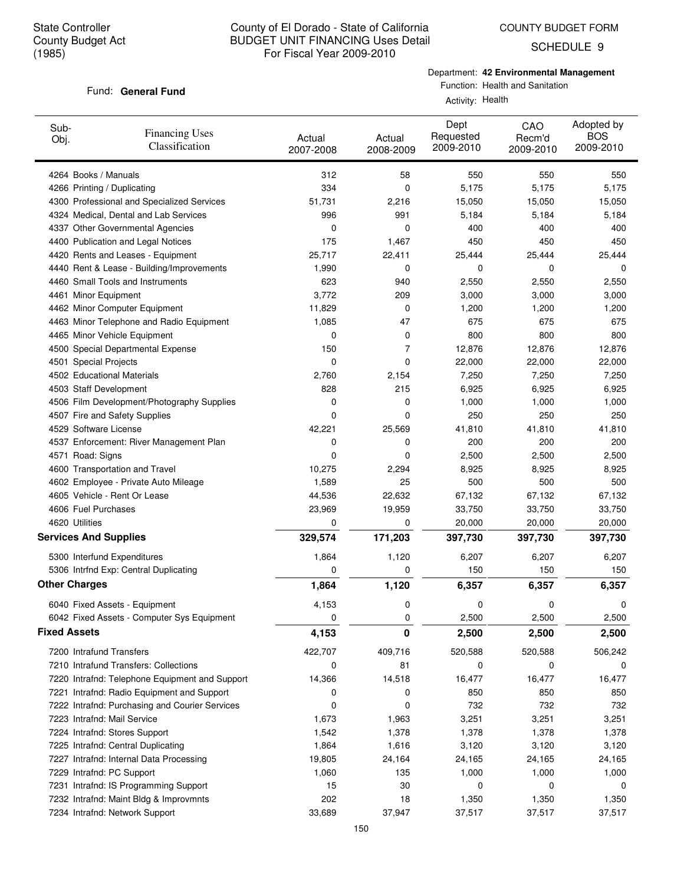State Controller
County Budget Act
(1985)

# County of El Dorado - State of California
## BUDGET UNIT FINANCING Uses Detail
### For Fiscal Year 2009-2010

COUNTY BUDGET FORM
SCHEDULE 9

Fund: **General Fund**

Department: **42 Environmental Management**
Function: Health and Sanitation
Activity: Health

| Sub-Obj. | Financing Uses Classification | Actual 2007-2008 | Actual 2008-2009 | Dept Requested 2009-2010 | CAO Recm'd 2009-2010 | Adopted by BOS 2009-2010 |
|---|---|---|---|---|---|---|
| 4264 | Books / Manuals | 312 | 58 | 550 | 550 | 550 |
| 4266 | Printing / Duplicating | 334 | 0 | 5,175 | 5,175 | 5,175 |
| 4300 | Professional and Specialized Services | 51,731 | 2,216 | 15,050 | 15,050 | 15,050 |
| 4324 | Medical, Dental and Lab Services | 996 | 991 | 5,184 | 5,184 | 5,184 |
| 4337 | Other Governmental Agencies | 0 | 0 | 400 | 400 | 400 |
| 4400 | Publication and Legal Notices | 175 | 1,467 | 450 | 450 | 450 |
| 4420 | Rents and Leases - Equipment | 25,717 | 22,411 | 25,444 | 25,444 | 25,444 |
| 4440 | Rent & Lease - Building/Improvements | 1,990 | 0 | 0 | 0 | 0 |
| 4460 | Small Tools and Instruments | 623 | 940 | 2,550 | 2,550 | 2,550 |
| 4461 | Minor Equipment | 3,772 | 209 | 3,000 | 3,000 | 3,000 |
| 4462 | Minor Computer Equipment | 11,829 | 0 | 1,200 | 1,200 | 1,200 |
| 4463 | Minor Telephone and Radio Equipment | 1,085 | 47 | 675 | 675 | 675 |
| 4465 | Minor Vehicle Equipment | 0 | 0 | 800 | 800 | 800 |
| 4500 | Special Departmental Expense | 150 | 7 | 12,876 | 12,876 | 12,876 |
| 4501 | Special Projects | 0 | 0 | 22,000 | 22,000 | 22,000 |
| 4502 | Educational Materials | 2,760 | 2,154 | 7,250 | 7,250 | 7,250 |
| 4503 | Staff Development | 828 | 215 | 6,925 | 6,925 | 6,925 |
| 4506 | Film Development/Photography Supplies | 0 | 0 | 1,000 | 1,000 | 1,000 |
| 4507 | Fire and Safety Supplies | 0 | 0 | 250 | 250 | 250 |
| 4529 | Software License | 42,221 | 25,569 | 41,810 | 41,810 | 41,810 |
| 4537 | Enforcement: River Management Plan | 0 | 0 | 200 | 200 | 200 |
| 4571 | Road: Signs | 0 | 0 | 2,500 | 2,500 | 2,500 |
| 4600 | Transportation and Travel | 10,275 | 2,294 | 8,925 | 8,925 | 8,925 |
| 4602 | Employee - Private Auto Mileage | 1,589 | 25 | 500 | 500 | 500 |
| 4605 | Vehicle - Rent Or Lease | 44,536 | 22,632 | 67,132 | 67,132 | 67,132 |
| 4606 | Fuel Purchases | 23,969 | 19,959 | 33,750 | 33,750 | 33,750 |
| 4620 | Utilities | 0 | 0 | 20,000 | 20,000 | 20,000 |
| **Services And Supplies** | | **329,574** | **171,203** | **397,730** | **397,730** | **397,730** |
| 5300 | Interfund Expenditures | 1,864 | 1,120 | 6,207 | 6,207 | 6,207 |
| 5306 | Intrfnd Exp: Central Duplicating | 0 | 0 | 150 | 150 | 150 |
| **Other Charges** | | **1,864** | **1,120** | **6,357** | **6,357** | **6,357** |
| 6040 | Fixed Assets - Equipment | 4,153 | 0 | 0 | 0 | 0 |
| 6042 | Fixed Assets - Computer Sys Equipment | 0 | 0 | 2,500 | 2,500 | 2,500 |
| **Fixed Assets** | | **4,153** | **0** | **2,500** | **2,500** | **2,500** |
| 7200 | Intrafund Transfers | 422,707 | 409,716 | 520,588 | 520,588 | 506,242 |
| 7210 | Intrafund Transfers: Collections | 0 | 81 | 0 | 0 | 0 |
| 7220 | Intrafnd: Telephone Equipment and Support | 14,366 | 14,518 | 16,477 | 16,477 | 16,477 |
| 7221 | Intrafnd: Radio Equipment and Support | 0 | 0 | 850 | 850 | 850 |
| 7222 | Intrafnd: Purchasing and Courier Services | 0 | 0 | 732 | 732 | 732 |
| 7223 | Intrafnd: Mail Service | 1,673 | 1,963 | 3,251 | 3,251 | 3,251 |
| 7224 | Intrafnd: Stores Support | 1,542 | 1,378 | 1,378 | 1,378 | 1,378 |
| 7225 | Intrafnd: Central Duplicating | 1,864 | 1,616 | 3,120 | 3,120 | 3,120 |
| 7227 | Intrafnd: Internal Data Processing | 19,805 | 24,164 | 24,165 | 24,165 | 24,165 |
| 7229 | Intrafnd: PC Support | 1,060 | 135 | 1,000 | 1,000 | 1,000 |
| 7231 | Intrafnd: IS Programming Support | 15 | 30 | 0 | 0 | 0 |
| 7232 | Intrafnd: Maint Bldg & Improvmnts | 202 | 18 | 1,350 | 1,350 | 1,350 |
| 7234 | Intrafnd: Network Support | 33,689 | 37,947 | 37,517 | 37,517 | 37,517 |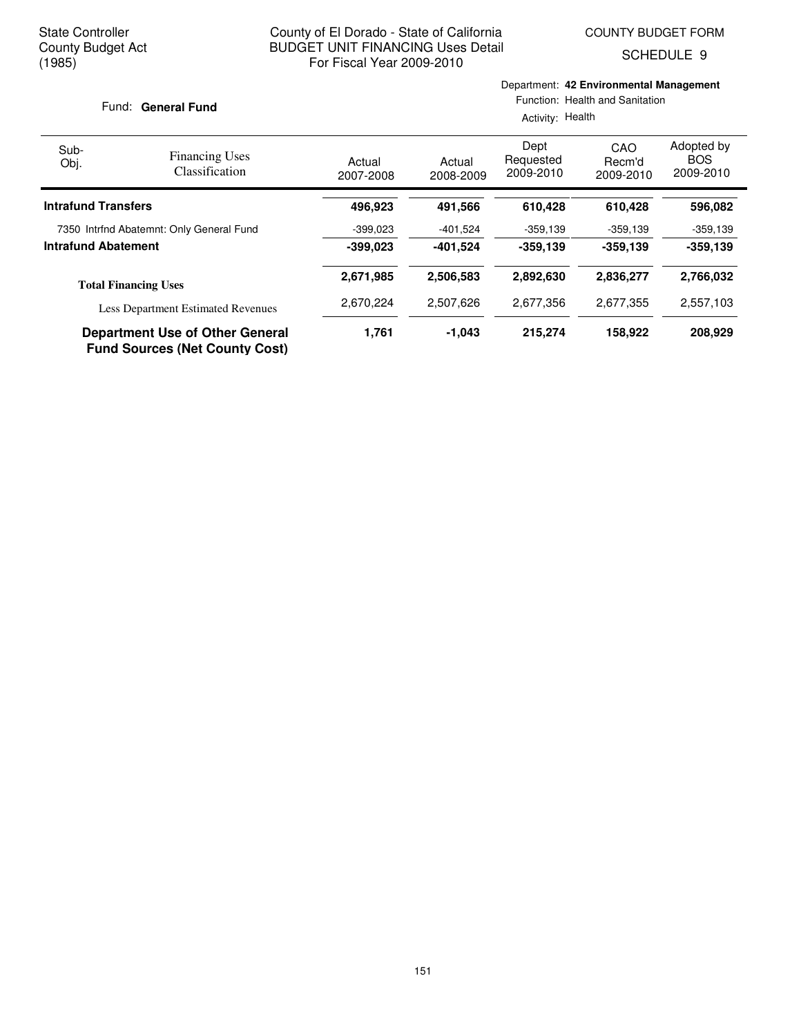State Controller
County Budget Act
(1985)

County of El Dorado - State of California
BUDGET UNIT FINANCING Uses Detail
For Fiscal Year 2009-2010

COUNTY BUDGET FORM
SCHEDULE 9

Fund: **General Fund**

Department: **42 Environmental Management**
Function: Health and Sanitation
Activity: Health

| Sub-Obj. | Financing Uses Classification | Actual 2007-2008 | Actual 2008-2009 | Dept Requested 2009-2010 | CAO Recm'd 2009-2010 | Adopted by BOS 2009-2010 |
|---|---|---|---|---|---|---|
| **Intrafund Transfers** | | **496,923** | **491,566** | **610,428** | **610,428** | **596,082** |
| 7350 | Intrfnd Abatemnt: Only General Fund | -399,023 | -401,524 | -359,139 | -359,139 | -359,139 |
| **Intrafund Abatement** | | **-399,023** | **-401,524** | **-359,139** | **-359,139** | **-359,139** |
| | **Total Financing Uses** | **2,671,985** | **2,506,583** | **2,892,630** | **2,836,277** | **2,766,032** |
| | Less Department Estimated Revenues | 2,670,224 | 2,507,626 | 2,677,356 | 2,677,355 | 2,557,103 |
| | **Department Use of Other General Fund Sources (Net County Cost)** | **1,761** | **-1,043** | **215,274** | **158,922** | **208,929** |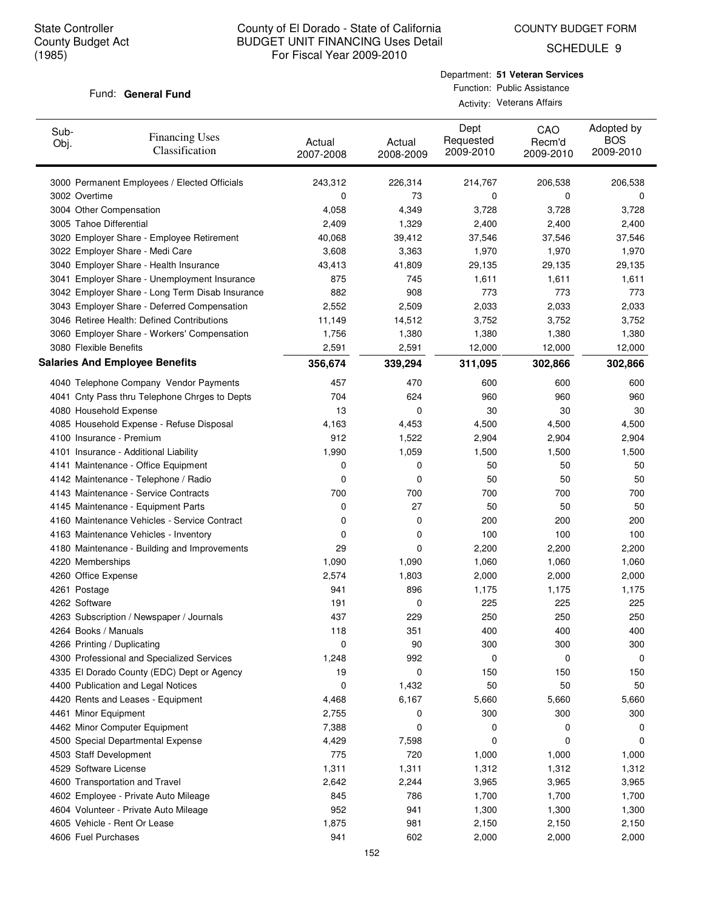State Controller
County Budget Act
(1985)

# County of El Dorado - State of California
## BUDGET UNIT FINANCING Uses Detail
For Fiscal Year 2009-2010

COUNTY BUDGET FORM
SCHEDULE 9

Fund: **General Fund**

Department: **51 Veteran Services**
Function: Public Assistance
Activity: Veterans Affairs

| Sub-Obj. | Financing Uses Classification | Actual 2007-2008 | Actual 2008-2009 | Dept Requested 2009-2010 | CAO Recm'd 2009-2010 | Adopted by BOS 2009-2010 |
|---|---|---|---|---|---|---|
| 3000 | Permanent Employees / Elected Officials | 243,312 | 226,314 | 214,767 | 206,538 | 206,538 |
| 3002 | Overtime | 0 | 73 | 0 | 0 | 0 |
| 3004 | Other Compensation | 4,058 | 4,349 | 3,728 | 3,728 | 3,728 |
| 3005 | Tahoe Differential | 2,409 | 1,329 | 2,400 | 2,400 | 2,400 |
| 3020 | Employer Share - Employee Retirement | 40,068 | 39,412 | 37,546 | 37,546 | 37,546 |
| 3022 | Employer Share - Medi Care | 3,608 | 3,363 | 1,970 | 1,970 | 1,970 |
| 3040 | Employer Share - Health Insurance | 43,413 | 41,809 | 29,135 | 29,135 | 29,135 |
| 3041 | Employer Share - Unemployment Insurance | 875 | 745 | 1,611 | 1,611 | 1,611 |
| 3042 | Employer Share - Long Term Disab Insurance | 882 | 908 | 773 | 773 | 773 |
| 3043 | Employer Share - Deferred Compensation | 2,552 | 2,509 | 2,033 | 2,033 | 2,033 |
| 3046 | Retiree Health: Defined Contributions | 11,149 | 14,512 | 3,752 | 3,752 | 3,752 |
| 3060 | Employer Share - Workers' Compensation | 1,756 | 1,380 | 1,380 | 1,380 | 1,380 |
| 3080 | Flexible Benefits | 2,591 | 2,591 | 12,000 | 12,000 | 12,000 |
| **Salaries And Employee Benefits** | | **356,674** | **339,294** | **311,095** | **302,866** | **302,866** |
| 4040 | Telephone Company Vendor Payments | 457 | 470 | 600 | 600 | 600 |
| 4041 | Cnty Pass thru Telephone Chrges to Depts | 704 | 624 | 960 | 960 | 960 |
| 4080 | Household Expense | 13 | 0 | 30 | 30 | 30 |
| 4085 | Household Expense - Refuse Disposal | 4,163 | 4,453 | 4,500 | 4,500 | 4,500 |
| 4100 | Insurance - Premium | 912 | 1,522 | 2,904 | 2,904 | 2,904 |
| 4101 | Insurance - Additional Liability | 1,990 | 1,059 | 1,500 | 1,500 | 1,500 |
| 4141 | Maintenance - Office Equipment | 0 | 0 | 50 | 50 | 50 |
| 4142 | Maintenance - Telephone / Radio | 0 | 0 | 50 | 50 | 50 |
| 4143 | Maintenance - Service Contracts | 700 | 700 | 700 | 700 | 700 |
| 4145 | Maintenance - Equipment Parts | 0 | 27 | 50 | 50 | 50 |
| 4160 | Maintenance Vehicles - Service Contract | 0 | 0 | 200 | 200 | 200 |
| 4163 | Maintenance Vehicles - Inventory | 0 | 0 | 100 | 100 | 100 |
| 4180 | Maintenance - Building and Improvements | 29 | 0 | 2,200 | 2,200 | 2,200 |
| 4220 | Memberships | 1,090 | 1,090 | 1,060 | 1,060 | 1,060 |
| 4260 | Office Expense | 2,574 | 1,803 | 2,000 | 2,000 | 2,000 |
| 4261 | Postage | 941 | 896 | 1,175 | 1,175 | 1,175 |
| 4262 | Software | 191 | 0 | 225 | 225 | 225 |
| 4263 | Subscription / Newspaper / Journals | 437 | 229 | 250 | 250 | 250 |
| 4264 | Books / Manuals | 118 | 351 | 400 | 400 | 400 |
| 4266 | Printing / Duplicating | 0 | 90 | 300 | 300 | 300 |
| 4300 | Professional and Specialized Services | 1,248 | 992 | 0 | 0 | 0 |
| 4335 | El Dorado County (EDC) Dept or Agency | 19 | 0 | 150 | 150 | 150 |
| 4400 | Publication and Legal Notices | 0 | 1,432 | 50 | 50 | 50 |
| 4420 | Rents and Leases - Equipment | 4,468 | 6,167 | 5,660 | 5,660 | 5,660 |
| 4461 | Minor Equipment | 2,755 | 0 | 300 | 300 | 300 |
| 4462 | Minor Computer Equipment | 7,388 | 0 | 0 | 0 | 0 |
| 4500 | Special Departmental Expense | 4,429 | 7,598 | 0 | 0 | 0 |
| 4503 | Staff Development | 775 | 720 | 1,000 | 1,000 | 1,000 |
| 4529 | Software License | 1,311 | 1,311 | 1,312 | 1,312 | 1,312 |
| 4600 | Transportation and Travel | 2,642 | 2,244 | 3,965 | 3,965 | 3,965 |
| 4602 | Employee - Private Auto Mileage | 845 | 786 | 1,700 | 1,700 | 1,700 |
| 4604 | Volunteer - Private Auto Mileage | 952 | 941 | 1,300 | 1,300 | 1,300 |
| 4605 | Vehicle - Rent Or Lease | 1,875 | 981 | 2,150 | 2,150 | 2,150 |
| 4606 | Fuel Purchases | 941 | 602 | 2,000 | 2,000 | 2,000 |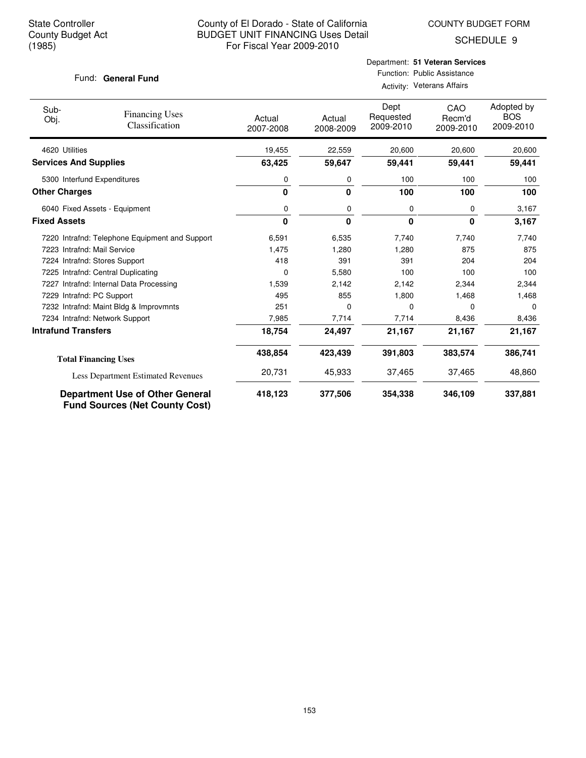State Controller
County Budget Act
(1985)

County of El Dorado - State of California
BUDGET UNIT FINANCING Uses Detail
For Fiscal Year 2009-2010

COUNTY BUDGET FORM
SCHEDULE 9

Fund: **General Fund**

Department: **51 Veteran Services**
Function: Public Assistance
Activity: Veterans Affairs

| Sub-Obj. | Financing Uses Classification | Actual 2007-2008 | Actual 2008-2009 | Dept Requested 2009-2010 | CAO Recm'd 2009-2010 | Adopted by BOS 2009-2010 |
|---|---|---|---|---|---|---|
| 4620 | Utilities | 19,455 | 22,559 | 20,600 | 20,600 | 20,600 |
| **Services And Supplies** | | **63,425** | **59,647** | **59,441** | **59,441** | **59,441** |
| 5300 | Interfund Expenditures | 0 | 0 | 100 | 100 | 100 |
| **Other Charges** | | **0** | **0** | **100** | **100** | **100** |
| 6040 | Fixed Assets - Equipment | 0 | 0 | 0 | 0 | 3,167 |
| **Fixed Assets** | | **0** | **0** | **0** | **0** | **3,167** |
| 7220 | Intrafnd: Telephone Equipment and Support | 6,591 | 6,535 | 7,740 | 7,740 | 7,740 |
| 7223 | Intrafnd: Mail Service | 1,475 | 1,280 | 1,280 | 875 | 875 |
| 7224 | Intrafnd: Stores Support | 418 | 391 | 391 | 204 | 204 |
| 7225 | Intrafnd: Central Duplicating | 0 | 5,580 | 100 | 100 | 100 |
| 7227 | Intrafnd: Internal Data Processing | 1,539 | 2,142 | 2,142 | 2,344 | 2,344 |
| 7229 | Intrafnd: PC Support | 495 | 855 | 1,800 | 1,468 | 1,468 |
| 7232 | Intrafnd: Maint Bldg & Improvmnts | 251 | 0 | 0 | 0 | 0 |
| 7234 | Intrafnd: Network Support | 7,985 | 7,714 | 7,714 | 8,436 | 8,436 |
| **Intrafund Transfers** | | **18,754** | **24,497** | **21,167** | **21,167** | **21,167** |
| **Total Financing Uses** | | **438,854** | **423,439** | **391,803** | **383,574** | **386,741** |
| Less Department Estimated Revenues | | 20,731 | 45,933 | 37,465 | 37,465 | 48,860 |
| **Department Use of Other General Fund Sources (Net County Cost)** | | **418,123** | **377,506** | **354,338** | **346,109** | **337,881** |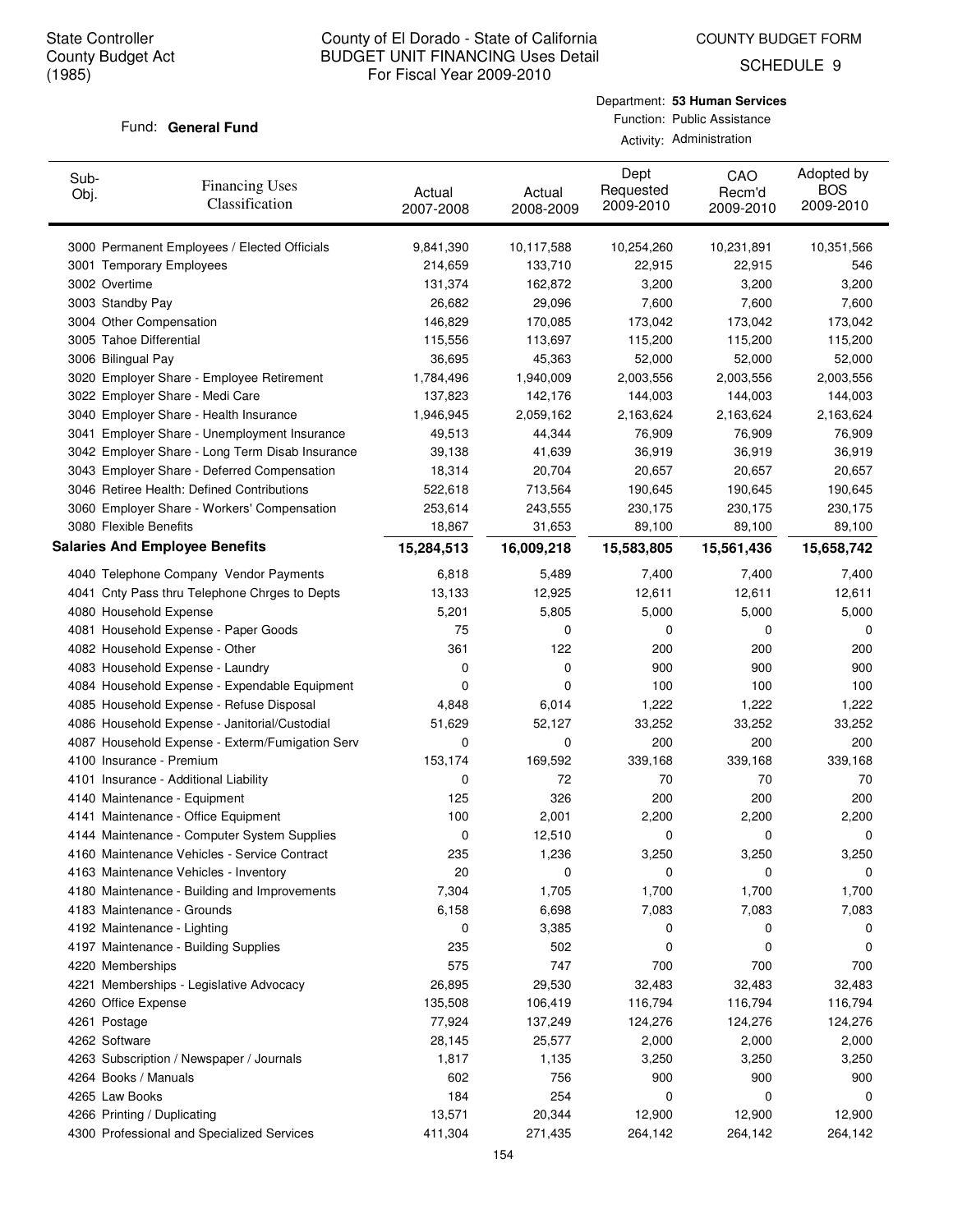State Controller
County Budget Act
(1985)

# County of El Dorado - State of California
## BUDGET UNIT FINANCING Uses Detail
For Fiscal Year 2009-2010

COUNTY BUDGET FORM
SCHEDULE 9

Fund: **General Fund**

Department: **53 Human Services**
Function: Public Assistance
Activity: Administration

| Sub-Obj. | Financing Uses Classification | Actual 2007-2008 | Actual 2008-2009 | Dept Requested 2009-2010 | CAO Recm'd 2009-2010 | Adopted by BOS 2009-2010 |
|---|---|---|---|---|---|---|
| 3000 | Permanent Employees / Elected Officials | 9,841,390 | 10,117,588 | 10,254,260 | 10,231,891 | 10,351,566 |
| 3001 | Temporary Employees | 214,659 | 133,710 | 22,915 | 22,915 | 546 |
| 3002 | Overtime | 131,374 | 162,872 | 3,200 | 3,200 | 3,200 |
| 3003 | Standby Pay | 26,682 | 29,096 | 7,600 | 7,600 | 7,600 |
| 3004 | Other Compensation | 146,829 | 170,085 | 173,042 | 173,042 | 173,042 |
| 3005 | Tahoe Differential | 115,556 | 113,697 | 115,200 | 115,200 | 115,200 |
| 3006 | Bilingual Pay | 36,695 | 45,363 | 52,000 | 52,000 | 52,000 |
| 3020 | Employer Share - Employee Retirement | 1,784,496 | 1,940,009 | 2,003,556 | 2,003,556 | 2,003,556 |
| 3022 | Employer Share - Medi Care | 137,823 | 142,176 | 144,003 | 144,003 | 144,003 |
| 3040 | Employer Share - Health Insurance | 1,946,945 | 2,059,162 | 2,163,624 | 2,163,624 | 2,163,624 |
| 3041 | Employer Share - Unemployment Insurance | 49,513 | 44,344 | 76,909 | 76,909 | 76,909 |
| 3042 | Employer Share - Long Term Disab Insurance | 39,138 | 41,639 | 36,919 | 36,919 | 36,919 |
| 3043 | Employer Share - Deferred Compensation | 18,314 | 20,704 | 20,657 | 20,657 | 20,657 |
| 3046 | Retiree Health: Defined Contributions | 522,618 | 713,564 | 190,645 | 190,645 | 190,645 |
| 3060 | Employer Share - Workers' Compensation | 253,614 | 243,555 | 230,175 | 230,175 | 230,175 |
| 3080 | Flexible Benefits | 18,867 | 31,653 | 89,100 | 89,100 | 89,100 |
| **Salaries And Employee Benefits** | | **15,284,513** | **16,009,218** | **15,583,805** | **15,561,436** | **15,658,742** |
| 4040 | Telephone Company Vendor Payments | 6,818 | 5,489 | 7,400 | 7,400 | 7,400 |
| 4041 | Cnty Pass thru Telephone Chrges to Depts | 13,133 | 12,925 | 12,611 | 12,611 | 12,611 |
| 4080 | Household Expense | 5,201 | 5,805 | 5,000 | 5,000 | 5,000 |
| 4081 | Household Expense - Paper Goods | 75 | 0 | 0 | 0 | 0 |
| 4082 | Household Expense - Other | 361 | 122 | 200 | 200 | 200 |
| 4083 | Household Expense - Laundry | 0 | 0 | 900 | 900 | 900 |
| 4084 | Household Expense - Expendable Equipment | 0 | 0 | 100 | 100 | 100 |
| 4085 | Household Expense - Refuse Disposal | 4,848 | 6,014 | 1,222 | 1,222 | 1,222 |
| 4086 | Household Expense - Janitorial/Custodial | 51,629 | 52,127 | 33,252 | 33,252 | 33,252 |
| 4087 | Household Expense - Exterm/Fumigation Serv | 0 | 0 | 200 | 200 | 200 |
| 4100 | Insurance - Premium | 153,174 | 169,592 | 339,168 | 339,168 | 339,168 |
| 4101 | Insurance - Additional Liability | 0 | 72 | 70 | 70 | 70 |
| 4140 | Maintenance - Equipment | 125 | 326 | 200 | 200 | 200 |
| 4141 | Maintenance - Office Equipment | 100 | 2,001 | 2,200 | 2,200 | 2,200 |
| 4144 | Maintenance - Computer System Supplies | 0 | 12,510 | 0 | 0 | 0 |
| 4160 | Maintenance Vehicles - Service Contract | 235 | 1,236 | 3,250 | 3,250 | 3,250 |
| 4163 | Maintenance Vehicles - Inventory | 20 | 0 | 0 | 0 | 0 |
| 4180 | Maintenance - Building and Improvements | 7,304 | 1,705 | 1,700 | 1,700 | 1,700 |
| 4183 | Maintenance - Grounds | 6,158 | 6,698 | 7,083 | 7,083 | 7,083 |
| 4192 | Maintenance - Lighting | 0 | 3,385 | 0 | 0 | 0 |
| 4197 | Maintenance - Building Supplies | 235 | 502 | 0 | 0 | 0 |
| 4220 | Memberships | 575 | 747 | 700 | 700 | 700 |
| 4221 | Memberships - Legislative Advocacy | 26,895 | 29,530 | 32,483 | 32,483 | 32,483 |
| 4260 | Office Expense | 135,508 | 106,419 | 116,794 | 116,794 | 116,794 |
| 4261 | Postage | 77,924 | 137,249 | 124,276 | 124,276 | 124,276 |
| 4262 | Software | 28,145 | 25,577 | 2,000 | 2,000 | 2,000 |
| 4263 | Subscription / Newspaper / Journals | 1,817 | 1,135 | 3,250 | 3,250 | 3,250 |
| 4264 | Books / Manuals | 602 | 756 | 900 | 900 | 900 |
| 4265 | Law Books | 184 | 254 | 0 | 0 | 0 |
| 4266 | Printing / Duplicating | 13,571 | 20,344 | 12,900 | 12,900 | 12,900 |
| 4300 | Professional and Specialized Services | 411,304 | 271,435 | 264,142 | 264,142 | 264,142 |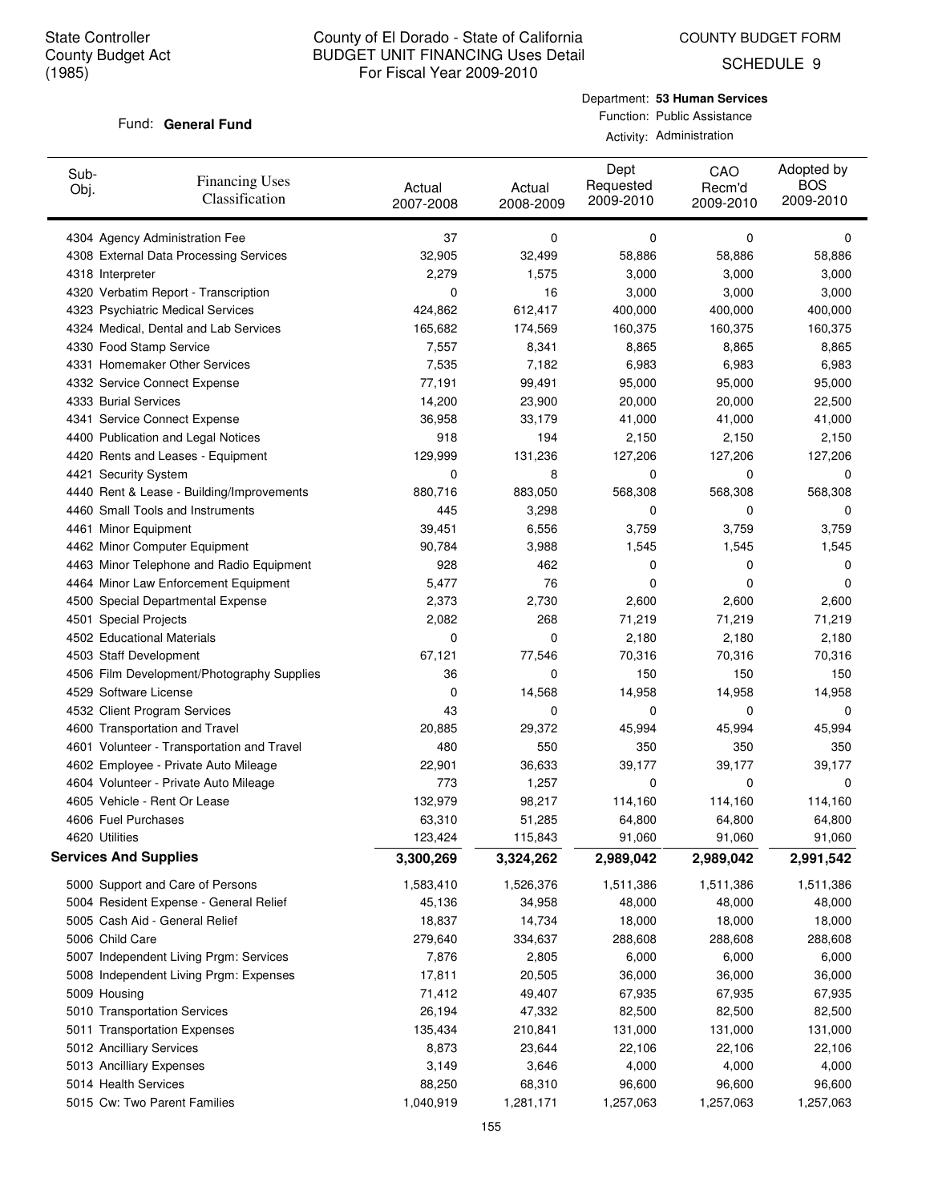State Controller
County Budget Act
(1985)

# County of El Dorado - State of California
## BUDGET UNIT FINANCING Uses Detail
For Fiscal Year 2009-2010

COUNTY BUDGET FORM
SCHEDULE 9

Fund: **General Fund**

Department: **53 Human Services**
Function: Public Assistance
Activity: Administration

| Sub-Obj. | Financing Uses Classification | Actual 2007-2008 | Actual 2008-2009 | Dept Requested 2009-2010 | CAO Recm'd 2009-2010 | Adopted by BOS 2009-2010 |
|---|---|---|---|---|---|---|
| 4304 | Agency Administration Fee | 37 | 0 | 0 | 0 | 0 |
| 4308 | External Data Processing Services | 32,905 | 32,499 | 58,886 | 58,886 | 58,886 |
| 4318 | Interpreter | 2,279 | 1,575 | 3,000 | 3,000 | 3,000 |
| 4320 | Verbatim Report - Transcription | 0 | 16 | 3,000 | 3,000 | 3,000 |
| 4323 | Psychiatric Medical Services | 424,862 | 612,417 | 400,000 | 400,000 | 400,000 |
| 4324 | Medical, Dental and Lab Services | 165,682 | 174,569 | 160,375 | 160,375 | 160,375 |
| 4330 | Food Stamp Service | 7,557 | 8,341 | 8,865 | 8,865 | 8,865 |
| 4331 | Homemaker Other Services | 7,535 | 7,182 | 6,983 | 6,983 | 6,983 |
| 4332 | Service Connect Expense | 77,191 | 99,491 | 95,000 | 95,000 | 95,000 |
| 4333 | Burial Services | 14,200 | 23,900 | 20,000 | 20,000 | 22,500 |
| 4341 | Service Connect Expense | 36,958 | 33,179 | 41,000 | 41,000 | 41,000 |
| 4400 | Publication and Legal Notices | 918 | 194 | 2,150 | 2,150 | 2,150 |
| 4420 | Rents and Leases - Equipment | 129,999 | 131,236 | 127,206 | 127,206 | 127,206 |
| 4421 | Security System | 0 | 8 | 0 | 0 | 0 |
| 4440 | Rent & Lease - Building/Improvements | 880,716 | 883,050 | 568,308 | 568,308 | 568,308 |
| 4460 | Small Tools and Instruments | 445 | 3,298 | 0 | 0 | 0 |
| 4461 | Minor Equipment | 39,451 | 6,556 | 3,759 | 3,759 | 3,759 |
| 4462 | Minor Computer Equipment | 90,784 | 3,988 | 1,545 | 1,545 | 1,545 |
| 4463 | Minor Telephone and Radio Equipment | 928 | 462 | 0 | 0 | 0 |
| 4464 | Minor Law Enforcement Equipment | 5,477 | 76 | 0 | 0 | 0 |
| 4500 | Special Departmental Expense | 2,373 | 2,730 | 2,600 | 2,600 | 2,600 |
| 4501 | Special Projects | 2,082 | 268 | 71,219 | 71,219 | 71,219 |
| 4502 | Educational Materials | 0 | 0 | 2,180 | 2,180 | 2,180 |
| 4503 | Staff Development | 67,121 | 77,546 | 70,316 | 70,316 | 70,316 |
| 4506 | Film Development/Photography Supplies | 36 | 0 | 150 | 150 | 150 |
| 4529 | Software License | 0 | 14,568 | 14,958 | 14,958 | 14,958 |
| 4532 | Client Program Services | 43 | 0 | 0 | 0 | 0 |
| 4600 | Transportation and Travel | 20,885 | 29,372 | 45,994 | 45,994 | 45,994 |
| 4601 | Volunteer - Transportation and Travel | 480 | 550 | 350 | 350 | 350 |
| 4602 | Employee - Private Auto Mileage | 22,901 | 36,633 | 39,177 | 39,177 | 39,177 |
| 4604 | Volunteer - Private Auto Mileage | 773 | 1,257 | 0 | 0 | 0 |
| 4605 | Vehicle - Rent Or Lease | 132,979 | 98,217 | 114,160 | 114,160 | 114,160 |
| 4606 | Fuel Purchases | 63,310 | 51,285 | 64,800 | 64,800 | 64,800 |
| 4620 | Utilities | 123,424 | 115,843 | 91,060 | 91,060 | 91,060 |
| **Services And Supplies** | | **3,300,269** | **3,324,262** | **2,989,042** | **2,989,042** | **2,991,542** |
| 5000 | Support and Care of Persons | 1,583,410 | 1,526,376 | 1,511,386 | 1,511,386 | 1,511,386 |
| 5004 | Resident Expense - General Relief | 45,136 | 34,958 | 48,000 | 48,000 | 48,000 |
| 5005 | Cash Aid - General Relief | 18,837 | 14,734 | 18,000 | 18,000 | 18,000 |
| 5006 | Child Care | 279,640 | 334,637 | 288,608 | 288,608 | 288,608 |
| 5007 | Independent Living Prgm: Services | 7,876 | 2,805 | 6,000 | 6,000 | 6,000 |
| 5008 | Independent Living Prgm: Expenses | 17,811 | 20,505 | 36,000 | 36,000 | 36,000 |
| 5009 | Housing | 71,412 | 49,407 | 67,935 | 67,935 | 67,935 |
| 5010 | Transportation Services | 26,194 | 47,332 | 82,500 | 82,500 | 82,500 |
| 5011 | Transportation Expenses | 135,434 | 210,841 | 131,000 | 131,000 | 131,000 |
| 5012 | Ancilliary Services | 8,873 | 23,644 | 22,106 | 22,106 | 22,106 |
| 5013 | Ancilliary Expenses | 3,149 | 3,646 | 4,000 | 4,000 | 4,000 |
| 5014 | Health Services | 88,250 | 68,310 | 96,600 | 96,600 | 96,600 |
| 5015 | Cw: Two Parent Families | 1,040,919 | 1,281,171 | 1,257,063 | 1,257,063 | 1,257,063 |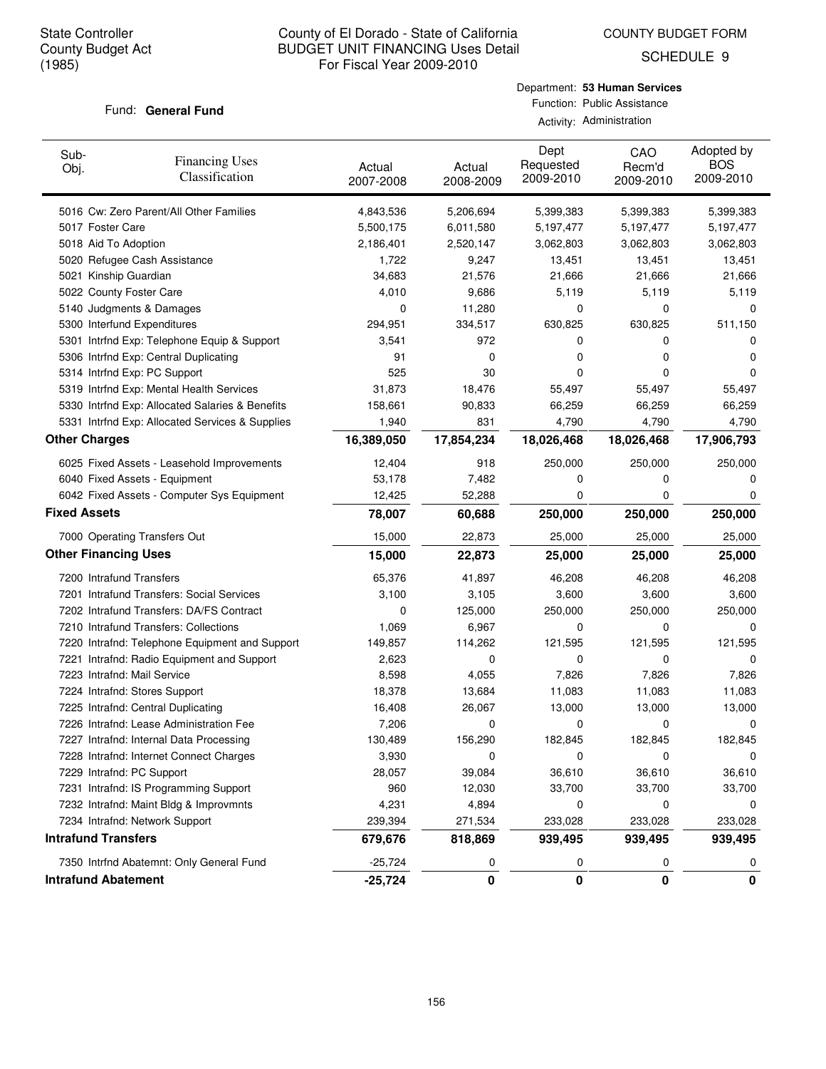State Controller
County Budget Act
(1985)

County of El Dorado - State of California
BUDGET UNIT FINANCING Uses Detail
For Fiscal Year 2009-2010

COUNTY BUDGET FORM
SCHEDULE 9

Fund: **General Fund**

Department: **53 Human Services**
Function: Public Assistance
Activity: Administration

| Sub-Obj. | Financing Uses Classification | Actual 2007-2008 | Actual 2008-2009 | Dept Requested 2009-2010 | CAO Recm'd 2009-2010 | Adopted by BOS 2009-2010 |
|---|---|---|---|---|---|---|
| 5016 | Cw: Zero Parent/All Other Families | 4,843,536 | 5,206,694 | 5,399,383 | 5,399,383 | 5,399,383 |
| 5017 | Foster Care | 5,500,175 | 6,011,580 | 5,197,477 | 5,197,477 | 5,197,477 |
| 5018 | Aid To Adoption | 2,186,401 | 2,520,147 | 3,062,803 | 3,062,803 | 3,062,803 |
| 5020 | Refugee Cash Assistance | 1,722 | 9,247 | 13,451 | 13,451 | 13,451 |
| 5021 | Kinship Guardian | 34,683 | 21,576 | 21,666 | 21,666 | 21,666 |
| 5022 | County Foster Care | 4,010 | 9,686 | 5,119 | 5,119 | 5,119 |
| 5140 | Judgments & Damages | 0 | 11,280 | 0 | 0 | 0 |
| 5300 | Interfund Expenditures | 294,951 | 334,517 | 630,825 | 630,825 | 511,150 |
| 5301 | Intrfnd Exp: Telephone Equip & Support | 3,541 | 972 | 0 | 0 | 0 |
| 5306 | Intrfnd Exp: Central Duplicating | 91 | 0 | 0 | 0 | 0 |
| 5314 | Intrfnd Exp: PC Support | 525 | 30 | 0 | 0 | 0 |
| 5319 | Intrfnd Exp: Mental Health Services | 31,873 | 18,476 | 55,497 | 55,497 | 55,497 |
| 5330 | Intrfnd Exp: Allocated Salaries & Benefits | 158,661 | 90,833 | 66,259 | 66,259 | 66,259 |
| 5331 | Intrfnd Exp: Allocated Services & Supplies | 1,940 | 831 | 4,790 | 4,790 | 4,790 |
| **Other Charges** | | **16,389,050** | **17,854,234** | **18,026,468** | **18,026,468** | **17,906,793** |
| 6025 | Fixed Assets - Leasehold Improvements | 12,404 | 918 | 250,000 | 250,000 | 250,000 |
| 6040 | Fixed Assets - Equipment | 53,178 | 7,482 | 0 | 0 | 0 |
| 6042 | Fixed Assets - Computer Sys Equipment | 12,425 | 52,288 | 0 | 0 | 0 |
| **Fixed Assets** | | **78,007** | **60,688** | **250,000** | **250,000** | **250,000** |
| 7000 | Operating Transfers Out | 15,000 | 22,873 | 25,000 | 25,000 | 25,000 |
| **Other Financing Uses** | | **15,000** | **22,873** | **25,000** | **25,000** | **25,000** |
| 7200 | Intrafund Transfers | 65,376 | 41,897 | 46,208 | 46,208 | 46,208 |
| 7201 | Intrafund Transfers: Social Services | 3,100 | 3,105 | 3,600 | 3,600 | 3,600 |
| 7202 | Intrafund Transfers: DA/FS Contract | 0 | 125,000 | 250,000 | 250,000 | 250,000 |
| 7210 | Intrafund Transfers: Collections | 1,069 | 6,967 | 0 | 0 | 0 |
| 7220 | Intrafnd: Telephone Equipment and Support | 149,857 | 114,262 | 121,595 | 121,595 | 121,595 |
| 7221 | Intrafnd: Radio Equipment and Support | 2,623 | 0 | 0 | 0 | 0 |
| 7223 | Intrafnd: Mail Service | 8,598 | 4,055 | 7,826 | 7,826 | 7,826 |
| 7224 | Intrafnd: Stores Support | 18,378 | 13,684 | 11,083 | 11,083 | 11,083 |
| 7225 | Intrafnd: Central Duplicating | 16,408 | 26,067 | 13,000 | 13,000 | 13,000 |
| 7226 | Intrafnd: Lease Administration Fee | 7,206 | 0 | 0 | 0 | 0 |
| 7227 | Intrafnd: Internal Data Processing | 130,489 | 156,290 | 182,845 | 182,845 | 182,845 |
| 7228 | Intrafnd: Internet Connect Charges | 3,930 | 0 | 0 | 0 | 0 |
| 7229 | Intrafnd: PC Support | 28,057 | 39,084 | 36,610 | 36,610 | 36,610 |
| 7231 | Intrafnd: IS Programming Support | 960 | 12,030 | 33,700 | 33,700 | 33,700 |
| 7232 | Intrafnd: Maint Bldg & Improvmnts | 4,231 | 4,894 | 0 | 0 | 0 |
| 7234 | Intrafnd: Network Support | 239,394 | 271,534 | 233,028 | 233,028 | 233,028 |
| **Intrafund Transfers** | | **679,676** | **818,869** | **939,495** | **939,495** | **939,495** |
| 7350 | Intrfnd Abatemnt: Only General Fund | -25,724 | 0 | 0 | 0 | 0 |
| **Intrafund Abatement** | | **-25,724** | **0** | **0** | **0** | **0** |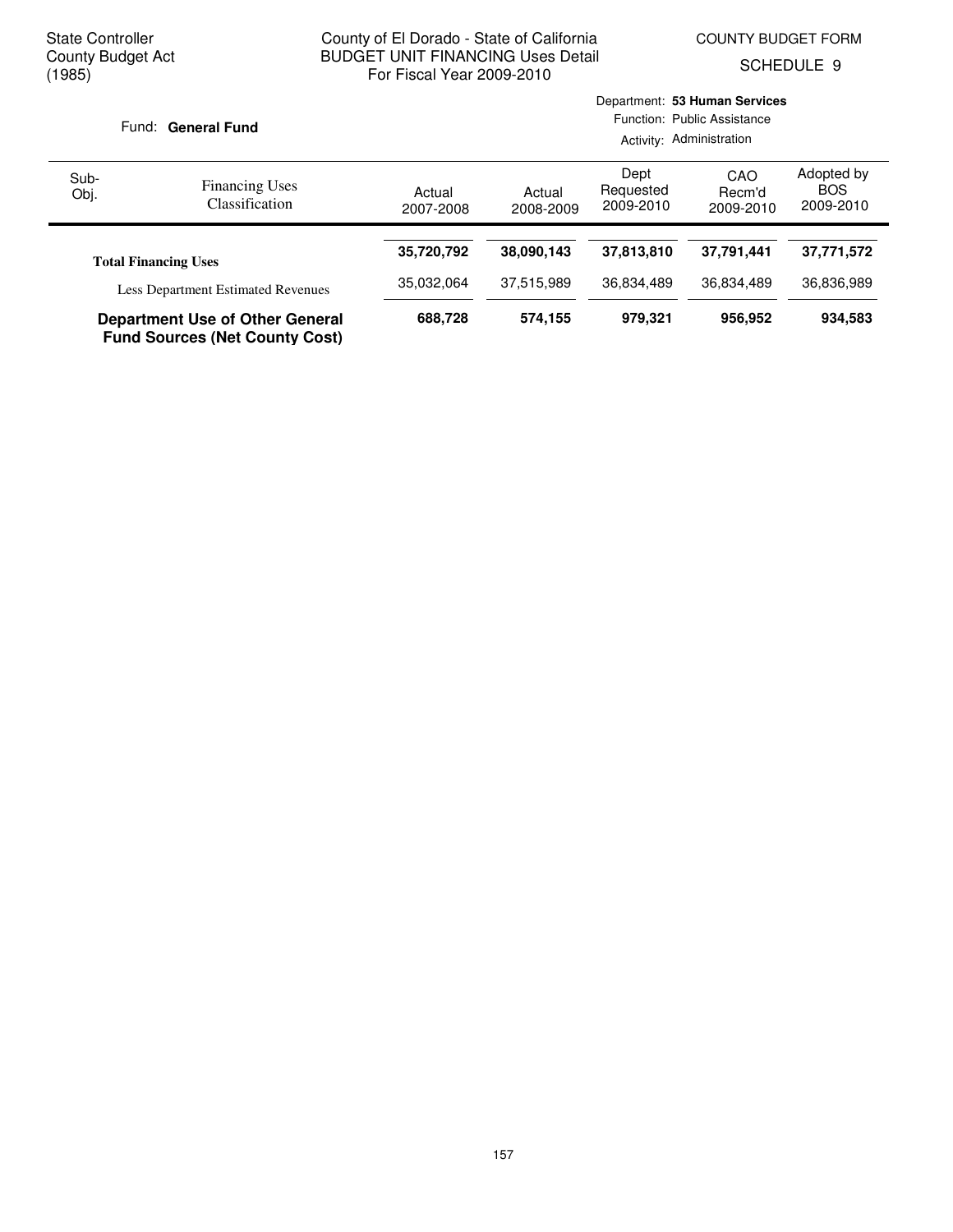State Controller
County Budget Act
(1985)

County of El Dorado - State of California
BUDGET UNIT FINANCING Uses Detail
For Fiscal Year 2009-2010

COUNTY BUDGET FORM
SCHEDULE 9

Fund: **General Fund**

Department: **53 Human Services**
Function: Public Assistance
Activity: Administration

| Sub-Obj. | Financing Uses Classification | Actual 2007-2008 | Actual 2008-2009 | Dept Requested 2009-2010 | CAO Recm'd 2009-2010 | Adopted by BOS 2009-2010 |
|---|---|---|---|---|---|---|
| | **Total Financing Uses** | **35,720,792** | **38,090,143** | **37,813,810** | **37,791,441** | **37,771,572** |
| | Less Department Estimated Revenues | 35,032,064 | 37,515,989 | 36,834,489 | 36,834,489 | 36,836,989 |
| | **Department Use of Other General Fund Sources (Net County Cost)** | **688,728** | **574,155** | **979,321** | **956,952** | **934,583** |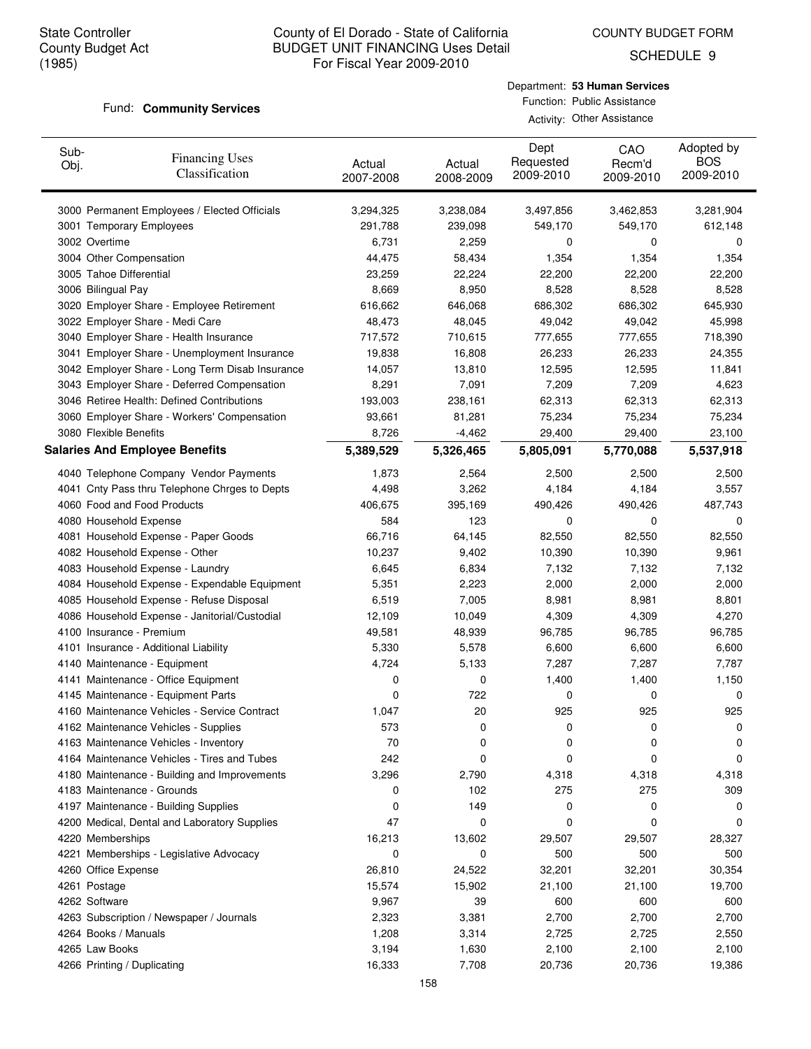State Controller
County Budget Act
(1985)

# County of El Dorado - State of California
## BUDGET UNIT FINANCING Uses Detail
### For Fiscal Year 2009-2010

COUNTY BUDGET FORM
SCHEDULE 9

Fund: **Community Services**

Department: **53 Human Services**
Function: Public Assistance
Activity: Other Assistance

| Sub-Obj. | Financing Uses Classification | Actual 2007-2008 | Actual 2008-2009 | Dept Requested 2009-2010 | CAO Recm'd 2009-2010 | Adopted by BOS 2009-2010 |
|---|---|---|---|---|---|---|
| 3000 | Permanent Employees / Elected Officials | 3,294,325 | 3,238,084 | 3,497,856 | 3,462,853 | 3,281,904 |
| 3001 | Temporary Employees | 291,788 | 239,098 | 549,170 | 549,170 | 612,148 |
| 3002 | Overtime | 6,731 | 2,259 | 0 | 0 | 0 |
| 3004 | Other Compensation | 44,475 | 58,434 | 1,354 | 1,354 | 1,354 |
| 3005 | Tahoe Differential | 23,259 | 22,224 | 22,200 | 22,200 | 22,200 |
| 3006 | Bilingual Pay | 8,669 | 8,950 | 8,528 | 8,528 | 8,528 |
| 3020 | Employer Share - Employee Retirement | 616,662 | 646,068 | 686,302 | 686,302 | 645,930 |
| 3022 | Employer Share - Medi Care | 48,473 | 48,045 | 49,042 | 49,042 | 45,998 |
| 3040 | Employer Share - Health Insurance | 717,572 | 710,615 | 777,655 | 777,655 | 718,390 |
| 3041 | Employer Share - Unemployment Insurance | 19,838 | 16,808 | 26,233 | 26,233 | 24,355 |
| 3042 | Employer Share - Long Term Disab Insurance | 14,057 | 13,810 | 12,595 | 12,595 | 11,841 |
| 3043 | Employer Share - Deferred Compensation | 8,291 | 7,091 | 7,209 | 7,209 | 4,623 |
| 3046 | Retiree Health: Defined Contributions | 193,003 | 238,161 | 62,313 | 62,313 | 62,313 |
| 3060 | Employer Share - Workers' Compensation | 93,661 | 81,281 | 75,234 | 75,234 | 75,234 |
| 3080 | Flexible Benefits | 8,726 | -4,462 | 29,400 | 29,400 | 23,100 |
| **Salaries And Employee Benefits** | | **5,389,529** | **5,326,465** | **5,805,091** | **5,770,088** | **5,537,918** |
| 4040 | Telephone Company Vendor Payments | 1,873 | 2,564 | 2,500 | 2,500 | 2,500 |
| 4041 | Cnty Pass thru Telephone Chrges to Depts | 4,498 | 3,262 | 4,184 | 4,184 | 3,557 |
| 4060 | Food and Food Products | 406,675 | 395,169 | 490,426 | 490,426 | 487,743 |
| 4080 | Household Expense | 584 | 123 | 0 | 0 | 0 |
| 4081 | Household Expense - Paper Goods | 66,716 | 64,145 | 82,550 | 82,550 | 82,550 |
| 4082 | Household Expense - Other | 10,237 | 9,402 | 10,390 | 10,390 | 9,961 |
| 4083 | Household Expense - Laundry | 6,645 | 6,834 | 7,132 | 7,132 | 7,132 |
| 4084 | Household Expense - Expendable Equipment | 5,351 | 2,223 | 2,000 | 2,000 | 2,000 |
| 4085 | Household Expense - Refuse Disposal | 6,519 | 7,005 | 8,981 | 8,981 | 8,801 |
| 4086 | Household Expense - Janitorial/Custodial | 12,109 | 10,049 | 4,309 | 4,309 | 4,270 |
| 4100 | Insurance - Premium | 49,581 | 48,939 | 96,785 | 96,785 | 96,785 |
| 4101 | Insurance - Additional Liability | 5,330 | 5,578 | 6,600 | 6,600 | 6,600 |
| 4140 | Maintenance - Equipment | 4,724 | 5,133 | 7,287 | 7,287 | 7,787 |
| 4141 | Maintenance - Office Equipment | 0 | 0 | 1,400 | 1,400 | 1,150 |
| 4145 | Maintenance - Equipment Parts | 0 | 722 | 0 | 0 | 0 |
| 4160 | Maintenance Vehicles - Service Contract | 1,047 | 20 | 925 | 925 | 925 |
| 4162 | Maintenance Vehicles - Supplies | 573 | 0 | 0 | 0 | 0 |
| 4163 | Maintenance Vehicles - Inventory | 70 | 0 | 0 | 0 | 0 |
| 4164 | Maintenance Vehicles - Tires and Tubes | 242 | 0 | 0 | 0 | 0 |
| 4180 | Maintenance - Building and Improvements | 3,296 | 2,790 | 4,318 | 4,318 | 4,318 |
| 4183 | Maintenance - Grounds | 0 | 102 | 275 | 275 | 309 |
| 4197 | Maintenance - Building Supplies | 0 | 149 | 0 | 0 | 0 |
| 4200 | Medical, Dental and Laboratory Supplies | 47 | 0 | 0 | 0 | 0 |
| 4220 | Memberships | 16,213 | 13,602 | 29,507 | 29,507 | 28,327 |
| 4221 | Memberships - Legislative Advocacy | 0 | 0 | 500 | 500 | 500 |
| 4260 | Office Expense | 26,810 | 24,522 | 32,201 | 32,201 | 30,354 |
| 4261 | Postage | 15,574 | 15,902 | 21,100 | 21,100 | 19,700 |
| 4262 | Software | 9,967 | 39 | 600 | 600 | 600 |
| 4263 | Subscription / Newspaper / Journals | 2,323 | 3,381 | 2,700 | 2,700 | 2,700 |
| 4264 | Books / Manuals | 1,208 | 3,314 | 2,725 | 2,725 | 2,550 |
| 4265 | Law Books | 3,194 | 1,630 | 2,100 | 2,100 | 2,100 |
| 4266 | Printing / Duplicating | 16,333 | 7,708 | 20,736 | 20,736 | 19,386 |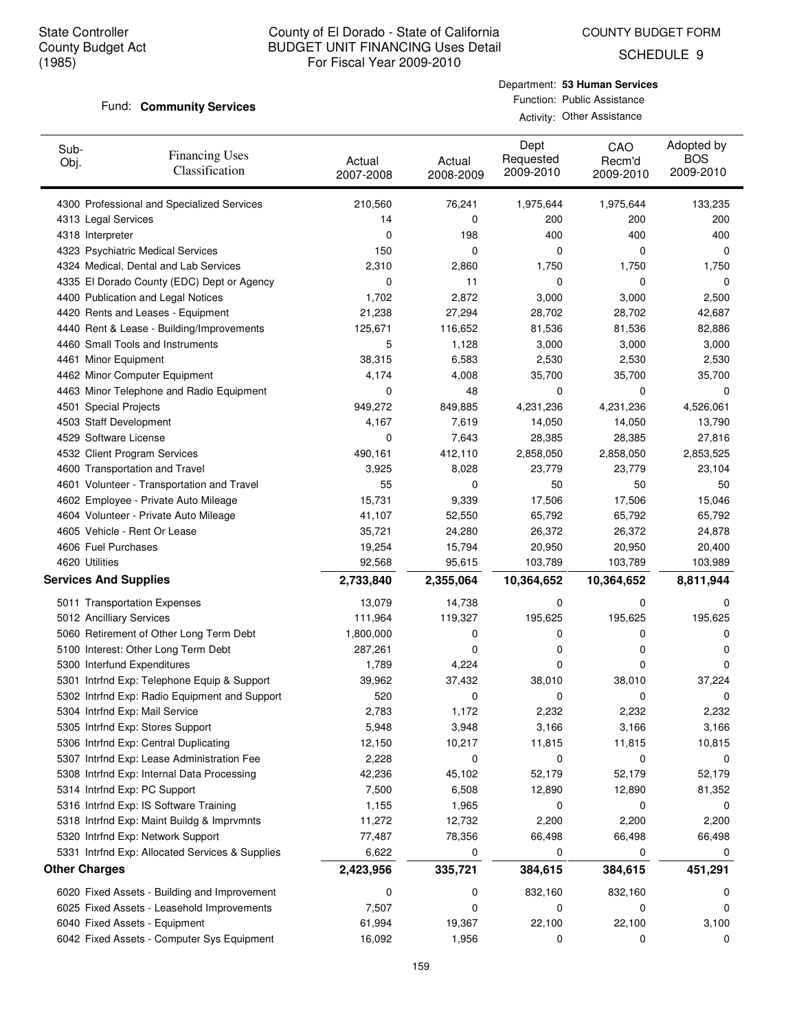State Controller
County Budget Act
(1985)

# County of El Dorado - State of California
## BUDGET UNIT FINANCING Uses Detail
### For Fiscal Year 2009-2010

COUNTY BUDGET FORM
SCHEDULE 9

Fund: **Community Services**

Department: **53 Human Services**
Function: Public Assistance
Activity: Other Assistance

| Sub-Obj. | Financing Uses Classification | Actual 2007-2008 | Actual 2008-2009 | Dept Requested 2009-2010 | CAO Recm'd 2009-2010 | Adopted by BOS 2009-2010 |
|---|---|---|---|---|---|---|
| 4300 | Professional and Specialized Services | 210,560 | 76,241 | 1,975,644 | 1,975,644 | 133,235 |
| 4313 | Legal Services | 14 | 0 | 200 | 200 | 200 |
| 4318 | Interpreter | 0 | 198 | 400 | 400 | 400 |
| 4323 | Psychiatric Medical Services | 150 | 0 | 0 | 0 | 0 |
| 4324 | Medical, Dental and Lab Services | 2,310 | 2,860 | 1,750 | 1,750 | 1,750 |
| 4335 | El Dorado County (EDC) Dept or Agency | 0 | 11 | 0 | 0 | 0 |
| 4400 | Publication and Legal Notices | 1,702 | 2,872 | 3,000 | 3,000 | 2,500 |
| 4420 | Rents and Leases - Equipment | 21,238 | 27,294 | 28,702 | 28,702 | 42,687 |
| 4440 | Rent & Lease - Building/Improvements | 125,671 | 116,652 | 81,536 | 81,536 | 82,886 |
| 4460 | Small Tools and Instruments | 5 | 1,128 | 3,000 | 3,000 | 3,000 |
| 4461 | Minor Equipment | 38,315 | 6,583 | 2,530 | 2,530 | 2,530 |
| 4462 | Minor Computer Equipment | 4,174 | 4,008 | 35,700 | 35,700 | 35,700 |
| 4463 | Minor Telephone and Radio Equipment | 0 | 48 | 0 | 0 | 0 |
| 4501 | Special Projects | 949,272 | 849,885 | 4,231,236 | 4,231,236 | 4,526,061 |
| 4503 | Staff Development | 4,167 | 7,619 | 14,050 | 14,050 | 13,790 |
| 4529 | Software License | 0 | 7,643 | 28,385 | 28,385 | 27,816 |
| 4532 | Client Program Services | 490,161 | 412,110 | 2,858,050 | 2,858,050 | 2,853,525 |
| 4600 | Transportation and Travel | 3,925 | 8,028 | 23,779 | 23,779 | 23,104 |
| 4601 | Volunteer - Transportation and Travel | 55 | 0 | 50 | 50 | 50 |
| 4602 | Employee - Private Auto Mileage | 15,731 | 9,339 | 17,506 | 17,506 | 15,046 |
| 4604 | Volunteer - Private Auto Mileage | 41,107 | 52,550 | 65,792 | 65,792 | 65,792 |
| 4605 | Vehicle - Rent Or Lease | 35,721 | 24,280 | 26,372 | 26,372 | 24,878 |
| 4606 | Fuel Purchases | 19,254 | 15,794 | 20,950 | 20,950 | 20,400 |
| 4620 | Utilities | 92,568 | 95,615 | 103,789 | 103,789 | 103,989 |
| **Services And Supplies** | | **2,733,840** | **2,355,064** | **10,364,652** | **10,364,652** | **8,811,944** |
| 5011 | Transportation Expenses | 13,079 | 14,738 | 0 | 0 | 0 |
| 5012 | Ancilliary Services | 111,964 | 119,327 | 195,625 | 195,625 | 195,625 |
| 5060 | Retirement of Other Long Term Debt | 1,800,000 | 0 | 0 | 0 | 0 |
| 5100 | Interest: Other Long Term Debt | 287,261 | 0 | 0 | 0 | 0 |
| 5300 | Interfund Expenditures | 1,789 | 4,224 | 0 | 0 | 0 |
| 5301 | Intrfnd Exp: Telephone Equip & Support | 39,962 | 37,432 | 38,010 | 38,010 | 37,224 |
| 5302 | Intrfnd Exp: Radio Equipment and Support | 520 | 0 | 0 | 0 | 0 |
| 5304 | Intrfnd Exp: Mail Service | 2,783 | 1,172 | 2,232 | 2,232 | 2,232 |
| 5305 | Intrfnd Exp: Stores Support | 5,948 | 3,948 | 3,166 | 3,166 | 3,166 |
| 5306 | Intrfnd Exp: Central Duplicating | 12,150 | 10,217 | 11,815 | 11,815 | 10,815 |
| 5307 | Intrfnd Exp: Lease Administration Fee | 2,228 | 0 | 0 | 0 | 0 |
| 5308 | Intrfnd Exp: Internal Data Processing | 42,236 | 45,102 | 52,179 | 52,179 | 52,179 |
| 5314 | Intrfnd Exp: PC Support | 7,500 | 6,508 | 12,890 | 12,890 | 81,352 |
| 5316 | Intrfnd Exp: IS Software Training | 1,155 | 1,965 | 0 | 0 | 0 |
| 5318 | Intrfnd Exp: Maint Buildg & Imprvmnts | 11,272 | 12,732 | 2,200 | 2,200 | 2,200 |
| 5320 | Intrfnd Exp: Network Support | 77,487 | 78,356 | 66,498 | 66,498 | 66,498 |
| 5331 | Intrfnd Exp: Allocated Services & Supplies | 6,622 | 0 | 0 | 0 | 0 |
| **Other Charges** | | **2,423,956** | **335,721** | **384,615** | **384,615** | **451,291** |
| 6020 | Fixed Assets - Building and Improvement | 0 | 0 | 832,160 | 832,160 | 0 |
| 6025 | Fixed Assets - Leasehold Improvements | 7,507 | 0 | 0 | 0 | 0 |
| 6040 | Fixed Assets - Equipment | 61,994 | 19,367 | 22,100 | 22,100 | 3,100 |
| 6042 | Fixed Assets - Computer Sys Equipment | 16,092 | 1,956 | 0 | 0 | 0 |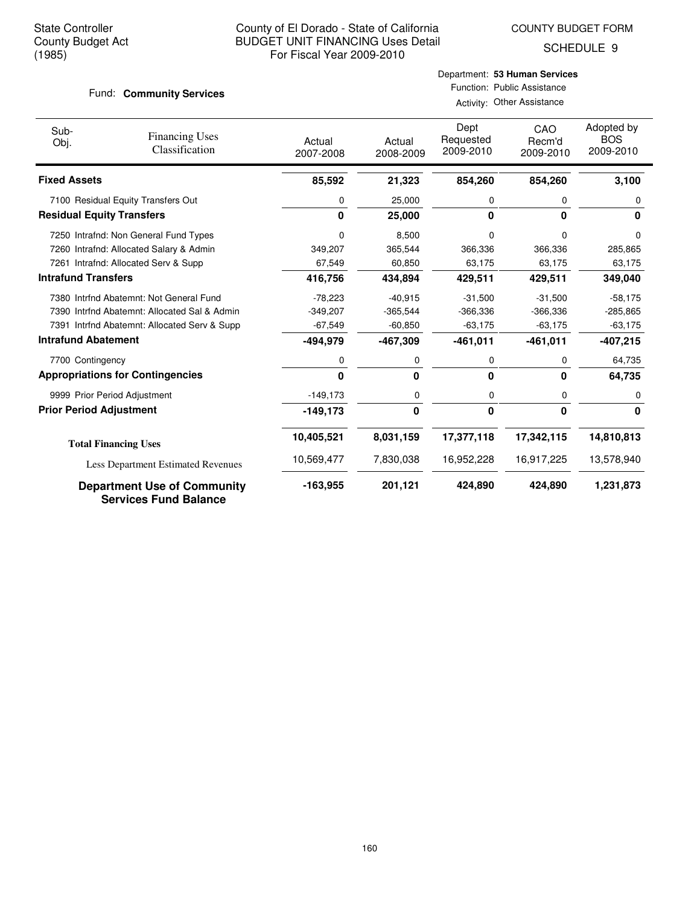State Controller
County Budget Act
(1985)

County of El Dorado - State of California
BUDGET UNIT FINANCING Uses Detail
For Fiscal Year 2009-2010

COUNTY BUDGET FORM
SCHEDULE 9

Fund: **Community Services**

Department: **53 Human Services**
Function: Public Assistance
Activity: Other Assistance

| Sub-Obj. | Financing Uses Classification | Actual 2007-2008 | Actual 2008-2009 | Dept Requested 2009-2010 | CAO Recm'd 2009-2010 | Adopted by BOS 2009-2010 |
|---|---|---|---|---|---|---|
| **Fixed Assets** | | **85,592** | **21,323** | **854,260** | **854,260** | **3,100** |
| 7100 | Residual Equity Transfers Out | 0 | 25,000 | 0 | 0 | 0 |
| **Residual Equity Transfers** | | **0** | **25,000** | **0** | **0** | **0** |
| 7250 | Intrafnd: Non General Fund Types | 0 | 8,500 | 0 | 0 | 0 |
| 7260 | Intrafnd: Allocated Salary & Admin | 349,207 | 365,544 | 366,336 | 366,336 | 285,865 |
| 7261 | Intrafnd: Allocated Serv & Supp | 67,549 | 60,850 | 63,175 | 63,175 | 63,175 |
| **Intrafund Transfers** | | **416,756** | **434,894** | **429,511** | **429,511** | **349,040** |
| 7380 | Intrfnd Abatemnt: Not General Fund | -78,223 | -40,915 | -31,500 | -31,500 | -58,175 |
| 7390 | Intrfnd Abatemnt: Allocated Sal & Admin | -349,207 | -365,544 | -366,336 | -366,336 | -285,865 |
| 7391 | Intrfnd Abatemnt: Allocated Serv & Supp | -67,549 | -60,850 | -63,175 | -63,175 | -63,175 |
| **Intrafund Abatement** | | **-494,979** | **-467,309** | **-461,011** | **-461,011** | **-407,215** |
| 7700 | Contingency | 0 | 0 | 0 | 0 | 64,735 |
| **Appropriations for Contingencies** | | **0** | **0** | **0** | **0** | **64,735** |
| 9999 | Prior Period Adjustment | -149,173 | 0 | 0 | 0 | 0 |
| **Prior Period Adjustment** | | **-149,173** | **0** | **0** | **0** | **0** |
| **Total Financing Uses** | | **10,405,521** | **8,031,159** | **17,377,118** | **17,342,115** | **14,810,813** |
| Less Department Estimated Revenues | | 10,569,477 | 7,830,038 | 16,952,228 | 16,917,225 | 13,578,940 |
| **Department Use of Community Services Fund Balance** | | **-163,955** | **201,121** | **424,890** | **424,890** | **1,231,873** |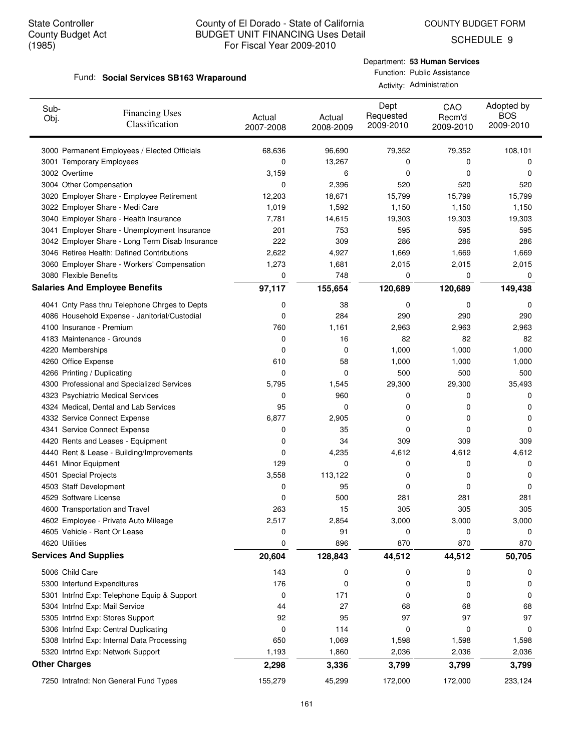State Controller
County Budget Act
(1985)

# County of El Dorado - State of California
## BUDGET UNIT FINANCING Uses Detail
For Fiscal Year 2009-2010

COUNTY BUDGET FORM
SCHEDULE 9

Fund: **Social Services SB163 Wraparound**

Department: **53 Human Services**
Function: Public Assistance
Activity: Administration

| Sub-Obj. | Financing Uses Classification | Actual 2007-2008 | Actual 2008-2009 | Dept Requested 2009-2010 | CAO Recm'd 2009-2010 | Adopted by BOS 2009-2010 |
|---|---|---|---|---|---|---|
| 3000 | Permanent Employees / Elected Officials | 68,636 | 96,690 | 79,352 | 79,352 | 108,101 |
| 3001 | Temporary Employees | 0 | 13,267 | 0 | 0 | 0 |
| 3002 | Overtime | 3,159 | 6 | 0 | 0 | 0 |
| 3004 | Other Compensation | 0 | 2,396 | 520 | 520 | 520 |
| 3020 | Employer Share - Employee Retirement | 12,203 | 18,671 | 15,799 | 15,799 | 15,799 |
| 3022 | Employer Share - Medi Care | 1,019 | 1,592 | 1,150 | 1,150 | 1,150 |
| 3040 | Employer Share - Health Insurance | 7,781 | 14,615 | 19,303 | 19,303 | 19,303 |
| 3041 | Employer Share - Unemployment Insurance | 201 | 753 | 595 | 595 | 595 |
| 3042 | Employer Share - Long Term Disab Insurance | 222 | 309 | 286 | 286 | 286 |
| 3046 | Retiree Health: Defined Contributions | 2,622 | 4,927 | 1,669 | 1,669 | 1,669 |
| 3060 | Employer Share - Workers' Compensation | 1,273 | 1,681 | 2,015 | 2,015 | 2,015 |
| 3080 | Flexible Benefits | 0 | 748 | 0 | 0 | 0 |
| **Salaries And Employee Benefits** | | **97,117** | **155,654** | **120,689** | **120,689** | **149,438** |
| 4041 | Cnty Pass thru Telephone Chrges to Depts | 0 | 38 | 0 | 0 | 0 |
| 4086 | Household Expense - Janitorial/Custodial | 0 | 284 | 290 | 290 | 290 |
| 4100 | Insurance - Premium | 760 | 1,161 | 2,963 | 2,963 | 2,963 |
| 4183 | Maintenance - Grounds | 0 | 16 | 82 | 82 | 82 |
| 4220 | Memberships | 0 | 0 | 1,000 | 1,000 | 1,000 |
| 4260 | Office Expense | 610 | 58 | 1,000 | 1,000 | 1,000 |
| 4266 | Printing / Duplicating | 0 | 0 | 500 | 500 | 500 |
| 4300 | Professional and Specialized Services | 5,795 | 1,545 | 29,300 | 29,300 | 35,493 |
| 4323 | Psychiatric Medical Services | 0 | 960 | 0 | 0 | 0 |
| 4324 | Medical, Dental and Lab Services | 95 | 0 | 0 | 0 | 0 |
| 4332 | Service Connect Expense | 6,877 | 2,905 | 0 | 0 | 0 |
| 4341 | Service Connect Expense | 0 | 35 | 0 | 0 | 0 |
| 4420 | Rents and Leases - Equipment | 0 | 34 | 309 | 309 | 309 |
| 4440 | Rent & Lease - Building/Improvements | 0 | 4,235 | 4,612 | 4,612 | 4,612 |
| 4461 | Minor Equipment | 129 | 0 | 0 | 0 | 0 |
| 4501 | Special Projects | 3,558 | 113,122 | 0 | 0 | 0 |
| 4503 | Staff Development | 0 | 95 | 0 | 0 | 0 |
| 4529 | Software License | 0 | 500 | 281 | 281 | 281 |
| 4600 | Transportation and Travel | 263 | 15 | 305 | 305 | 305 |
| 4602 | Employee - Private Auto Mileage | 2,517 | 2,854 | 3,000 | 3,000 | 3,000 |
| 4605 | Vehicle - Rent Or Lease | 0 | 91 | 0 | 0 | 0 |
| 4620 | Utilities | 0 | 896 | 870 | 870 | 870 |
| **Services And Supplies** | | **20,604** | **128,843** | **44,512** | **44,512** | **50,705** |
| 5006 | Child Care | 143 | 0 | 0 | 0 | 0 |
| 5300 | Interfund Expenditures | 176 | 0 | 0 | 0 | 0 |
| 5301 | Intrfnd Exp: Telephone Equip & Support | 0 | 171 | 0 | 0 | 0 |
| 5304 | Intrfnd Exp: Mail Service | 44 | 27 | 68 | 68 | 68 |
| 5305 | Intrfnd Exp: Stores Support | 92 | 95 | 97 | 97 | 97 |
| 5306 | Intrfnd Exp: Central Duplicating | 0 | 114 | 0 | 0 | 0 |
| 5308 | Intrfnd Exp: Internal Data Processing | 650 | 1,069 | 1,598 | 1,598 | 1,598 |
| 5320 | Intrfnd Exp: Network Support | 1,193 | 1,860 | 2,036 | 2,036 | 2,036 |
| **Other Charges** | | **2,298** | **3,336** | **3,799** | **3,799** | **3,799** |
| 7250 | Intrafnd: Non General Fund Types | 155,279 | 45,299 | 172,000 | 172,000 | 233,124 |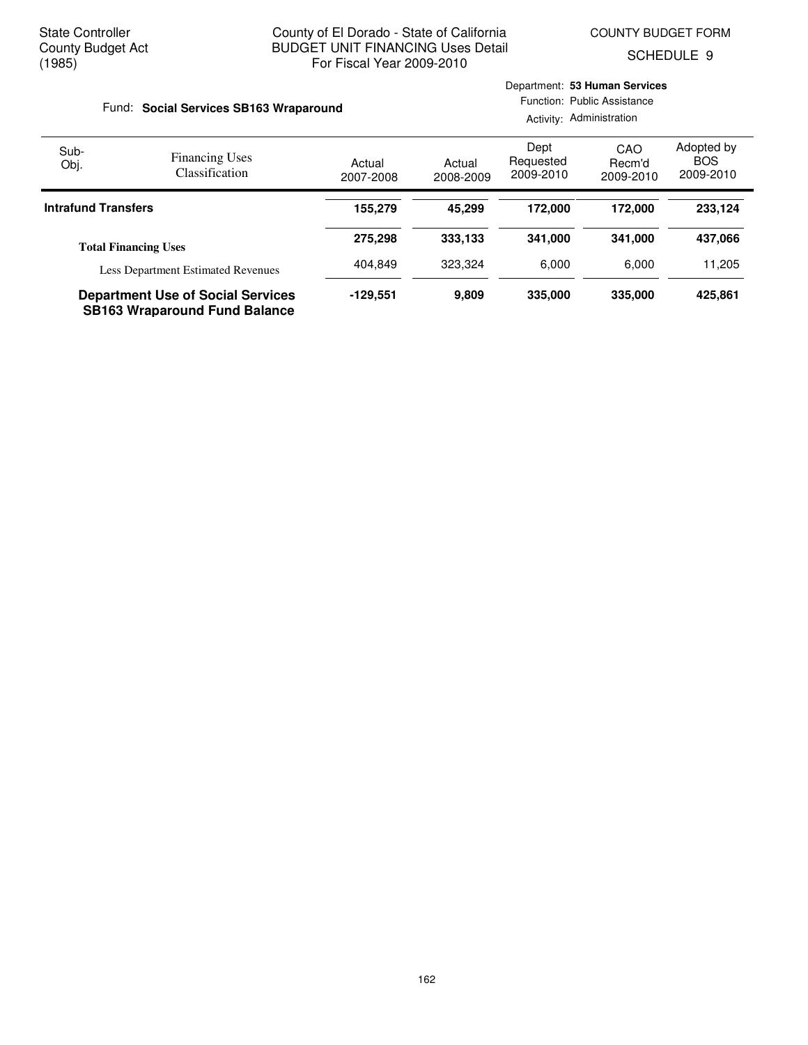State Controller
County Budget Act
(1985)

County of El Dorado - State of California
BUDGET UNIT FINANCING Uses Detail
For Fiscal Year 2009-2010

COUNTY BUDGET FORM
SCHEDULE 9

Fund: **Social Services SB163 Wraparound**

Department: **53 Human Services**
Function: Public Assistance
Activity: Administration

| Sub-Obj. | Financing Uses Classification | Actual 2007-2008 | Actual 2008-2009 | Dept Requested 2009-2010 | CAO Recm'd 2009-2010 | Adopted by BOS 2009-2010 |
|---|---|---|---|---|---|---|
| **Intrafund Transfers** | | **155,279** | **45,299** | **172,000** | **172,000** | **233,124** |
| **Total Financing Uses** | | **275,298** | **333,133** | **341,000** | **341,000** | **437,066** |
| | Less Department Estimated Revenues | 404,849 | 323,324 | 6,000 | 6,000 | 11,205 |
| **Department Use of Social Services SB163 Wraparound Fund Balance** | | **-129,551** | **9,809** | **335,000** | **335,000** | **425,861** |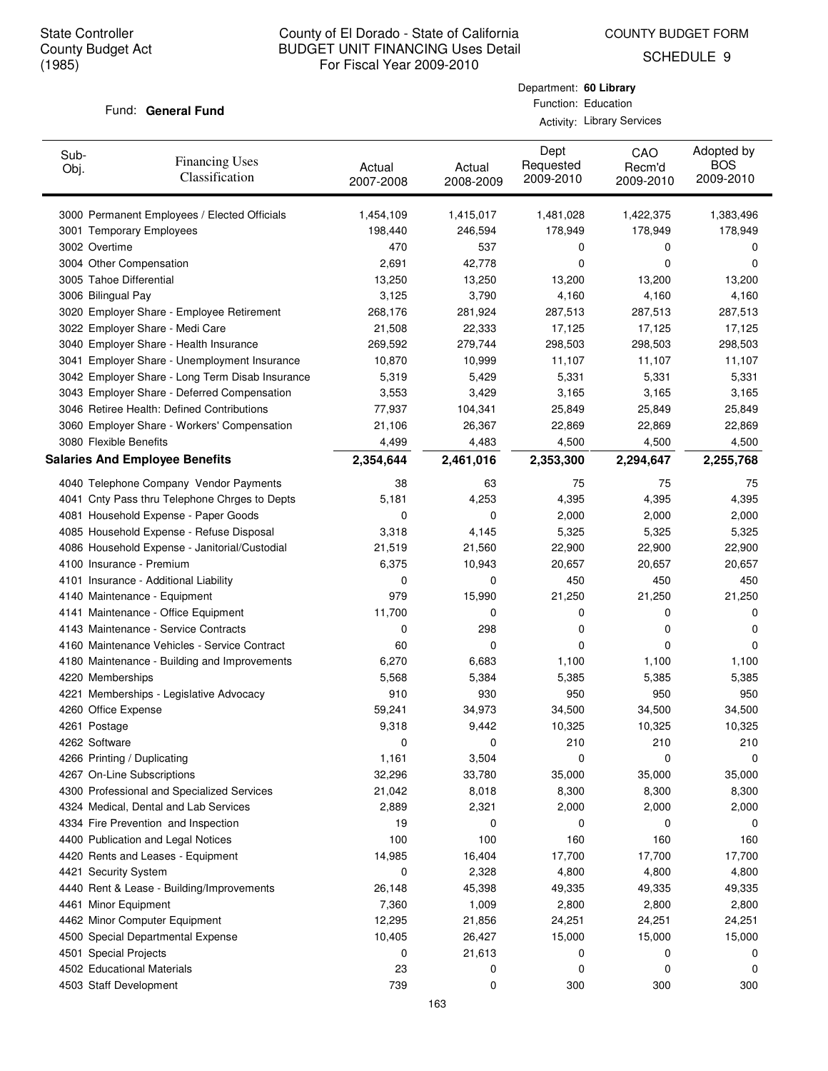State Controller
County Budget Act
(1985)

# County of El Dorado - State of California
## BUDGET UNIT FINANCING Uses Detail
### For Fiscal Year 2009-2010

COUNTY BUDGET FORM
SCHEDULE 9

Fund: **General Fund**

Department: **60 Library**
Function: Education
Activity: Library Services

| Sub-Obj. | Financing Uses Classification | Actual 2007-2008 | Actual 2008-2009 | Dept Requested 2009-2010 | CAO Recm'd 2009-2010 | Adopted by BOS 2009-2010 |
|---|---|---|---|---|---|---|
| 3000 | Permanent Employees / Elected Officials | 1,454,109 | 1,415,017 | 1,481,028 | 1,422,375 | 1,383,496 |
| 3001 | Temporary Employees | 198,440 | 246,594 | 178,949 | 178,949 | 178,949 |
| 3002 | Overtime | 470 | 537 | 0 | 0 | 0 |
| 3004 | Other Compensation | 2,691 | 42,778 | 0 | 0 | 0 |
| 3005 | Tahoe Differential | 13,250 | 13,250 | 13,200 | 13,200 | 13,200 |
| 3006 | Bilingual Pay | 3,125 | 3,790 | 4,160 | 4,160 | 4,160 |
| 3020 | Employer Share - Employee Retirement | 268,176 | 281,924 | 287,513 | 287,513 | 287,513 |
| 3022 | Employer Share - Medi Care | 21,508 | 22,333 | 17,125 | 17,125 | 17,125 |
| 3040 | Employer Share - Health Insurance | 269,592 | 279,744 | 298,503 | 298,503 | 298,503 |
| 3041 | Employer Share - Unemployment Insurance | 10,870 | 10,999 | 11,107 | 11,107 | 11,107 |
| 3042 | Employer Share - Long Term Disab Insurance | 5,319 | 5,429 | 5,331 | 5,331 | 5,331 |
| 3043 | Employer Share - Deferred Compensation | 3,553 | 3,429 | 3,165 | 3,165 | 3,165 |
| 3046 | Retiree Health: Defined Contributions | 77,937 | 104,341 | 25,849 | 25,849 | 25,849 |
| 3060 | Employer Share - Workers' Compensation | 21,106 | 26,367 | 22,869 | 22,869 | 22,869 |
| 3080 | Flexible Benefits | 4,499 | 4,483 | 4,500 | 4,500 | 4,500 |
| **Salaries And Employee Benefits** | | **2,354,644** | **2,461,016** | **2,353,300** | **2,294,647** | **2,255,768** |
| 4040 | Telephone Company Vendor Payments | 38 | 63 | 75 | 75 | 75 |
| 4041 | Cnty Pass thru Telephone Chrges to Depts | 5,181 | 4,253 | 4,395 | 4,395 | 4,395 |
| 4081 | Household Expense - Paper Goods | 0 | 0 | 2,000 | 2,000 | 2,000 |
| 4085 | Household Expense - Refuse Disposal | 3,318 | 4,145 | 5,325 | 5,325 | 5,325 |
| 4086 | Household Expense - Janitorial/Custodial | 21,519 | 21,560 | 22,900 | 22,900 | 22,900 |
| 4100 | Insurance - Premium | 6,375 | 10,943 | 20,657 | 20,657 | 20,657 |
| 4101 | Insurance - Additional Liability | 0 | 0 | 450 | 450 | 450 |
| 4140 | Maintenance - Equipment | 979 | 15,990 | 21,250 | 21,250 | 21,250 |
| 4141 | Maintenance - Office Equipment | 11,700 | 0 | 0 | 0 | 0 |
| 4143 | Maintenance - Service Contracts | 0 | 298 | 0 | 0 | 0 |
| 4160 | Maintenance Vehicles - Service Contract | 60 | 0 | 0 | 0 | 0 |
| 4180 | Maintenance - Building and Improvements | 6,270 | 6,683 | 1,100 | 1,100 | 1,100 |
| 4220 | Memberships | 5,568 | 5,384 | 5,385 | 5,385 | 5,385 |
| 4221 | Memberships - Legislative Advocacy | 910 | 930 | 950 | 950 | 950 |
| 4260 | Office Expense | 59,241 | 34,973 | 34,500 | 34,500 | 34,500 |
| 4261 | Postage | 9,318 | 9,442 | 10,325 | 10,325 | 10,325 |
| 4262 | Software | 0 | 0 | 210 | 210 | 210 |
| 4266 | Printing / Duplicating | 1,161 | 3,504 | 0 | 0 | 0 |
| 4267 | On-Line Subscriptions | 32,296 | 33,780 | 35,000 | 35,000 | 35,000 |
| 4300 | Professional and Specialized Services | 21,042 | 8,018 | 8,300 | 8,300 | 8,300 |
| 4324 | Medical, Dental and Lab Services | 2,889 | 2,321 | 2,000 | 2,000 | 2,000 |
| 4334 | Fire Prevention and Inspection | 19 | 0 | 0 | 0 | 0 |
| 4400 | Publication and Legal Notices | 100 | 100 | 160 | 160 | 160 |
| 4420 | Rents and Leases - Equipment | 14,985 | 16,404 | 17,700 | 17,700 | 17,700 |
| 4421 | Security System | 0 | 2,328 | 4,800 | 4,800 | 4,800 |
| 4440 | Rent & Lease - Building/Improvements | 26,148 | 45,398 | 49,335 | 49,335 | 49,335 |
| 4461 | Minor Equipment | 7,360 | 1,009 | 2,800 | 2,800 | 2,800 |
| 4462 | Minor Computer Equipment | 12,295 | 21,856 | 24,251 | 24,251 | 24,251 |
| 4500 | Special Departmental Expense | 10,405 | 26,427 | 15,000 | 15,000 | 15,000 |
| 4501 | Special Projects | 0 | 21,613 | 0 | 0 | 0 |
| 4502 | Educational Materials | 23 | 0 | 0 | 0 | 0 |
| 4503 | Staff Development | 739 | 0 | 300 | 300 | 300 |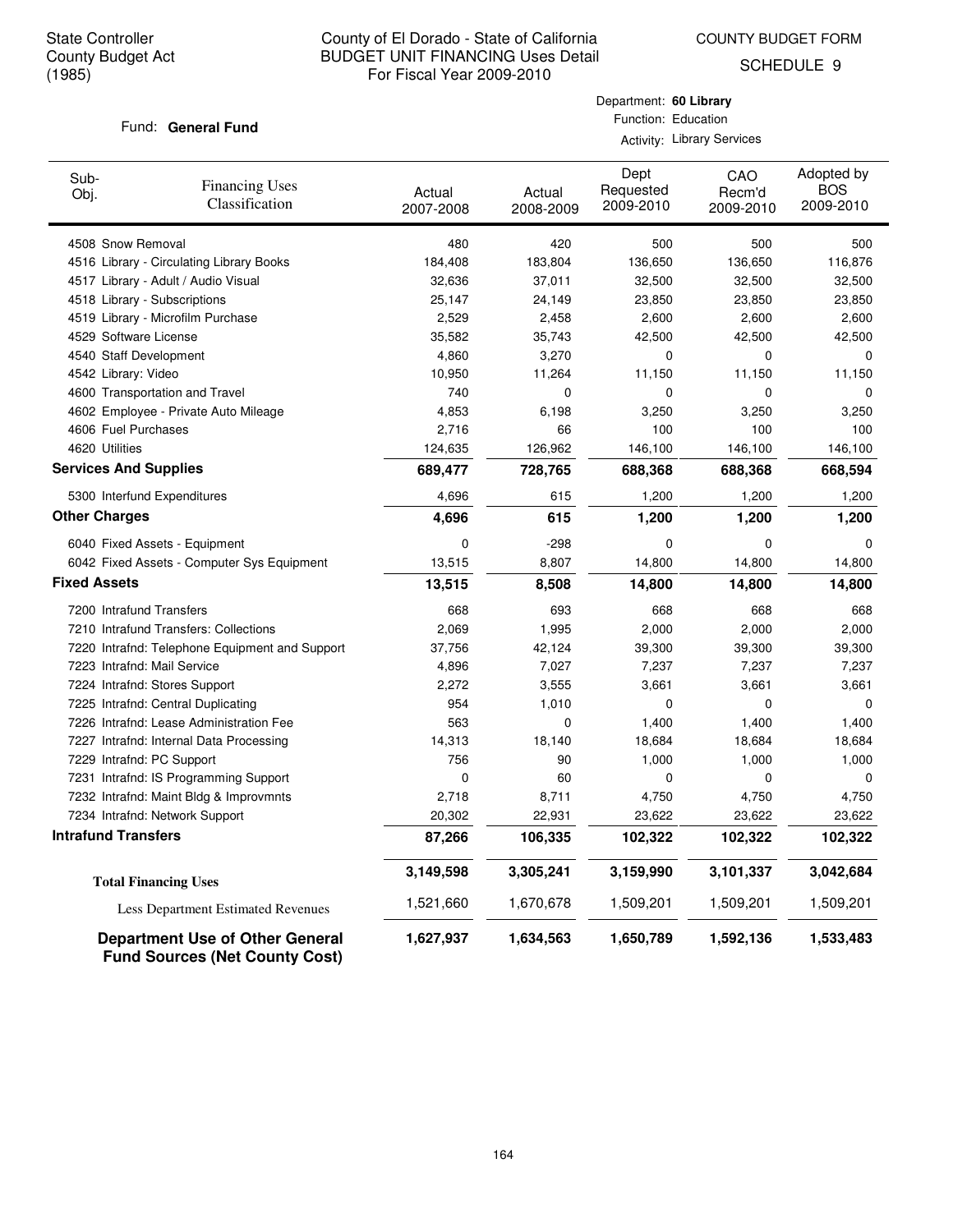State Controller
County Budget Act
(1985)

County of El Dorado - State of California
BUDGET UNIT FINANCING Uses Detail
For Fiscal Year 2009-2010

COUNTY BUDGET FORM
SCHEDULE 9

Fund: **General Fund**

Department: **60 Library**
Function: Education
Activity: Library Services

| Sub-Obj. | Financing Uses Classification | Actual 2007-2008 | Actual 2008-2009 | Dept Requested 2009-2010 | CAO Recm'd 2009-2010 | Adopted by BOS 2009-2010 |
|---|---|---|---|---|---|---|
| 4508 | Snow Removal | 480 | 420 | 500 | 500 | 500 |
| 4516 | Library - Circulating Library Books | 184,408 | 183,804 | 136,650 | 136,650 | 116,876 |
| 4517 | Library - Adult / Audio Visual | 32,636 | 37,011 | 32,500 | 32,500 | 32,500 |
| 4518 | Library - Subscriptions | 25,147 | 24,149 | 23,850 | 23,850 | 23,850 |
| 4519 | Library - Microfilm Purchase | 2,529 | 2,458 | 2,600 | 2,600 | 2,600 |
| 4529 | Software License | 35,582 | 35,743 | 42,500 | 42,500 | 42,500 |
| 4540 | Staff Development | 4,860 | 3,270 | 0 | 0 | 0 |
| 4542 | Library: Video | 10,950 | 11,264 | 11,150 | 11,150 | 11,150 |
| 4600 | Transportation and Travel | 740 | 0 | 0 | 0 | 0 |
| 4602 | Employee - Private Auto Mileage | 4,853 | 6,198 | 3,250 | 3,250 | 3,250 |
| 4606 | Fuel Purchases | 2,716 | 66 | 100 | 100 | 100 |
| 4620 | Utilities | 124,635 | 126,962 | 146,100 | 146,100 | 146,100 |
| **Services And Supplies** | | **689,477** | **728,765** | **688,368** | **688,368** | **668,594** |
| 5300 | Interfund Expenditures | 4,696 | 615 | 1,200 | 1,200 | 1,200 |
| **Other Charges** | | **4,696** | **615** | **1,200** | **1,200** | **1,200** |
| 6040 | Fixed Assets - Equipment | 0 | -298 | 0 | 0 | 0 |
| 6042 | Fixed Assets - Computer Sys Equipment | 13,515 | 8,807 | 14,800 | 14,800 | 14,800 |
| **Fixed Assets** | | **13,515** | **8,508** | **14,800** | **14,800** | **14,800** |
| 7200 | Intrafund Transfers | 668 | 693 | 668 | 668 | 668 |
| 7210 | Intrafund Transfers: Collections | 2,069 | 1,995 | 2,000 | 2,000 | 2,000 |
| 7220 | Intrafnd: Telephone Equipment and Support | 37,756 | 42,124 | 39,300 | 39,300 | 39,300 |
| 7223 | Intrafnd: Mail Service | 4,896 | 7,027 | 7,237 | 7,237 | 7,237 |
| 7224 | Intrafnd: Stores Support | 2,272 | 3,555 | 3,661 | 3,661 | 3,661 |
| 7225 | Intrafnd: Central Duplicating | 954 | 1,010 | 0 | 0 | 0 |
| 7226 | Intrafnd: Lease Administration Fee | 563 | 0 | 1,400 | 1,400 | 1,400 |
| 7227 | Intrafnd: Internal Data Processing | 14,313 | 18,140 | 18,684 | 18,684 | 18,684 |
| 7229 | Intrafnd: PC Support | 756 | 90 | 1,000 | 1,000 | 1,000 |
| 7231 | Intrafnd: IS Programming Support | 0 | 60 | 0 | 0 | 0 |
| 7232 | Intrafnd: Maint Bldg & Improvmnts | 2,718 | 8,711 | 4,750 | 4,750 | 4,750 |
| 7234 | Intrafnd: Network Support | 20,302 | 22,931 | 23,622 | 23,622 | 23,622 |
| **Intrafund Transfers** | | **87,266** | **106,335** | **102,322** | **102,322** | **102,322** |
| **Total Financing Uses** | | **3,149,598** | **3,305,241** | **3,159,990** | **3,101,337** | **3,042,684** |
| Less Department Estimated Revenues | | 1,521,660 | 1,670,678 | 1,509,201 | 1,509,201 | 1,509,201 |
| **Department Use of Other General Fund Sources (Net County Cost)** | | **1,627,937** | **1,634,563** | **1,650,789** | **1,592,136** | **1,533,483** |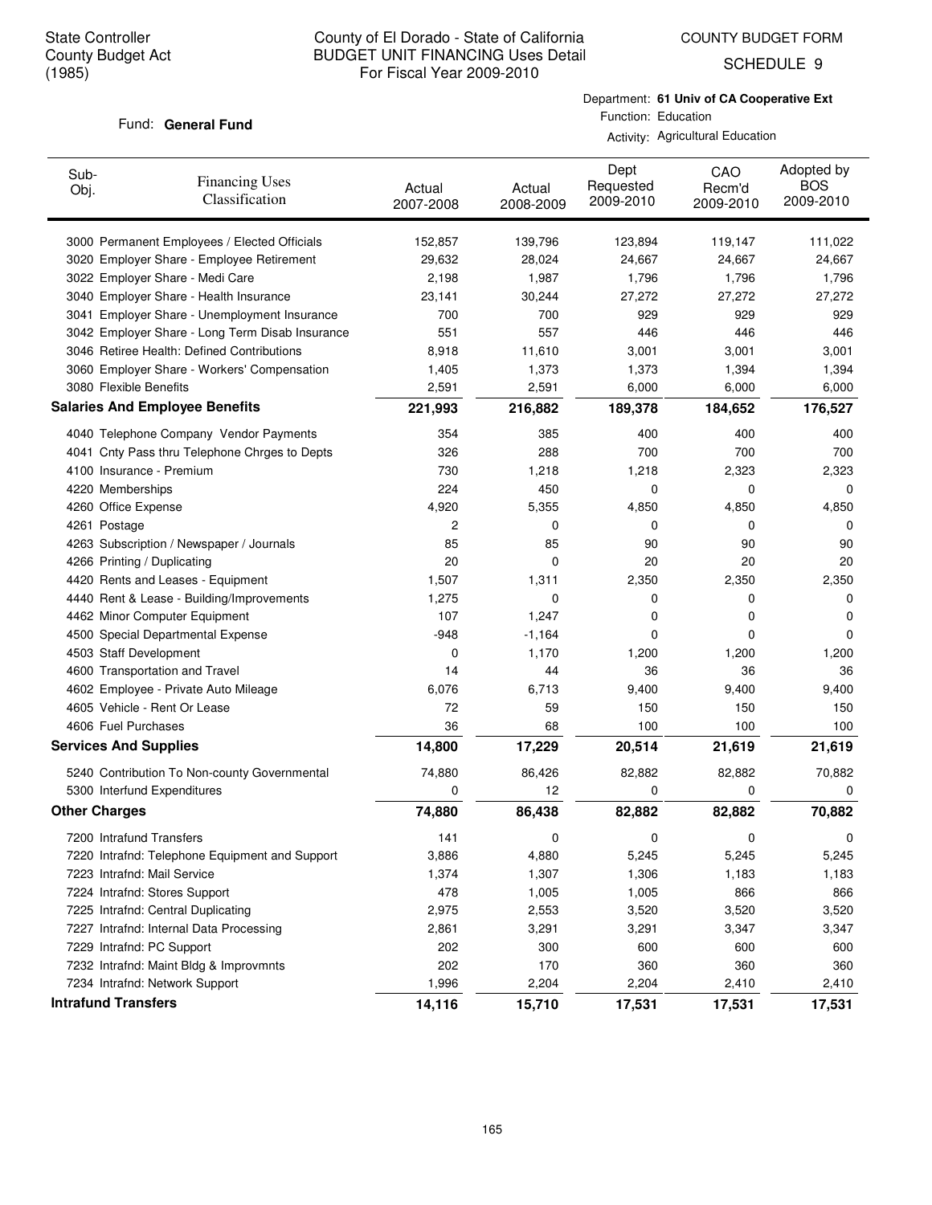State Controller
County Budget Act
(1985)

# County of El Dorado - State of California
## BUDGET UNIT FINANCING Uses Detail
For Fiscal Year 2009-2010

COUNTY BUDGET FORM
SCHEDULE 9

Fund: **General Fund**

Department: **61 Univ of CA Cooperative Ext**
Function: Education
Activity: Agricultural Education

| Sub-Obj. | Financing Uses Classification | Actual 2007-2008 | Actual 2008-2009 | Dept Requested 2009-2010 | CAO Recm'd 2009-2010 | Adopted by BOS 2009-2010 |
|---|---|---|---|---|---|---|
| 3000 | Permanent Employees / Elected Officials | 152,857 | 139,796 | 123,894 | 119,147 | 111,022 |
| 3020 | Employer Share - Employee Retirement | 29,632 | 28,024 | 24,667 | 24,667 | 24,667 |
| 3022 | Employer Share - Medi Care | 2,198 | 1,987 | 1,796 | 1,796 | 1,796 |
| 3040 | Employer Share - Health Insurance | 23,141 | 30,244 | 27,272 | 27,272 | 27,272 |
| 3041 | Employer Share - Unemployment Insurance | 700 | 700 | 929 | 929 | 929 |
| 3042 | Employer Share - Long Term Disab Insurance | 551 | 557 | 446 | 446 | 446 |
| 3046 | Retiree Health: Defined Contributions | 8,918 | 11,610 | 3,001 | 3,001 | 3,001 |
| 3060 | Employer Share - Workers' Compensation | 1,405 | 1,373 | 1,373 | 1,394 | 1,394 |
| 3080 | Flexible Benefits | 2,591 | 2,591 | 6,000 | 6,000 | 6,000 |
| **Salaries And Employee Benefits** | | **221,993** | **216,882** | **189,378** | **184,652** | **176,527** |
| 4040 | Telephone Company Vendor Payments | 354 | 385 | 400 | 400 | 400 |
| 4041 | Cnty Pass thru Telephone Chrges to Depts | 326 | 288 | 700 | 700 | 700 |
| 4100 | Insurance - Premium | 730 | 1,218 | 1,218 | 2,323 | 2,323 |
| 4220 | Memberships | 224 | 450 | 0 | 0 | 0 |
| 4260 | Office Expense | 4,920 | 5,355 | 4,850 | 4,850 | 4,850 |
| 4261 | Postage | 2 | 0 | 0 | 0 | 0 |
| 4263 | Subscription / Newspaper / Journals | 85 | 85 | 90 | 90 | 90 |
| 4266 | Printing / Duplicating | 20 | 0 | 20 | 20 | 20 |
| 4420 | Rents and Leases - Equipment | 1,507 | 1,311 | 2,350 | 2,350 | 2,350 |
| 4440 | Rent & Lease - Building/Improvements | 1,275 | 0 | 0 | 0 | 0 |
| 4462 | Minor Computer Equipment | 107 | 1,247 | 0 | 0 | 0 |
| 4500 | Special Departmental Expense | -948 | -1,164 | 0 | 0 | 0 |
| 4503 | Staff Development | 0 | 1,170 | 1,200 | 1,200 | 1,200 |
| 4600 | Transportation and Travel | 14 | 44 | 36 | 36 | 36 |
| 4602 | Employee - Private Auto Mileage | 6,076 | 6,713 | 9,400 | 9,400 | 9,400 |
| 4605 | Vehicle - Rent Or Lease | 72 | 59 | 150 | 150 | 150 |
| 4606 | Fuel Purchases | 36 | 68 | 100 | 100 | 100 |
| **Services And Supplies** | | **14,800** | **17,229** | **20,514** | **21,619** | **21,619** |
| 5240 | Contribution To Non-county Governmental | 74,880 | 86,426 | 82,882 | 82,882 | 70,882 |
| 5300 | Interfund Expenditures | 0 | 12 | 0 | 0 | 0 |
| **Other Charges** | | **74,880** | **86,438** | **82,882** | **82,882** | **70,882** |
| 7200 | Intrafund Transfers | 141 | 0 | 0 | 0 | 0 |
| 7220 | Intrafnd: Telephone Equipment and Support | 3,886 | 4,880 | 5,245 | 5,245 | 5,245 |
| 7223 | Intrafnd: Mail Service | 1,374 | 1,307 | 1,306 | 1,183 | 1,183 |
| 7224 | Intrafnd: Stores Support | 478 | 1,005 | 1,005 | 866 | 866 |
| 7225 | Intrafnd: Central Duplicating | 2,975 | 2,553 | 3,520 | 3,520 | 3,520 |
| 7227 | Intrafnd: Internal Data Processing | 2,861 | 3,291 | 3,291 | 3,347 | 3,347 |
| 7229 | Intrafnd: PC Support | 202 | 300 | 600 | 600 | 600 |
| 7232 | Intrafnd: Maint Bldg & Improvmnts | 202 | 170 | 360 | 360 | 360 |
| 7234 | Intrafnd: Network Support | 1,996 | 2,204 | 2,204 | 2,410 | 2,410 |
| **Intrafund Transfers** | | **14,116** | **15,710** | **17,531** | **17,531** | **17,531** |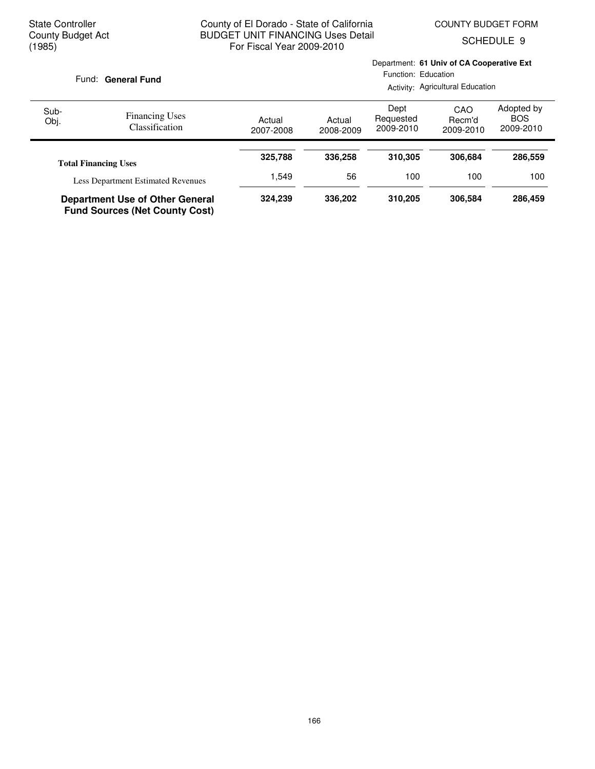State Controller
County Budget Act
(1985)

County of El Dorado - State of California
BUDGET UNIT FINANCING Uses Detail
For Fiscal Year 2009-2010

COUNTY BUDGET FORM
SCHEDULE 9

Fund: **General Fund**

Department: **61 Univ of CA Cooperative Ext**
Function: Education
Activity: Agricultural Education

| Sub-Obj. | Financing Uses Classification | Actual 2007-2008 | Actual 2008-2009 | Dept Requested 2009-2010 | CAO Recm'd 2009-2010 | Adopted by BOS 2009-2010 |
|---|---|---|---|---|---|---|
| | **Total Financing Uses** | **325,788** | **336,258** | **310,305** | **306,684** | **286,559** |
| | Less Department Estimated Revenues | 1,549 | 56 | 100 | 100 | 100 |
| | **Department Use of Other General Fund Sources (Net County Cost)** | **324,239** | **336,202** | **310,205** | **306,584** | **286,459** |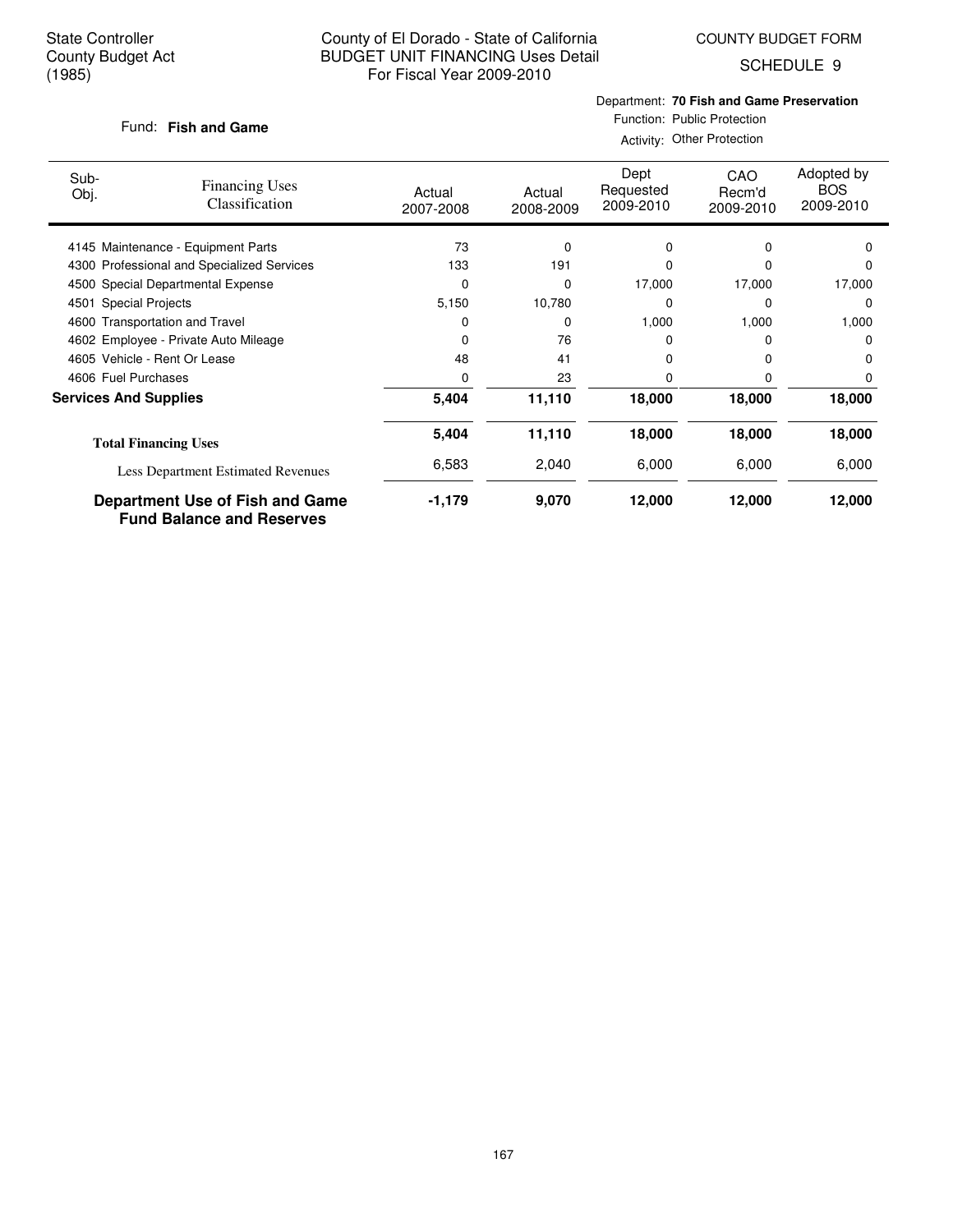State Controller
County Budget Act
(1985)

# County of El Dorado - State of California
## BUDGET UNIT FINANCING Uses Detail
For Fiscal Year 2009-2010

COUNTY BUDGET FORM
SCHEDULE 9

Fund: **Fish and Game**

Department: **70 Fish and Game Preservation**
Function: Public Protection
Activity: Other Protection

| Sub-Obj. | Financing Uses Classification | Actual 2007-2008 | Actual 2008-2009 | Dept Requested 2009-2010 | CAO Recm'd 2009-2010 | Adopted by BOS 2009-2010 |
|---|---|---|---|---|---|---|
| 4145 | Maintenance - Equipment Parts | 73 | 0 | 0 | 0 | 0 |
| 4300 | Professional and Specialized Services | 133 | 191 | 0 | 0 | 0 |
| 4500 | Special Departmental Expense | 0 | 0 | 17,000 | 17,000 | 17,000 |
| 4501 | Special Projects | 5,150 | 10,780 | 0 | 0 | 0 |
| 4600 | Transportation and Travel | 0 | 0 | 1,000 | 1,000 | 1,000 |
| 4602 | Employee - Private Auto Mileage | 0 | 76 | 0 | 0 | 0 |
| 4605 | Vehicle - Rent Or Lease | 48 | 41 | 0 | 0 | 0 |
| 4606 | Fuel Purchases | 0 | 23 | 0 | 0 | 0 |
| **Services And Supplies** | | **5,404** | **11,110** | **18,000** | **18,000** | **18,000** |
| **Total Financing Uses** | | **5,404** | **11,110** | **18,000** | **18,000** | **18,000** |
| Less Department Estimated Revenues | | 6,583 | 2,040 | 6,000 | 6,000 | 6,000 |
| **Department Use of Fish and Game Fund Balance and Reserves** | | **-1,179** | **9,070** | **12,000** | **12,000** | **12,000** |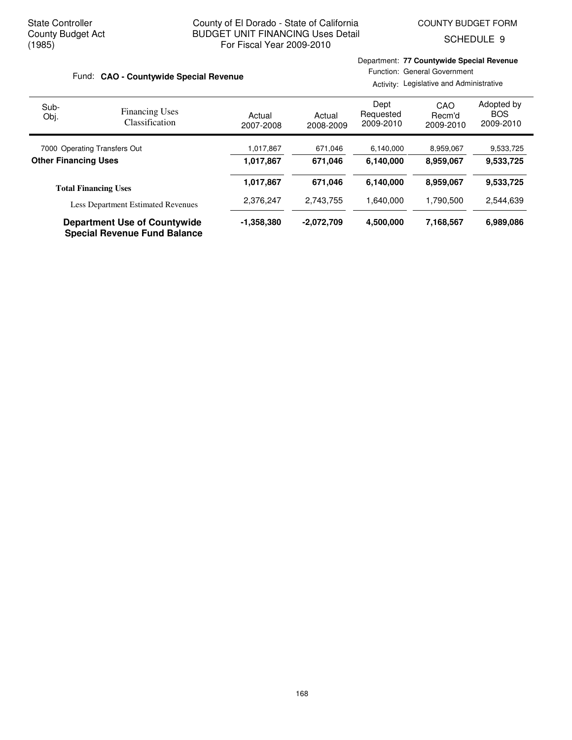State Controller
County Budget Act
(1985)

County of El Dorado - State of California
BUDGET UNIT FINANCING Uses Detail
For Fiscal Year 2009-2010

COUNTY BUDGET FORM
SCHEDULE 9

Fund: **CAO - Countywide Special Revenue**

Department: **77 Countywide Special Revenue**
Function: General Government
Activity: Legislative and Administrative

| Sub-Obj. | Financing Uses Classification | Actual 2007-2008 | Actual 2008-2009 | Dept Requested 2009-2010 | CAO Recm'd 2009-2010 | Adopted by BOS 2009-2010 |
|---|---|---|---|---|---|---|
| 7000 | Operating Transfers Out | 1,017,867 | 671,046 | 6,140,000 | 8,959,067 | 9,533,725 |
| **Other Financing Uses** | | **1,017,867** | **671,046** | **6,140,000** | **8,959,067** | **9,533,725** |
| | **Total Financing Uses** | **1,017,867** | **671,046** | **6,140,000** | **8,959,067** | **9,533,725** |
| | Less Department Estimated Revenues | 2,376,247 | 2,743,755 | 1,640,000 | 1,790,500 | 2,544,639 |
| | **Department Use of Countywide Special Revenue Fund Balance** | **-1,358,380** | **-2,072,709** | **4,500,000** | **7,168,567** | **6,989,086** |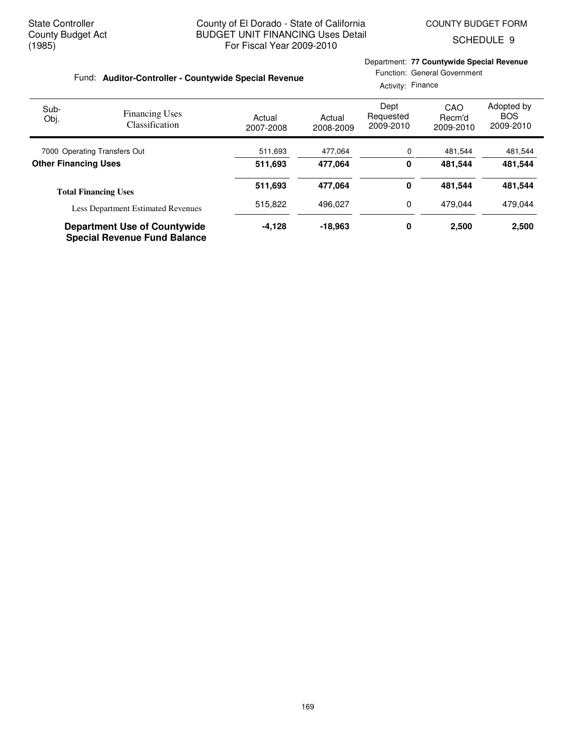State Controller
County Budget Act
(1985)

County of El Dorado - State of California
BUDGET UNIT FINANCING Uses Detail
For Fiscal Year 2009-2010

COUNTY BUDGET FORM
SCHEDULE 9

Fund: **Auditor-Controller - Countywide Special Revenue**

Department: **77 Countywide Special Revenue**
Function: General Government
Activity: Finance

| Sub-Obj. | Financing Uses Classification | Actual 2007-2008 | Actual 2008-2009 | Dept Requested 2009-2010 | CAO Recm'd 2009-2010 | Adopted by BOS 2009-2010 |
|---|---|---|---|---|---|---|
| 7000 | Operating Transfers Out | 511,693 | 477,064 | 0 | 481,544 | 481,544 |
| **Other Financing Uses** | | **511,693** | **477,064** | **0** | **481,544** | **481,544** |
| **Total Financing Uses** | | **511,693** | **477,064** | **0** | **481,544** | **481,544** |
| | Less Department Estimated Revenues | 515,822 | 496,027 | 0 | 479,044 | 479,044 |
| **Department Use of Countywide Special Revenue Fund Balance** | | **-4,128** | **-18,963** | **0** | **2,500** | **2,500** |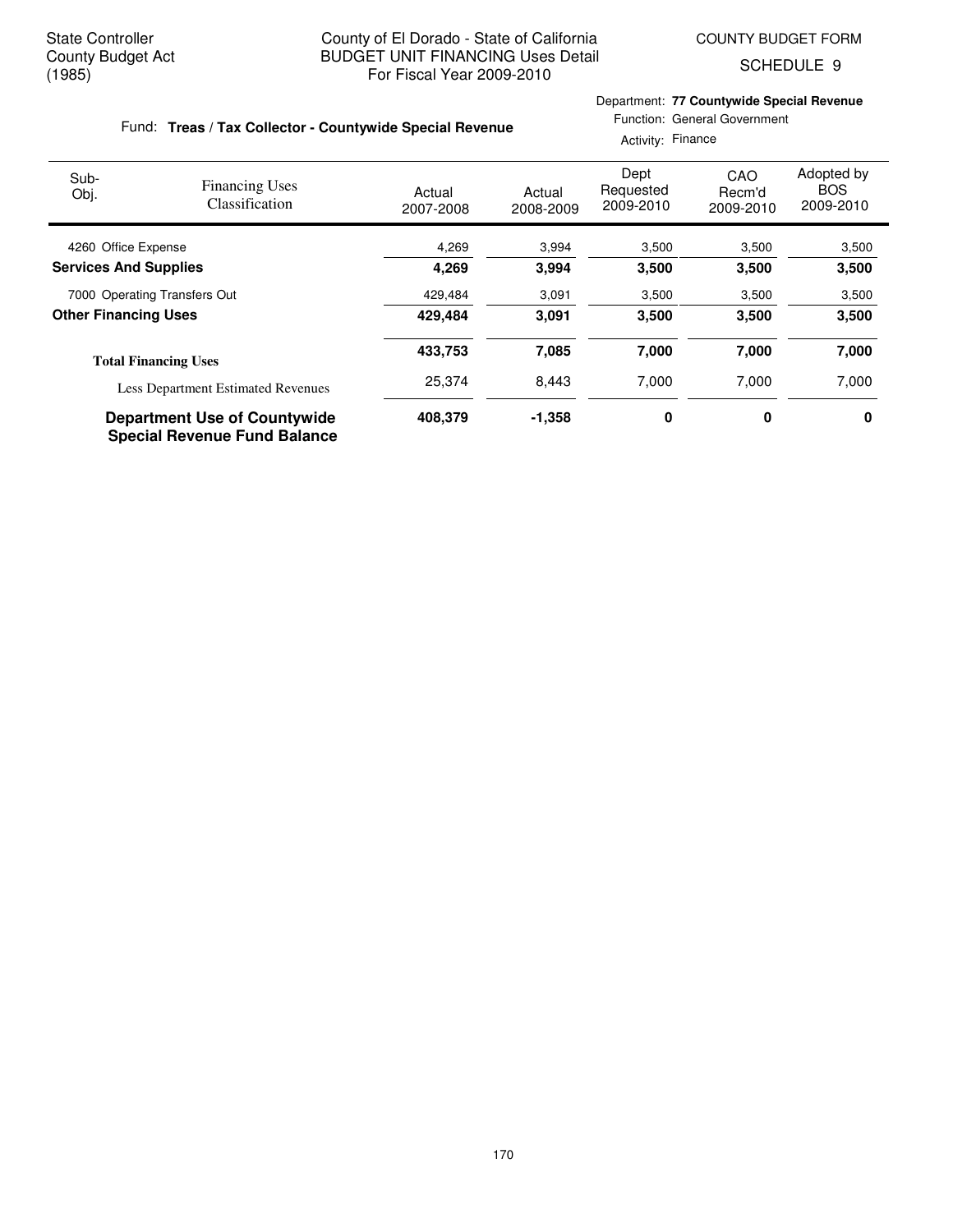State Controller
County Budget Act
(1985)

County of El Dorado - State of California
BUDGET UNIT FINANCING Uses Detail
For Fiscal Year 2009-2010

COUNTY BUDGET FORM
SCHEDULE 9

Fund: **Treas / Tax Collector - Countywide Special Revenue**

Department: **77 Countywide Special Revenue**
Function: General Government
Activity: Finance

| Sub-Obj. | Financing Uses Classification | Actual 2007-2008 | Actual 2008-2009 | Dept Requested 2009-2010 | CAO Recm'd 2009-2010 | Adopted by BOS 2009-2010 |
|---|---|---|---|---|---|---|
| 4260 | Office Expense | 4,269 | 3,994 | 3,500 | 3,500 | 3,500 |
| **Services And Supplies** | | **4,269** | **3,994** | **3,500** | **3,500** | **3,500** |
| 7000 | Operating Transfers Out | 429,484 | 3,091 | 3,500 | 3,500 | 3,500 |
| **Other Financing Uses** | | **429,484** | **3,091** | **3,500** | **3,500** | **3,500** |
| **Total Financing Uses** | | **433,753** | **7,085** | **7,000** | **7,000** | **7,000** |
| | Less Department Estimated Revenues | 25,374 | 8,443 | 7,000 | 7,000 | 7,000 |
| **Department Use of Countywide Special Revenue Fund Balance** | | **408,379** | **-1,358** | **0** | **0** | **0** |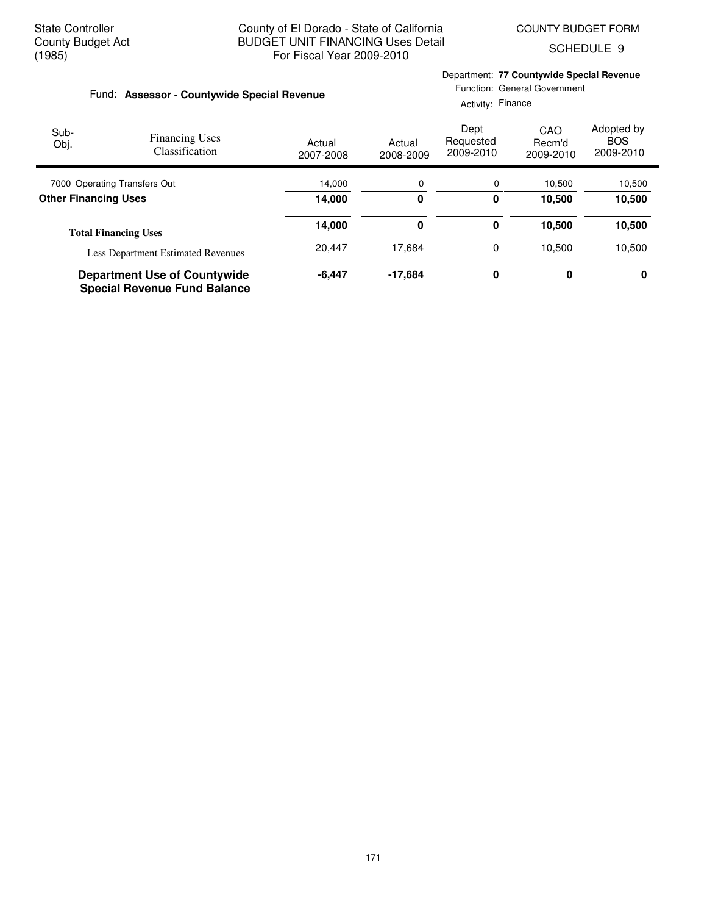State Controller
County Budget Act
(1985)

County of El Dorado - State of California
BUDGET UNIT FINANCING Uses Detail
For Fiscal Year 2009-2010

COUNTY BUDGET FORM
SCHEDULE 9

Fund: **Assessor - Countywide Special Revenue**

Department: **77 Countywide Special Revenue**
Function: General Government
Activity: Finance

| Sub-Obj. | Financing Uses Classification | Actual 2007-2008 | Actual 2008-2009 | Dept Requested 2009-2010 | CAO Recm'd 2009-2010 | Adopted by BOS 2009-2010 |
|---|---|---|---|---|---|---|
| 7000 | Operating Transfers Out | 14,000 | 0 | 0 | 10,500 | 10,500 |
| **Other Financing Uses** | | **14,000** | **0** | **0** | **10,500** | **10,500** |
| **Total Financing Uses** | | **14,000** | **0** | **0** | **10,500** | **10,500** |
| | Less Department Estimated Revenues | 20,447 | 17,684 | 0 | 10,500 | 10,500 |
| **Department Use of Countywide Special Revenue Fund Balance** | | **-6,447** | **-17,684** | **0** | **0** | **0** |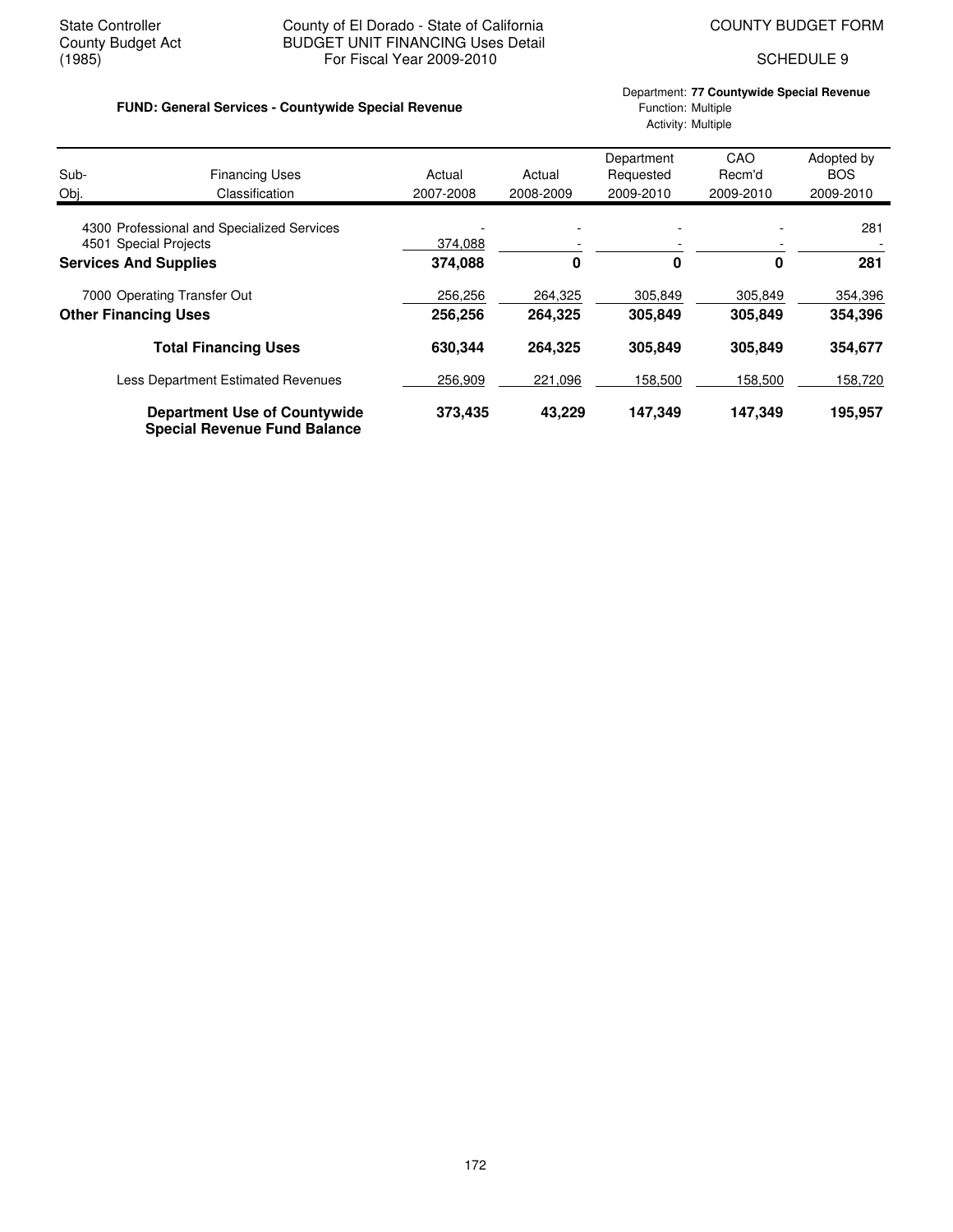State Controller
County Budget Act
(1985)

County of El Dorado - State of California
BUDGET UNIT FINANCING Uses Detail
For Fiscal Year 2009-2010

COUNTY BUDGET FORM

SCHEDULE 9

**FUND: General Services - Countywide Special Revenue**

Department: **77 Countywide Special Revenue**
Function: Multiple
Activity: Multiple

| Sub-Obj. | Financing Uses Classification | Actual 2007-2008 | Actual 2008-2009 | Department Requested 2009-2010 | CAO Recm'd 2009-2010 | Adopted by BOS 2009-2010 |
|---|---|---|---|---|---|---|
| 4300 | Professional and Specialized Services | - | - | - | - | 281 |
| 4501 | Special Projects | 374,088 | - | - | - | - |
| | **Services And Supplies** | **374,088** | **0** | **0** | **0** | **281** |
| 7000 | Operating Transfer Out | 256,256 | 264,325 | 305,849 | 305,849 | 354,396 |
| | **Other Financing Uses** | **256,256** | **264,325** | **305,849** | **305,849** | **354,396** |
| | **Total Financing Uses** | **630,344** | **264,325** | **305,849** | **305,849** | **354,677** |
| | Less Department Estimated Revenues | 256,909 | 221,096 | 158,500 | 158,500 | 158,720 |
| | **Department Use of Countywide Special Revenue Fund Balance** | **373,435** | **43,229** | **147,349** | **147,349** | **195,957** |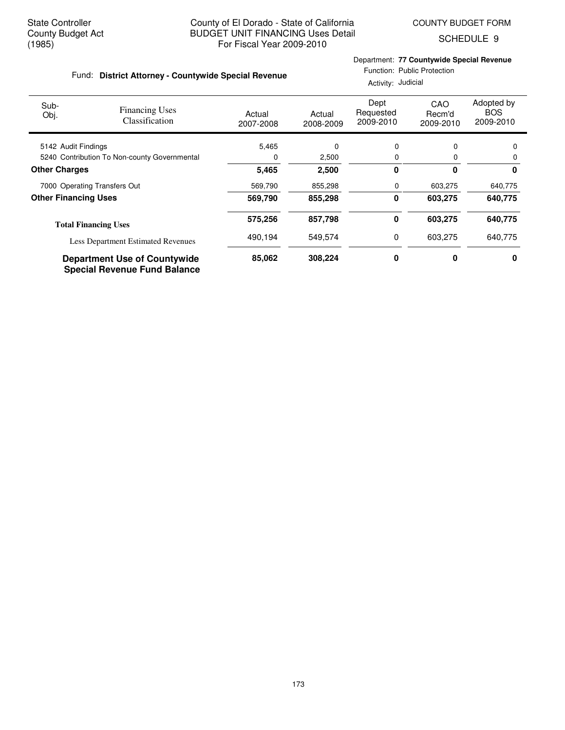State Controller
County Budget Act
(1985)

County of El Dorado - State of California
BUDGET UNIT FINANCING Uses Detail
For Fiscal Year 2009-2010

COUNTY BUDGET FORM
SCHEDULE 9

Fund: **District Attorney - Countywide Special Revenue**

Department: **77 Countywide Special Revenue**
Function: Public Protection
Activity: Judicial

| Sub-Obj. | Financing Uses Classification | Actual 2007-2008 | Actual 2008-2009 | Dept Requested 2009-2010 | CAO Recm'd 2009-2010 | Adopted by BOS 2009-2010 |
|---|---|---|---|---|---|---|
| 5142 | Audit Findings | 5,465 | 0 | 0 | 0 | 0 |
| 5240 | Contribution To Non-county Governmental | 0 | 2,500 | 0 | 0 | 0 |
| **Other Charges** | | **5,465** | **2,500** | **0** | **0** | **0** |
| 7000 | Operating Transfers Out | 569,790 | 855,298 | 0 | 603,275 | 640,775 |
| **Other Financing Uses** | | **569,790** | **855,298** | **0** | **603,275** | **640,775** |
| **Total Financing Uses** | | **575,256** | **857,798** | **0** | **603,275** | **640,775** |
| | Less Department Estimated Revenues | 490,194 | 549,574 | 0 | 603,275 | 640,775 |
| **Department Use of Countywide Special Revenue Fund Balance** | | **85,062** | **308,224** | **0** | **0** | **0** |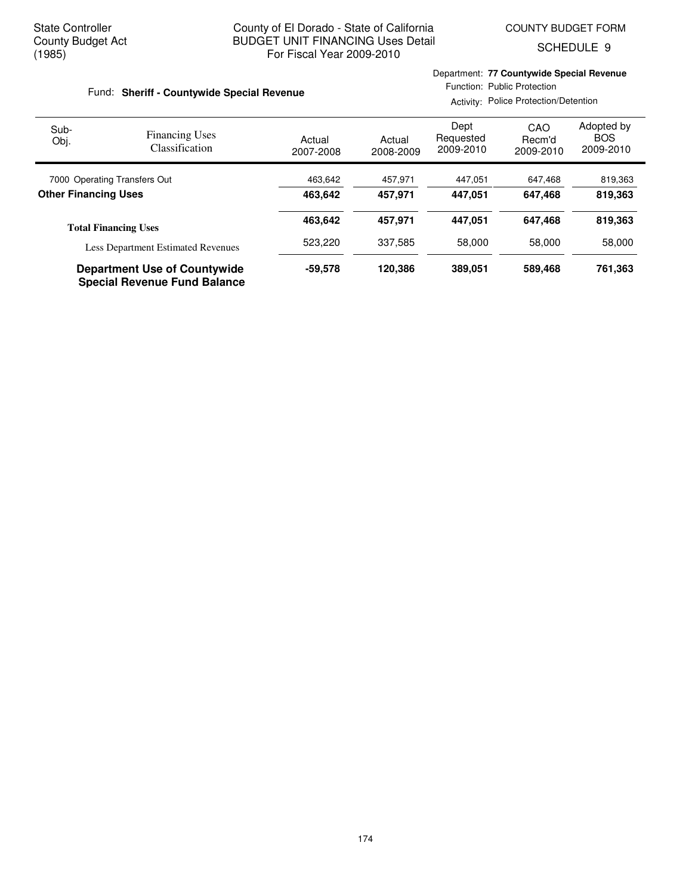State Controller
County Budget Act
(1985)

County of El Dorado - State of California
BUDGET UNIT FINANCING Uses Detail
For Fiscal Year 2009-2010

COUNTY BUDGET FORM
SCHEDULE 9

Fund: **Sheriff - Countywide Special Revenue**

Department: **77 Countywide Special Revenue**
Function: Public Protection
Activity: Police Protection/Detention

| Sub-Obj. | Financing Uses Classification | Actual 2007-2008 | Actual 2008-2009 | Dept Requested 2009-2010 | CAO Recm'd 2009-2010 | Adopted by BOS 2009-2010 |
|---|---|---|---|---|---|---|
| 7000 | Operating Transfers Out | 463,642 | 457,971 | 447,051 | 647,468 | 819,363 |
| **Other Financing Uses** | | **463,642** | **457,971** | **447,051** | **647,468** | **819,363** |
| **Total Financing Uses** | | **463,642** | **457,971** | **447,051** | **647,468** | **819,363** |
| | Less Department Estimated Revenues | 523,220 | 337,585 | 58,000 | 58,000 | 58,000 |
| **Department Use of Countywide Special Revenue Fund Balance** | | **-59,578** | **120,386** | **389,051** | **589,468** | **761,363** |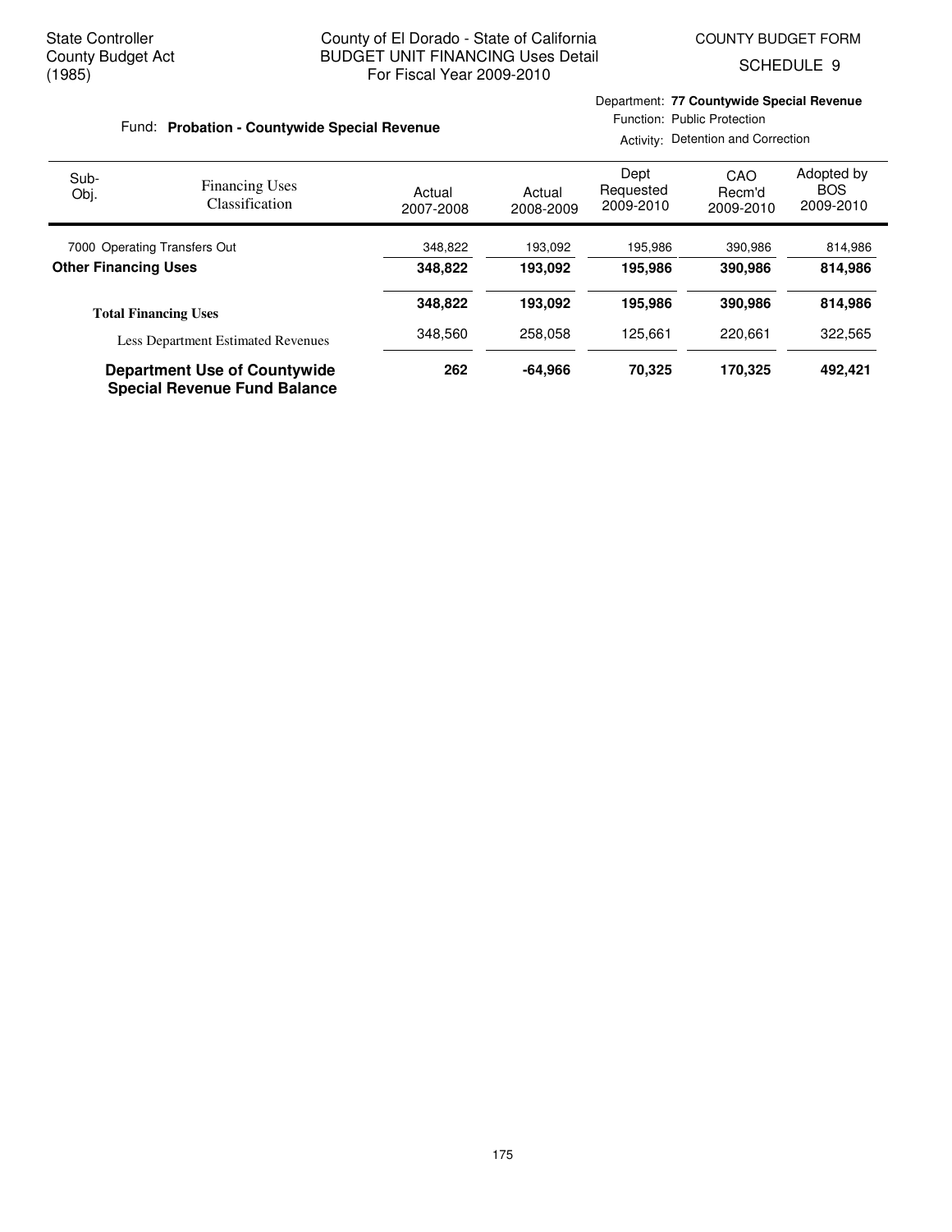State Controller
County Budget Act
(1985)

County of El Dorado - State of California
BUDGET UNIT FINANCING Uses Detail
For Fiscal Year 2009-2010

COUNTY BUDGET FORM
SCHEDULE 9

Fund: **Probation - Countywide Special Revenue**

Department: **77 Countywide Special Revenue**
Function: Public Protection
Activity: Detention and Correction

| Sub-Obj. | Financing Uses Classification | Actual 2007-2008 | Actual 2008-2009 | Dept Requested 2009-2010 | CAO Recm'd 2009-2010 | Adopted by BOS 2009-2010 |
|---|---|---|---|---|---|---|
| 7000 | Operating Transfers Out | 348,822 | 193,092 | 195,986 | 390,986 | 814,986 |
| **Other Financing Uses** | | **348,822** | **193,092** | **195,986** | **390,986** | **814,986** |
| **Total Financing Uses** | | **348,822** | **193,092** | **195,986** | **390,986** | **814,986** |
| | Less Department Estimated Revenues | 348,560 | 258,058 | 125,661 | 220,661 | 322,565 |
| **Department Use of Countywide Special Revenue Fund Balance** | | **262** | **-64,966** | **70,325** | **170,325** | **492,421** |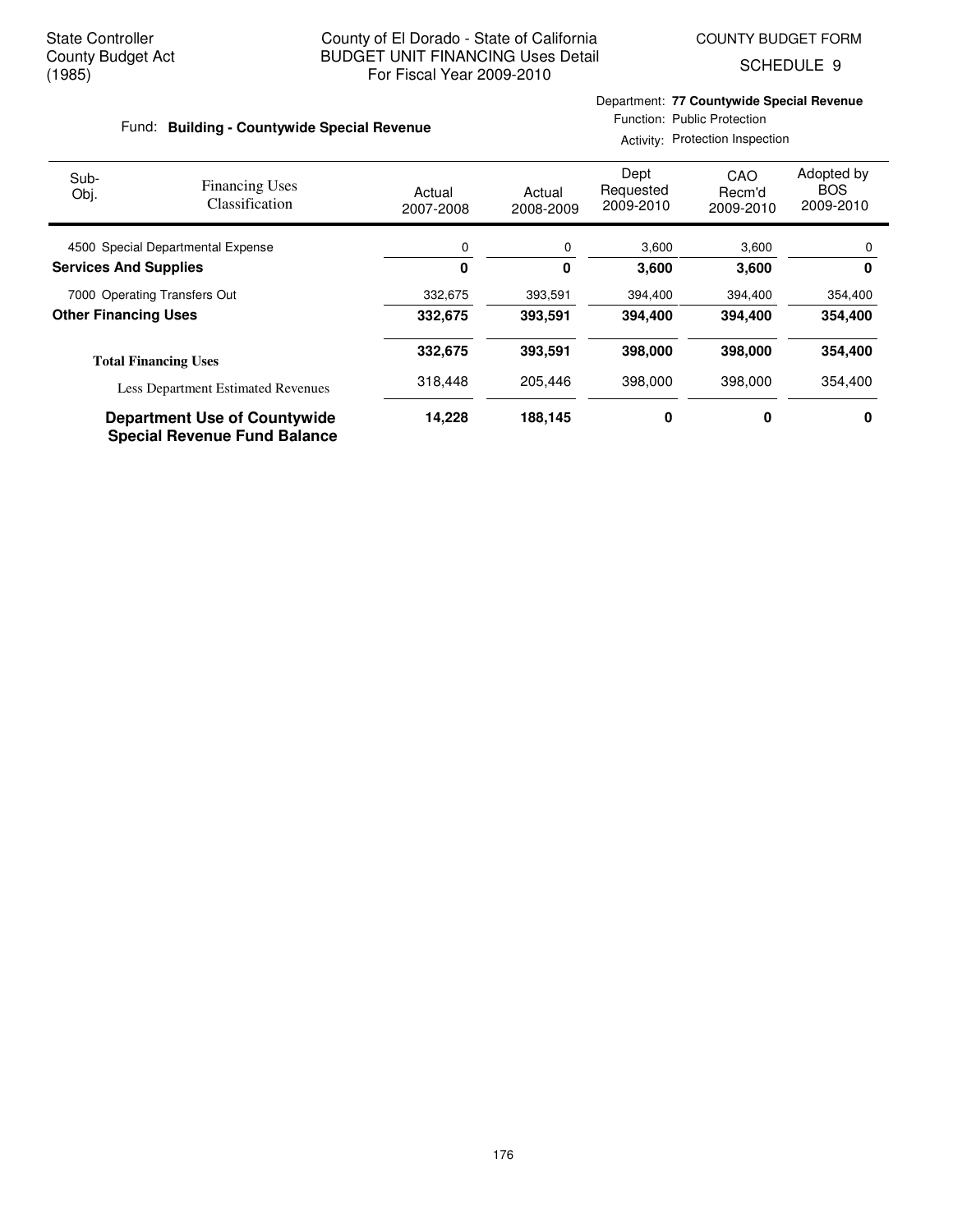State Controller
County Budget Act
(1985)

County of El Dorado - State of California
BUDGET UNIT FINANCING Uses Detail
For Fiscal Year 2009-2010

COUNTY BUDGET FORM
SCHEDULE 9

Fund: **Building - Countywide Special Revenue**

Department: **77 Countywide Special Revenue**
Function: Public Protection
Activity: Protection Inspection

| Sub-Obj. | Financing Uses Classification | Actual 2007-2008 | Actual 2008-2009 | Dept Requested 2009-2010 | CAO Recm'd 2009-2010 | Adopted by BOS 2009-2010 |
|---|---|---|---|---|---|---|
| 4500 | Special Departmental Expense | 0 | 0 | 3,600 | 3,600 | 0 |
| **Services And Supplies** | | **0** | **0** | **3,600** | **3,600** | **0** |
| 7000 | Operating Transfers Out | 332,675 | 393,591 | 394,400 | 394,400 | 354,400 |
| **Other Financing Uses** | | **332,675** | **393,591** | **394,400** | **394,400** | **354,400** |
| **Total Financing Uses** | | **332,675** | **393,591** | **398,000** | **398,000** | **354,400** |
| | Less Department Estimated Revenues | 318,448 | 205,446 | 398,000 | 398,000 | 354,400 |
| **Department Use of Countywide Special Revenue Fund Balance** | | **14,228** | **188,145** | **0** | **0** | **0** |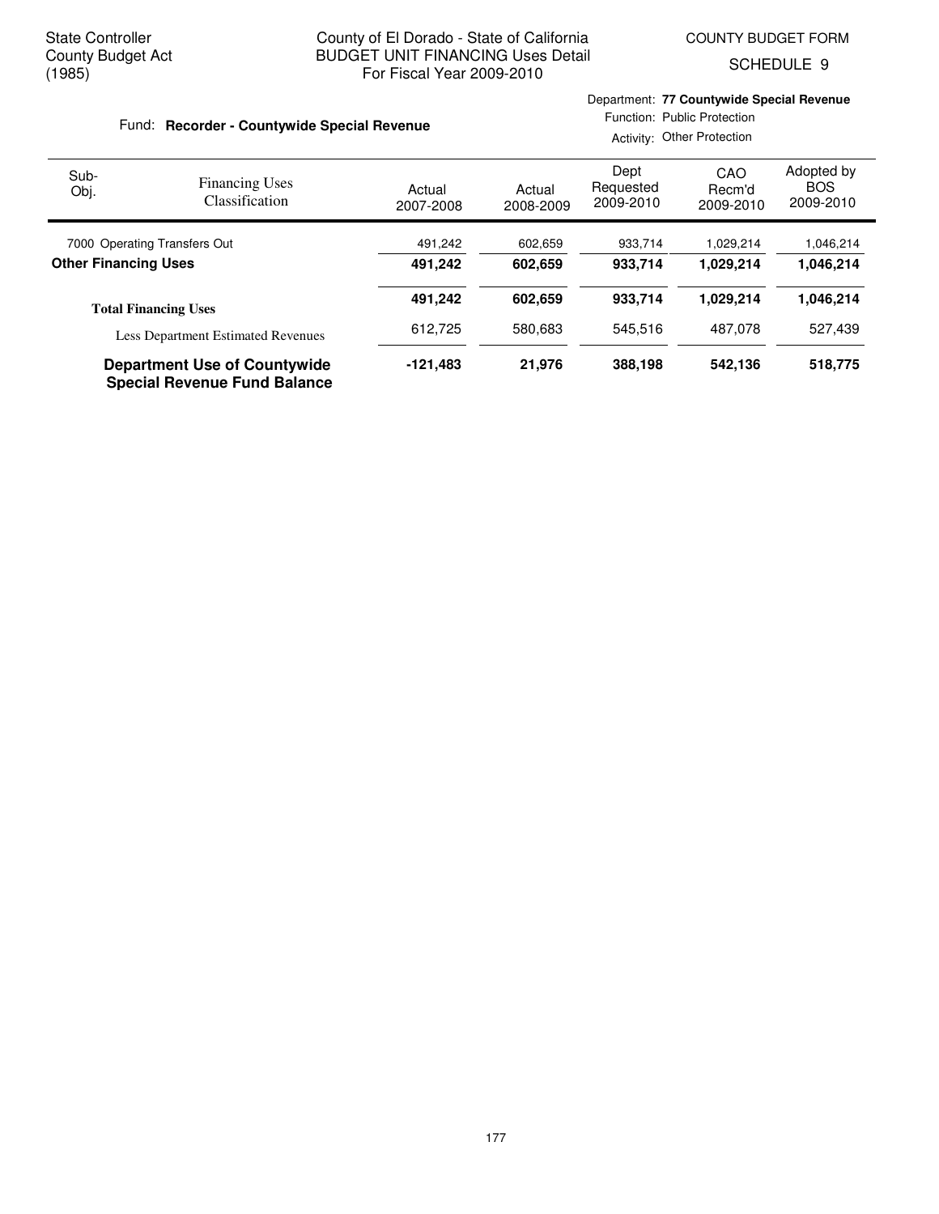State Controller
County Budget Act
(1985)

County of El Dorado - State of California
BUDGET UNIT FINANCING Uses Detail
For Fiscal Year 2009-2010

COUNTY BUDGET FORM
SCHEDULE 9

Fund: **Recorder - Countywide Special Revenue**

Department: **77 Countywide Special Revenue**
Function: Public Protection
Activity: Other Protection

| Sub-Obj. | Financing Uses Classification | Actual 2007-2008 | Actual 2008-2009 | Dept Requested 2009-2010 | CAO Recm'd 2009-2010 | Adopted by BOS 2009-2010 |
|---|---|---|---|---|---|---|
| 7000 | Operating Transfers Out | 491,242 | 602,659 | 933,714 | 1,029,214 | 1,046,214 |
| **Other Financing Uses** | | **491,242** | **602,659** | **933,714** | **1,029,214** | **1,046,214** |
| **Total Financing Uses** | | **491,242** | **602,659** | **933,714** | **1,029,214** | **1,046,214** |
| | Less Department Estimated Revenues | 612,725 | 580,683 | 545,516 | 487,078 | 527,439 |
| **Department Use of Countywide Special Revenue Fund Balance** | | **-121,483** | **21,976** | **388,198** | **542,136** | **518,775** |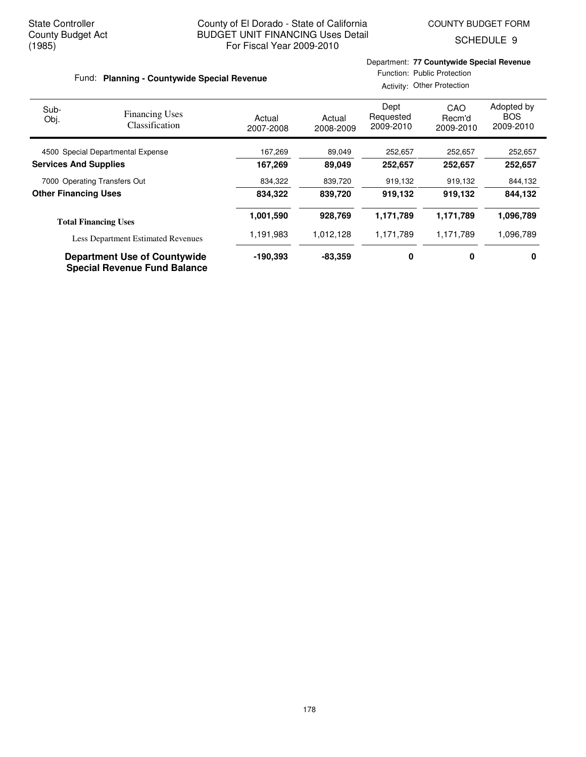State Controller
County Budget Act
(1985)

County of El Dorado - State of California
BUDGET UNIT FINANCING Uses Detail
For Fiscal Year 2009-2010

COUNTY BUDGET FORM
SCHEDULE 9

Fund: **Planning - Countywide Special Revenue**

Department: **77 Countywide Special Revenue**
Function: Public Protection
Activity: Other Protection

| Sub-Obj. | Financing Uses Classification | Actual 2007-2008 | Actual 2008-2009 | Dept Requested 2009-2010 | CAO Recm'd 2009-2010 | Adopted by BOS 2009-2010 |
|---|---|---|---|---|---|---|
| 4500 | Special Departmental Expense | 167,269 | 89,049 | 252,657 | 252,657 | 252,657 |
| **Services And Supplies** | | **167,269** | **89,049** | **252,657** | **252,657** | **252,657** |
| 7000 | Operating Transfers Out | 834,322 | 839,720 | 919,132 | 919,132 | 844,132 |
| **Other Financing Uses** | | **834,322** | **839,720** | **919,132** | **919,132** | **844,132** |
| **Total Financing Uses** | | **1,001,590** | **928,769** | **1,171,789** | **1,171,789** | **1,096,789** |
| | Less Department Estimated Revenues | 1,191,983 | 1,012,128 | 1,171,789 | 1,171,789 | 1,096,789 |
| **Department Use of Countywide Special Revenue Fund Balance** | | **-190,393** | **-83,359** | **0** | **0** | **0** |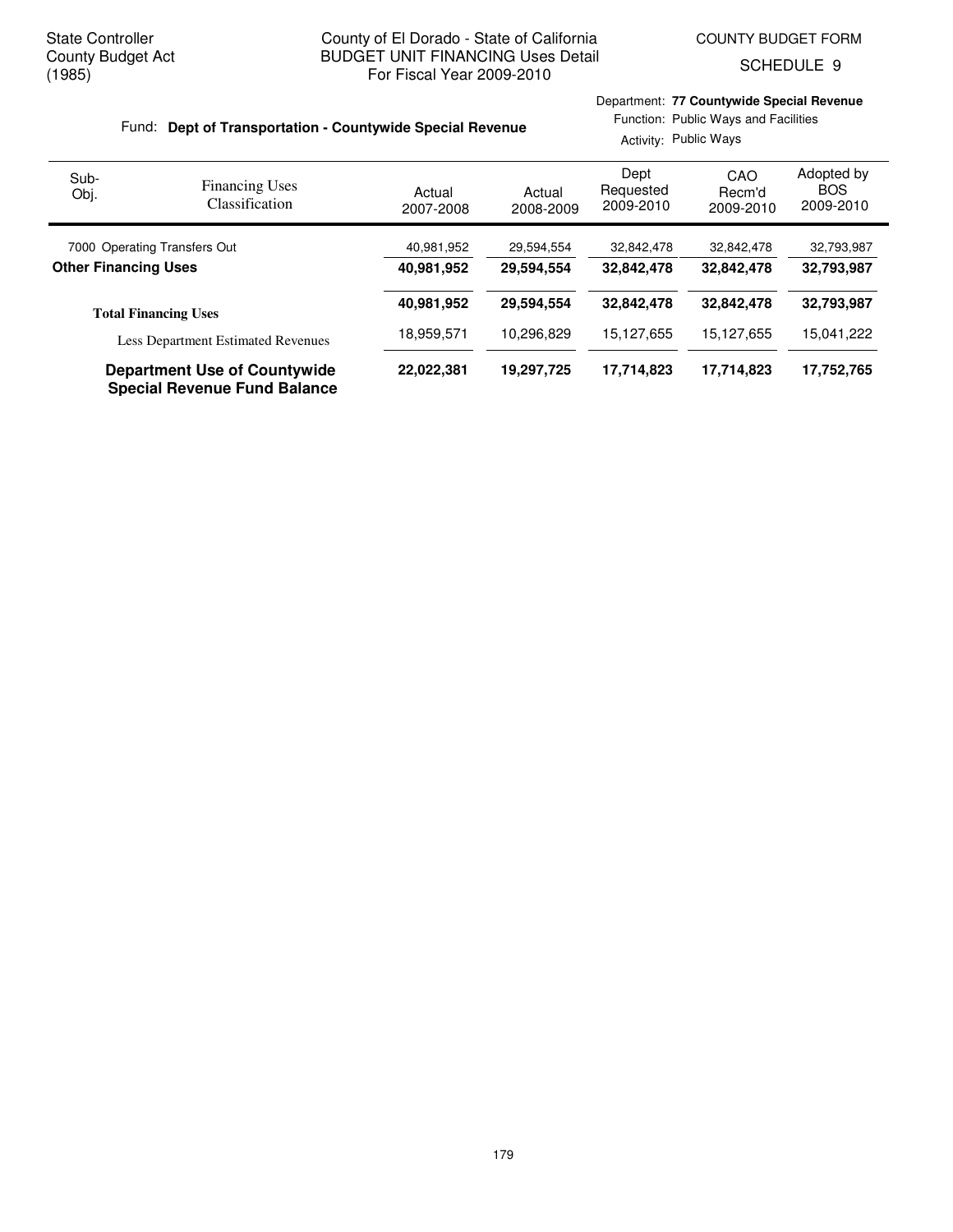State Controller
County Budget Act
(1985)

County of El Dorado - State of California
BUDGET UNIT FINANCING Uses Detail
For Fiscal Year 2009-2010

COUNTY BUDGET FORM
SCHEDULE 9

Fund: **Dept of Transportation - Countywide Special Revenue**

Department: **77 Countywide Special Revenue**
Function: Public Ways and Facilities
Activity: Public Ways

| Sub-Obj. | Financing Uses Classification | Actual 2007-2008 | Actual 2008-2009 | Dept Requested 2009-2010 | CAO Recm'd 2009-2010 | Adopted by BOS 2009-2010 |
|---|---|---|---|---|---|---|
| 7000 | Operating Transfers Out | 40,981,952 | 29,594,554 | 32,842,478 | 32,842,478 | 32,793,987 |
| **Other Financing Uses** | | **40,981,952** | **29,594,554** | **32,842,478** | **32,842,478** | **32,793,987** |
| **Total Financing Uses** | | **40,981,952** | **29,594,554** | **32,842,478** | **32,842,478** | **32,793,987** |
| | Less Department Estimated Revenues | 18,959,571 | 10,296,829 | 15,127,655 | 15,127,655 | 15,041,222 |
| **Department Use of Countywide Special Revenue Fund Balance** | | **22,022,381** | **19,297,725** | **17,714,823** | **17,714,823** | **17,752,765** |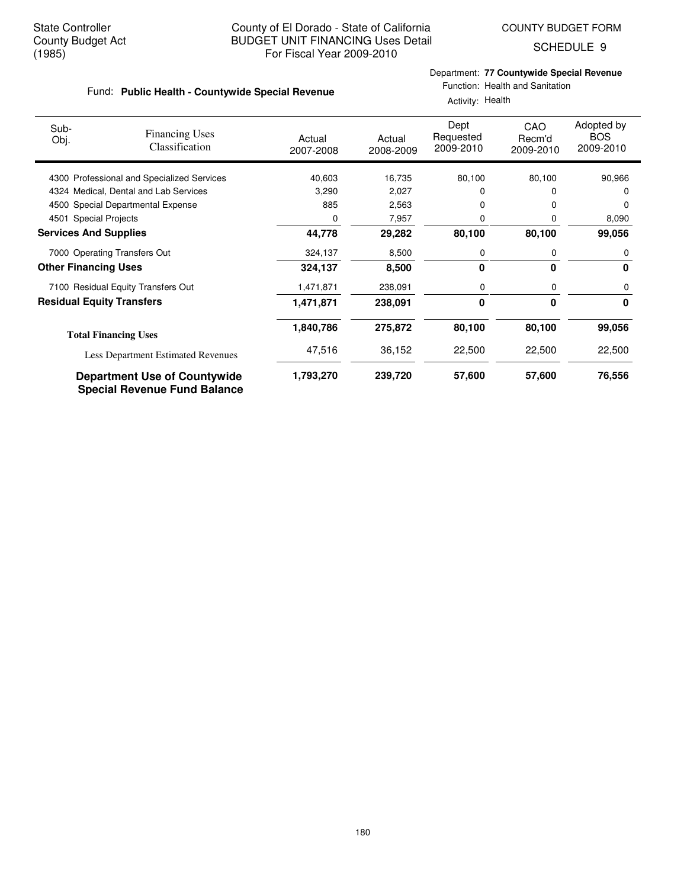State Controller
County Budget Act
(1985)

County of El Dorado - State of California
BUDGET UNIT FINANCING Uses Detail
For Fiscal Year 2009-2010

COUNTY BUDGET FORM
SCHEDULE 9

Fund: **Public Health - Countywide Special Revenue**

Department: **77 Countywide Special Revenue**
Function: Health and Sanitation
Activity: Health

| Sub-Obj. | Financing Uses Classification | Actual 2007-2008 | Actual 2008-2009 | Dept Requested 2009-2010 | CAO Recm'd 2009-2010 | Adopted by BOS 2009-2010 |
|---|---|---|---|---|---|---|
| 4300 | Professional and Specialized Services | 40,603 | 16,735 | 80,100 | 80,100 | 90,966 |
| 4324 | Medical, Dental and Lab Services | 3,290 | 2,027 | 0 | 0 | 0 |
| 4500 | Special Departmental Expense | 885 | 2,563 | 0 | 0 | 0 |
| 4501 | Special Projects | 0 | 7,957 | 0 | 0 | 8,090 |
| **Services And Supplies** | | **44,778** | **29,282** | **80,100** | **80,100** | **99,056** |
| 7000 | Operating Transfers Out | 324,137 | 8,500 | 0 | 0 | 0 |
| **Other Financing Uses** | | **324,137** | **8,500** | **0** | **0** | **0** |
| 7100 | Residual Equity Transfers Out | 1,471,871 | 238,091 | 0 | 0 | 0 |
| **Residual Equity Transfers** | | **1,471,871** | **238,091** | **0** | **0** | **0** |
| **Total Financing Uses** | | **1,840,786** | **275,872** | **80,100** | **80,100** | **99,056** |
| | Less Department Estimated Revenues | 47,516 | 36,152 | 22,500 | 22,500 | 22,500 |
| **Department Use of Countywide Special Revenue Fund Balance** | | **1,793,270** | **239,720** | **57,600** | **57,600** | **76,556** |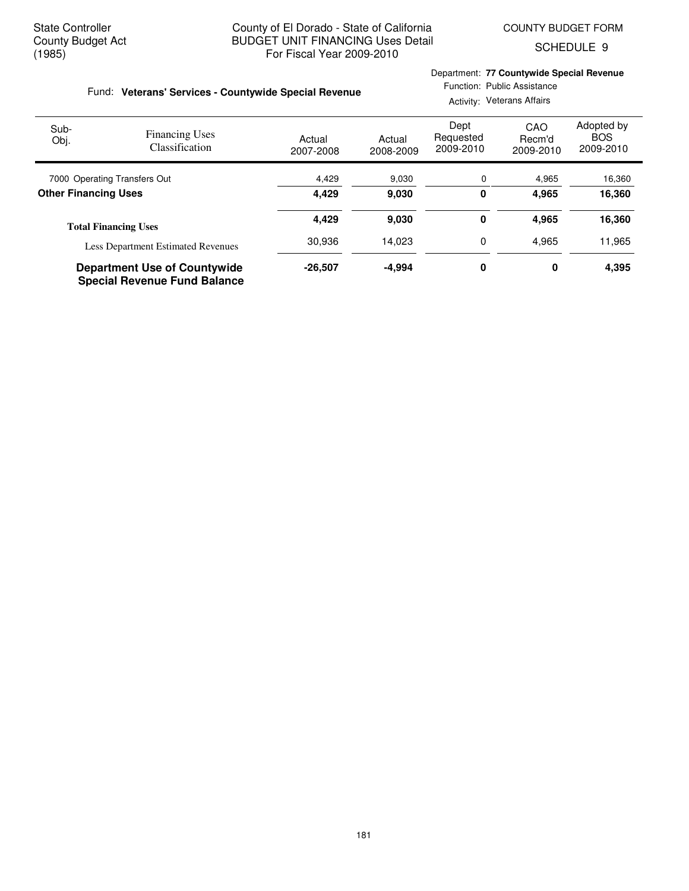State Controller
County Budget Act
(1985)

County of El Dorado - State of California
BUDGET UNIT FINANCING Uses Detail
For Fiscal Year 2009-2010

COUNTY BUDGET FORM
SCHEDULE 9

Fund: **Veterans' Services - Countywide Special Revenue**

Department: **77 Countywide Special Revenue**
Function: Public Assistance
Activity: Veterans Affairs

| Sub-Obj. | Financing Uses Classification | Actual 2007-2008 | Actual 2008-2009 | Dept Requested 2009-2010 | CAO Recm'd 2009-2010 | Adopted by BOS 2009-2010 |
|---|---|---|---|---|---|---|
| 7000 | Operating Transfers Out | 4,429 | 9,030 | 0 | 4,965 | 16,360 |
| **Other Financing Uses** | | **4,429** | **9,030** | **0** | **4,965** | **16,360** |
| **Total Financing Uses** | | **4,429** | **9,030** | **0** | **4,965** | **16,360** |
| | Less Department Estimated Revenues | 30,936 | 14,023 | 0 | 4,965 | 11,965 |
| **Department Use of Countywide Special Revenue Fund Balance** | | **-26,507** | **-4,994** | **0** | **0** | **4,395** |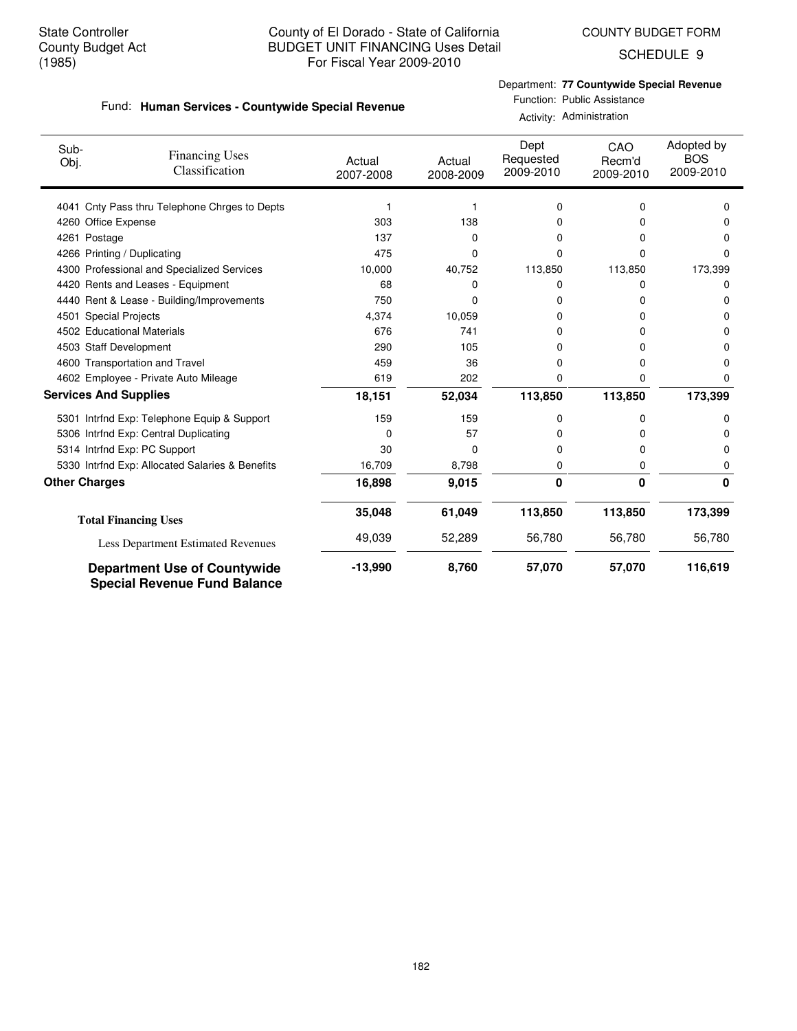State Controller
County Budget Act
(1985)

# County of El Dorado - State of California
## BUDGET UNIT FINANCING Uses Detail
For Fiscal Year 2009-2010

COUNTY BUDGET FORM

SCHEDULE 9

Fund: **Human Services - Countywide Special Revenue**

Department: **77 Countywide Special Revenue**
Function: Public Assistance
Activity: Administration

| Sub-Obj. | Financing Uses Classification | Actual 2007-2008 | Actual 2008-2009 | Dept Requested 2009-2010 | CAO Recm'd 2009-2010 | Adopted by BOS 2009-2010 |
|---|---|---|---|---|---|---|
| 4041 | Cnty Pass thru Telephone Chrges to Depts | 1 | 1 | 0 | 0 | 0 |
| 4260 | Office Expense | 303 | 138 | 0 | 0 | 0 |
| 4261 | Postage | 137 | 0 | 0 | 0 | 0 |
| 4266 | Printing / Duplicating | 475 | 0 | 0 | 0 | 0 |
| 4300 | Professional and Specialized Services | 10,000 | 40,752 | 113,850 | 113,850 | 173,399 |
| 4420 | Rents and Leases - Equipment | 68 | 0 | 0 | 0 | 0 |
| 4440 | Rent & Lease - Building/Improvements | 750 | 0 | 0 | 0 | 0 |
| 4501 | Special Projects | 4,374 | 10,059 | 0 | 0 | 0 |
| 4502 | Educational Materials | 676 | 741 | 0 | 0 | 0 |
| 4503 | Staff Development | 290 | 105 | 0 | 0 | 0 |
| 4600 | Transportation and Travel | 459 | 36 | 0 | 0 | 0 |
| 4602 | Employee - Private Auto Mileage | 619 | 202 | 0 | 0 | 0 |
| **Services And Supplies** | | **18,151** | **52,034** | **113,850** | **113,850** | **173,399** |
| 5301 | Intrfnd Exp: Telephone Equip & Support | 159 | 159 | 0 | 0 | 0 |
| 5306 | Intrfnd Exp: Central Duplicating | 0 | 57 | 0 | 0 | 0 |
| 5314 | Intrfnd Exp: PC Support | 30 | 0 | 0 | 0 | 0 |
| 5330 | Intrfnd Exp: Allocated Salaries & Benefits | 16,709 | 8,798 | 0 | 0 | 0 |
| **Other Charges** | | **16,898** | **9,015** | **0** | **0** | **0** |
| **Total Financing Uses** | | **35,048** | **61,049** | **113,850** | **113,850** | **173,399** |
| Less Department Estimated Revenues | | 49,039 | 52,289 | 56,780 | 56,780 | 56,780 |
| **Department Use of Countywide Special Revenue Fund Balance** | | **-13,990** | **8,760** | **57,070** | **57,070** | **116,619** |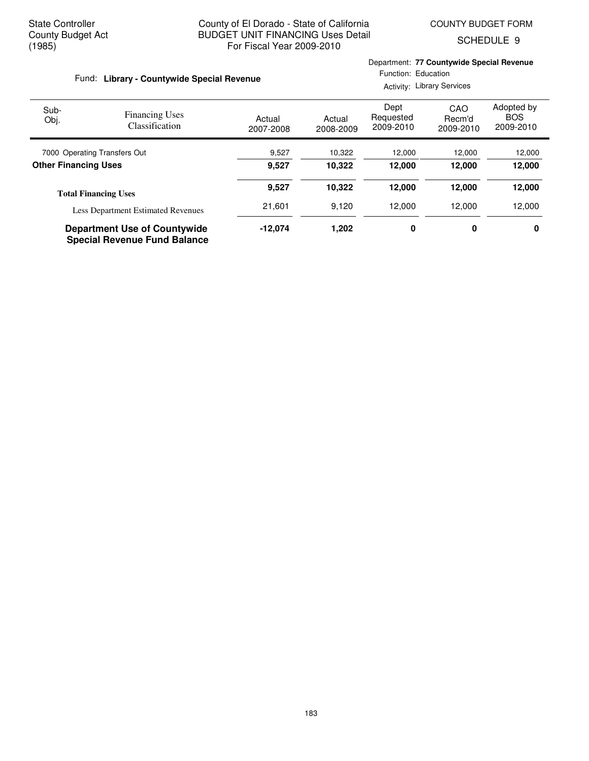State Controller
County Budget Act
(1985)

County of El Dorado - State of California
BUDGET UNIT FINANCING Uses Detail
For Fiscal Year 2009-2010

COUNTY BUDGET FORM
SCHEDULE 9

Fund: **Library - Countywide Special Revenue**

Department: **77 Countywide Special Revenue**
Function: Education
Activity: Library Services

| Sub-Obj. | Financing Uses Classification | Actual 2007-2008 | Actual 2008-2009 | Dept Requested 2009-2010 | CAO Recm'd 2009-2010 | Adopted by BOS 2009-2010 |
|---|---|---|---|---|---|---|
| 7000 | Operating Transfers Out | 9,527 | 10,322 | 12,000 | 12,000 | 12,000 |
| **Other Financing Uses** | | **9,527** | **10,322** | **12,000** | **12,000** | **12,000** |
| **Total Financing Uses** | | **9,527** | **10,322** | **12,000** | **12,000** | **12,000** |
| | Less Department Estimated Revenues | 21,601 | 9,120 | 12,000 | 12,000 | 12,000 |
| **Department Use of Countywide Special Revenue Fund Balance** | | **-12,074** | **1,202** | **0** | **0** | **0** |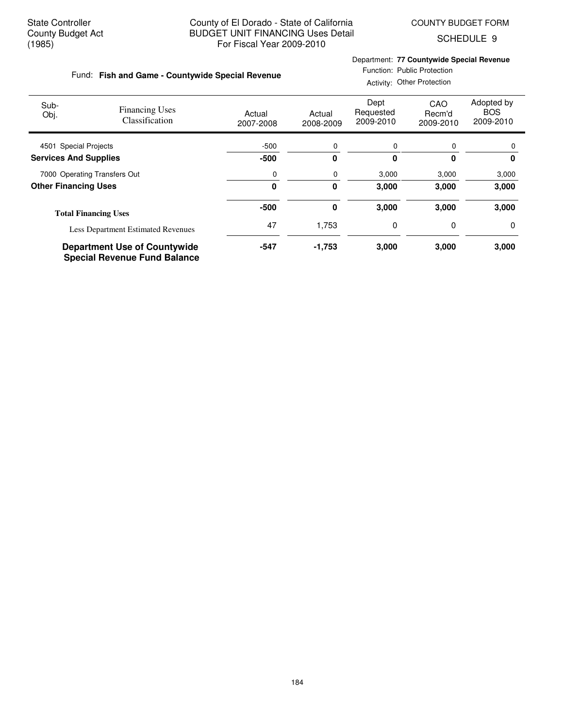State Controller
County Budget Act
(1985)

County of El Dorado - State of California
BUDGET UNIT FINANCING Uses Detail
For Fiscal Year 2009-2010

COUNTY BUDGET FORM
SCHEDULE 9

Fund: **Fish and Game - Countywide Special Revenue**

Department: **77 Countywide Special Revenue**
Function: Public Protection
Activity: Other Protection

| Sub-Obj. | Financing Uses Classification | Actual 2007-2008 | Actual 2008-2009 | Dept Requested 2009-2010 | CAO Recm'd 2009-2010 | Adopted by BOS 2009-2010 |
|---|---|---|---|---|---|---|
| 4501 | Special Projects | -500 | 0 | 0 | 0 | 0 |
| **Services And Supplies** | | **-500** | **0** | **0** | **0** | **0** |
| 7000 | Operating Transfers Out | 0 | 0 | 3,000 | 3,000 | 3,000 |
| **Other Financing Uses** | | **0** | **0** | **3,000** | **3,000** | **3,000** |
| **Total Financing Uses** | | **-500** | **0** | **3,000** | **3,000** | **3,000** |
| | Less Department Estimated Revenues | 47 | 1,753 | 0 | 0 | 0 |
| **Department Use of Countywide Special Revenue Fund Balance** | | **-547** | **-1,753** | **3,000** | **3,000** | **3,000** |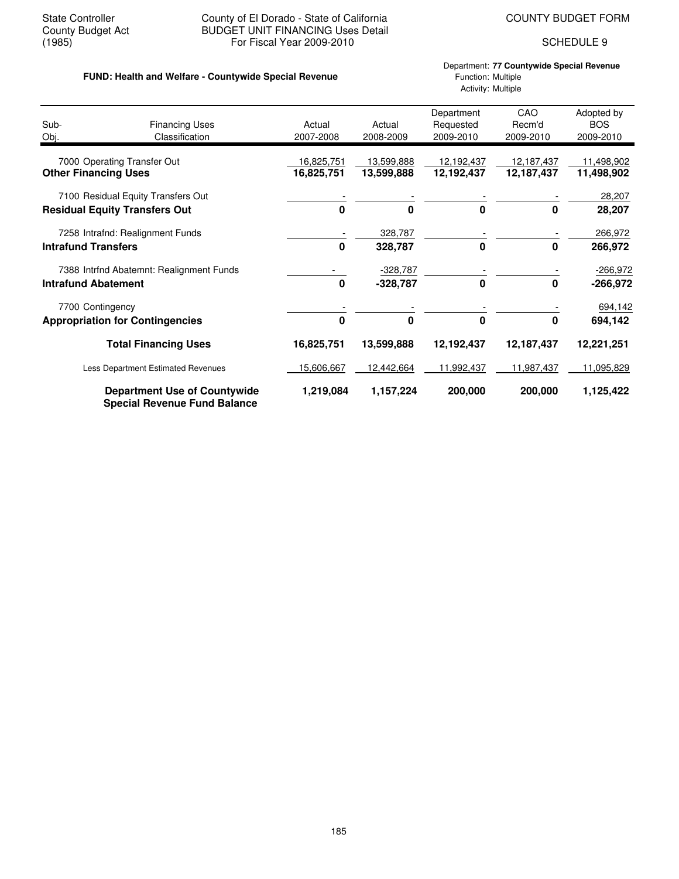State Controller
County Budget Act
(1985)

County of El Dorado - State of California
BUDGET UNIT FINANCING Uses Detail
For Fiscal Year 2009-2010

COUNTY BUDGET FORM

SCHEDULE 9

**FUND: Health and Welfare - Countywide Special Revenue**

Department: **77 Countywide Special Revenue**
Function: Multiple
Activity: Multiple

| Sub-Obj. | Financing Uses Classification | Actual 2007-2008 | Actual 2008-2009 | Department Requested 2009-2010 | CAO Recm'd 2009-2010 | Adopted by BOS 2009-2010 |
|---|---|---|---|---|---|---|
| 7000 | Operating Transfer Out | 16,825,751 | 13,599,888 | 12,192,437 | 12,187,437 | 11,498,902 |
| | **Other Financing Uses** | **16,825,751** | **13,599,888** | **12,192,437** | **12,187,437** | **11,498,902** |
| 7100 | Residual Equity Transfers Out | - | - | - | - | 28,207 |
| | **Residual Equity Transfers Out** | **0** | **0** | **0** | **0** | **28,207** |
| 7258 | Intrafnd: Realignment Funds | - | 328,787 | - | - | 266,972 |
| | **Intrafund Transfers** | **0** | **328,787** | **0** | **0** | **266,972** |
| 7388 | Intrfnd Abatemnt: Realignment Funds | - | -328,787 | - | - | -266,972 |
| | **Intrafund Abatement** | **0** | **-328,787** | **0** | **0** | **-266,972** |
| 7700 | Contingency | - | - | - | - | 694,142 |
| | **Appropriation for Contingencies** | **0** | **0** | **0** | **0** | **694,142** |
| | **Total Financing Uses** | **16,825,751** | **13,599,888** | **12,192,437** | **12,187,437** | **12,221,251** |
| | Less Department Estimated Revenues | 15,606,667 | 12,442,664 | 11,992,437 | 11,987,437 | 11,095,829 |
| | **Department Use of Countywide Special Revenue Fund Balance** | **1,219,084** | **1,157,224** | **200,000** | **200,000** | **1,125,422** |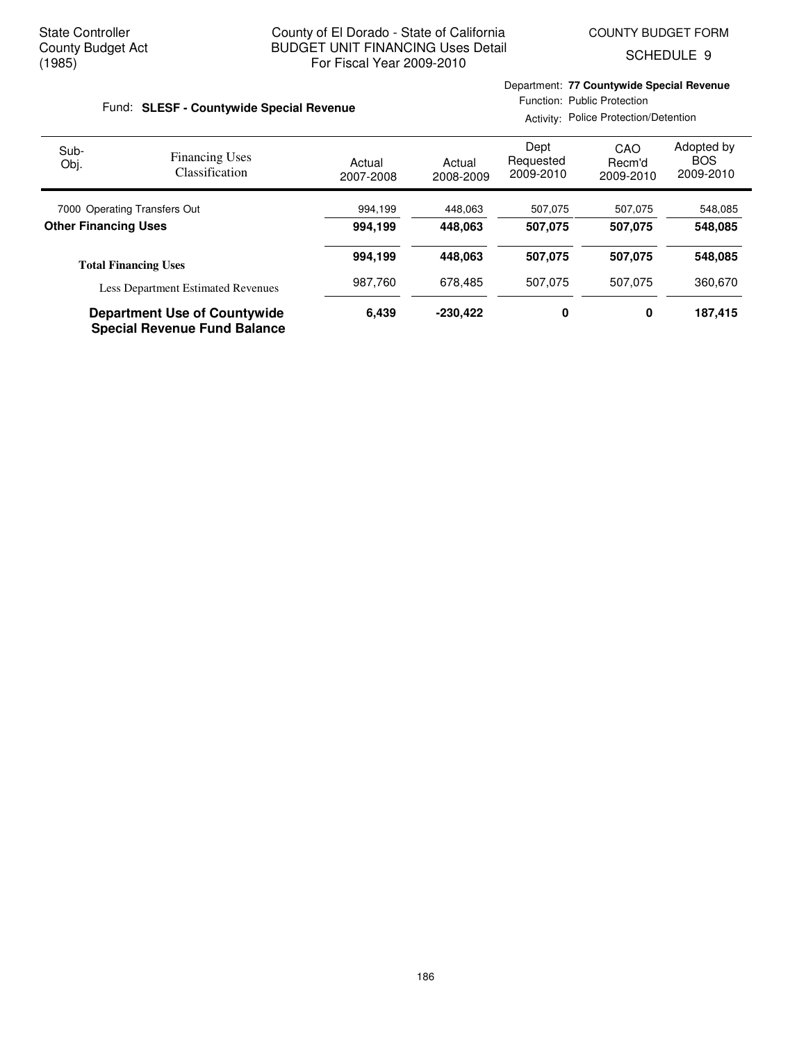State Controller
County Budget Act
(1985)

County of El Dorado - State of California
BUDGET UNIT FINANCING Uses Detail
For Fiscal Year 2009-2010

COUNTY BUDGET FORM
SCHEDULE 9

Fund: **SLESF - Countywide Special Revenue**

Department: **77 Countywide Special Revenue**
Function: Public Protection
Activity: Police Protection/Detention

| Sub-Obj. | Financing Uses Classification | Actual 2007-2008 | Actual 2008-2009 | Dept Requested 2009-2010 | CAO Recm'd 2009-2010 | Adopted by BOS 2009-2010 |
|---|---|---|---|---|---|---|
| 7000 | Operating Transfers Out | 994,199 | 448,063 | 507,075 | 507,075 | 548,085 |
| **Other Financing Uses** | | **994,199** | **448,063** | **507,075** | **507,075** | **548,085** |
| **Total Financing Uses** | | **994,199** | **448,063** | **507,075** | **507,075** | **548,085** |
| | Less Department Estimated Revenues | 987,760 | 678,485 | 507,075 | 507,075 | 360,670 |
| **Department Use of Countywide Special Revenue Fund Balance** | | **6,439** | **-230,422** | **0** | **0** | **187,415** |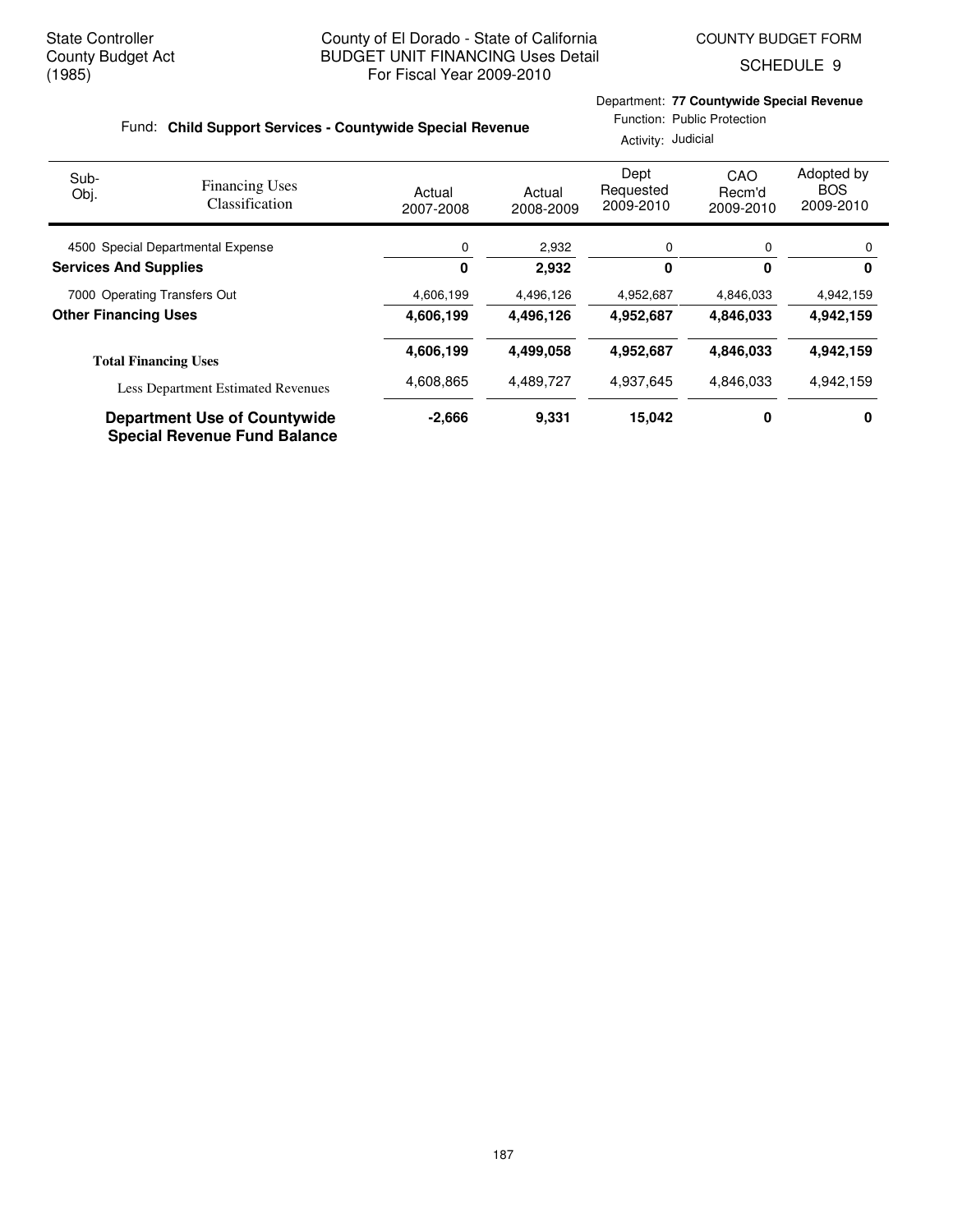State Controller
County Budget Act
(1985)

County of El Dorado - State of California
BUDGET UNIT FINANCING Uses Detail
For Fiscal Year 2009-2010

COUNTY BUDGET FORM
SCHEDULE 9

Fund: **Child Support Services - Countywide Special Revenue**

Department: **77 Countywide Special Revenue**
Function: Public Protection
Activity: Judicial

| Sub-Obj. | Financing Uses Classification | Actual 2007-2008 | Actual 2008-2009 | Dept Requested 2009-2010 | CAO Recm'd 2009-2010 | Adopted by BOS 2009-2010 |
|---|---|---|---|---|---|---|
| 4500 | Special Departmental Expense | 0 | 2,932 | 0 | 0 | 0 |
| **Services And Supplies** | | **0** | **2,932** | **0** | **0** | **0** |
| 7000 | Operating Transfers Out | 4,606,199 | 4,496,126 | 4,952,687 | 4,846,033 | 4,942,159 |
| **Other Financing Uses** | | **4,606,199** | **4,496,126** | **4,952,687** | **4,846,033** | **4,942,159** |
| **Total Financing Uses** | | **4,606,199** | **4,499,058** | **4,952,687** | **4,846,033** | **4,942,159** |
| | Less Department Estimated Revenues | 4,608,865 | 4,489,727 | 4,937,645 | 4,846,033 | 4,942,159 |
| **Department Use of Countywide Special Revenue Fund Balance** | | **-2,666** | **9,331** | **15,042** | **0** | **0** |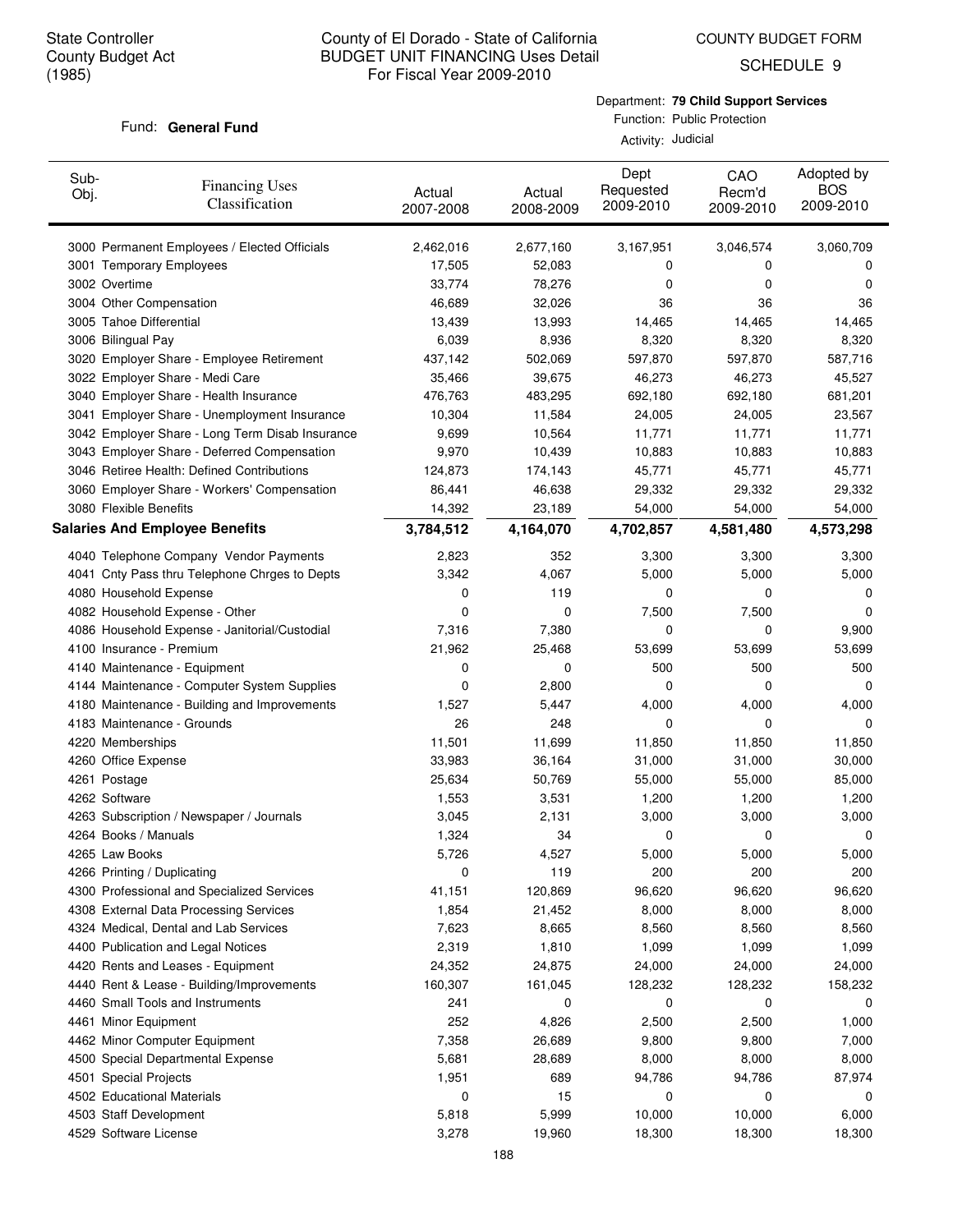State Controller
County Budget Act
(1985)

County of El Dorado - State of California
BUDGET UNIT FINANCING Uses Detail
For Fiscal Year 2009-2010

COUNTY BUDGET FORM
SCHEDULE 9

Fund: **General Fund**

Department: **79 Child Support Services**
Function: Public Protection
Activity: Judicial

| Sub-Obj. | Financing Uses Classification | Actual 2007-2008 | Actual 2008-2009 | Dept Requested 2009-2010 | CAO Recm'd 2009-2010 | Adopted by BOS 2009-2010 |
|---|---|---|---|---|---|---|
| 3000 | Permanent Employees / Elected Officials | 2,462,016 | 2,677,160 | 3,167,951 | 3,046,574 | 3,060,709 |
| 3001 | Temporary Employees | 17,505 | 52,083 | 0 | 0 | 0 |
| 3002 | Overtime | 33,774 | 78,276 | 0 | 0 | 0 |
| 3004 | Other Compensation | 46,689 | 32,026 | 36 | 36 | 36 |
| 3005 | Tahoe Differential | 13,439 | 13,993 | 14,465 | 14,465 | 14,465 |
| 3006 | Bilingual Pay | 6,039 | 8,936 | 8,320 | 8,320 | 8,320 |
| 3020 | Employer Share - Employee Retirement | 437,142 | 502,069 | 597,870 | 597,870 | 587,716 |
| 3022 | Employer Share - Medi Care | 35,466 | 39,675 | 46,273 | 46,273 | 45,527 |
| 3040 | Employer Share - Health Insurance | 476,763 | 483,295 | 692,180 | 692,180 | 681,201 |
| 3041 | Employer Share - Unemployment Insurance | 10,304 | 11,584 | 24,005 | 24,005 | 23,567 |
| 3042 | Employer Share - Long Term Disab Insurance | 9,699 | 10,564 | 11,771 | 11,771 | 11,771 |
| 3043 | Employer Share - Deferred Compensation | 9,970 | 10,439 | 10,883 | 10,883 | 10,883 |
| 3046 | Retiree Health: Defined Contributions | 124,873 | 174,143 | 45,771 | 45,771 | 45,771 |
| 3060 | Employer Share - Workers' Compensation | 86,441 | 46,638 | 29,332 | 29,332 | 29,332 |
| 3080 | Flexible Benefits | 14,392 | 23,189 | 54,000 | 54,000 | 54,000 |
| **Salaries And Employee Benefits** | | **3,784,512** | **4,164,070** | **4,702,857** | **4,581,480** | **4,573,298** |
| 4040 | Telephone Company Vendor Payments | 2,823 | 352 | 3,300 | 3,300 | 3,300 |
| 4041 | Cnty Pass thru Telephone Chrges to Depts | 3,342 | 4,067 | 5,000 | 5,000 | 5,000 |
| 4080 | Household Expense | 0 | 119 | 0 | 0 | 0 |
| 4082 | Household Expense - Other | 0 | 0 | 7,500 | 7,500 | 0 |
| 4086 | Household Expense - Janitorial/Custodial | 7,316 | 7,380 | 0 | 0 | 9,900 |
| 4100 | Insurance - Premium | 21,962 | 25,468 | 53,699 | 53,699 | 53,699 |
| 4140 | Maintenance - Equipment | 0 | 0 | 500 | 500 | 500 |
| 4144 | Maintenance - Computer System Supplies | 0 | 2,800 | 0 | 0 | 0 |
| 4180 | Maintenance - Building and Improvements | 1,527 | 5,447 | 4,000 | 4,000 | 4,000 |
| 4183 | Maintenance - Grounds | 26 | 248 | 0 | 0 | 0 |
| 4220 | Memberships | 11,501 | 11,699 | 11,850 | 11,850 | 11,850 |
| 4260 | Office Expense | 33,983 | 36,164 | 31,000 | 31,000 | 30,000 |
| 4261 | Postage | 25,634 | 50,769 | 55,000 | 55,000 | 85,000 |
| 4262 | Software | 1,553 | 3,531 | 1,200 | 1,200 | 1,200 |
| 4263 | Subscription / Newspaper / Journals | 3,045 | 2,131 | 3,000 | 3,000 | 3,000 |
| 4264 | Books / Manuals | 1,324 | 34 | 0 | 0 | 0 |
| 4265 | Law Books | 5,726 | 4,527 | 5,000 | 5,000 | 5,000 |
| 4266 | Printing / Duplicating | 0 | 119 | 200 | 200 | 200 |
| 4300 | Professional and Specialized Services | 41,151 | 120,869 | 96,620 | 96,620 | 96,620 |
| 4308 | External Data Processing Services | 1,854 | 21,452 | 8,000 | 8,000 | 8,000 |
| 4324 | Medical, Dental and Lab Services | 7,623 | 8,665 | 8,560 | 8,560 | 8,560 |
| 4400 | Publication and Legal Notices | 2,319 | 1,810 | 1,099 | 1,099 | 1,099 |
| 4420 | Rents and Leases - Equipment | 24,352 | 24,875 | 24,000 | 24,000 | 24,000 |
| 4440 | Rent & Lease - Building/Improvements | 160,307 | 161,045 | 128,232 | 128,232 | 158,232 |
| 4460 | Small Tools and Instruments | 241 | 0 | 0 | 0 | 0 |
| 4461 | Minor Equipment | 252 | 4,826 | 2,500 | 2,500 | 1,000 |
| 4462 | Minor Computer Equipment | 7,358 | 26,689 | 9,800 | 9,800 | 7,000 |
| 4500 | Special Departmental Expense | 5,681 | 28,689 | 8,000 | 8,000 | 8,000 |
| 4501 | Special Projects | 1,951 | 689 | 94,786 | 94,786 | 87,974 |
| 4502 | Educational Materials | 0 | 15 | 0 | 0 | 0 |
| 4503 | Staff Development | 5,818 | 5,999 | 10,000 | 10,000 | 6,000 |
| 4529 | Software License | 3,278 | 19,960 | 18,300 | 18,300 | 18,300 |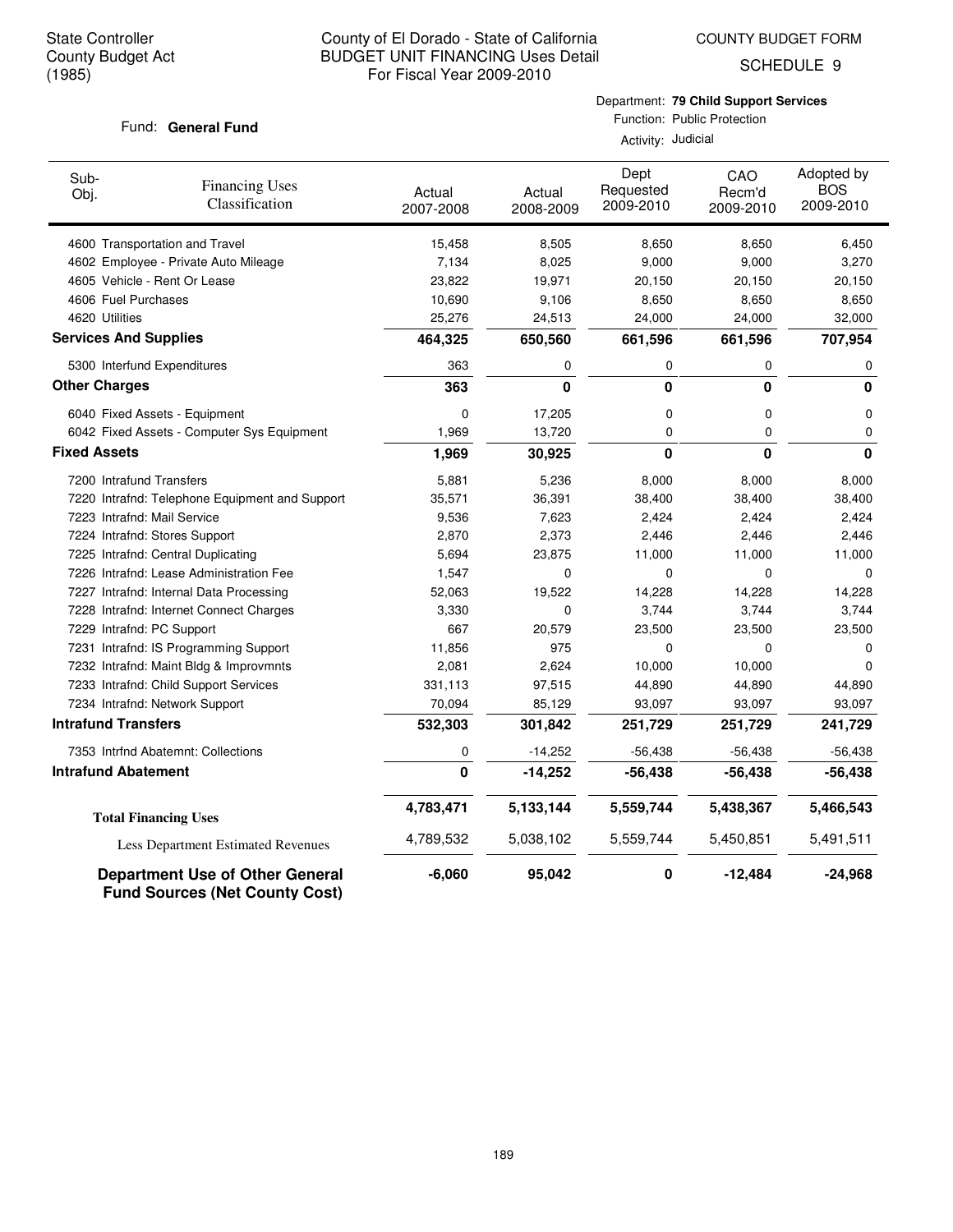State Controller
County Budget Act
(1985)

# County of El Dorado - State of California
## BUDGET UNIT FINANCING Uses Detail
For Fiscal Year 2009-2010

COUNTY BUDGET FORM
SCHEDULE 9

Fund: **General Fund**

Department: **79 Child Support Services**
Function: Public Protection
Activity: Judicial

| Sub-Obj. | Financing Uses Classification | Actual 2007-2008 | Actual 2008-2009 | Dept Requested 2009-2010 | CAO Recm'd 2009-2010 | Adopted by BOS 2009-2010 |
|---|---|---|---|---|---|---|
| 4600 | Transportation and Travel | 15,458 | 8,505 | 8,650 | 8,650 | 6,450 |
| 4602 | Employee - Private Auto Mileage | 7,134 | 8,025 | 9,000 | 9,000 | 3,270 |
| 4605 | Vehicle - Rent Or Lease | 23,822 | 19,971 | 20,150 | 20,150 | 20,150 |
| 4606 | Fuel Purchases | 10,690 | 9,106 | 8,650 | 8,650 | 8,650 |
| 4620 | Utilities | 25,276 | 24,513 | 24,000 | 24,000 | 32,000 |
| **Services And Supplies** | | **464,325** | **650,560** | **661,596** | **661,596** | **707,954** |
| 5300 | Interfund Expenditures | 363 | 0 | 0 | 0 | 0 |
| **Other Charges** | | **363** | **0** | **0** | **0** | **0** |
| 6040 | Fixed Assets - Equipment | 0 | 17,205 | 0 | 0 | 0 |
| 6042 | Fixed Assets - Computer Sys Equipment | 1,969 | 13,720 | 0 | 0 | 0 |
| **Fixed Assets** | | **1,969** | **30,925** | **0** | **0** | **0** |
| 7200 | Intrafund Transfers | 5,881 | 5,236 | 8,000 | 8,000 | 8,000 |
| 7220 | Intrafnd: Telephone Equipment and Support | 35,571 | 36,391 | 38,400 | 38,400 | 38,400 |
| 7223 | Intrafnd: Mail Service | 9,536 | 7,623 | 2,424 | 2,424 | 2,424 |
| 7224 | Intrafnd: Stores Support | 2,870 | 2,373 | 2,446 | 2,446 | 2,446 |
| 7225 | Intrafnd: Central Duplicating | 5,694 | 23,875 | 11,000 | 11,000 | 11,000 |
| 7226 | Intrafnd: Lease Administration Fee | 1,547 | 0 | 0 | 0 | 0 |
| 7227 | Intrafnd: Internal Data Processing | 52,063 | 19,522 | 14,228 | 14,228 | 14,228 |
| 7228 | Intrafnd: Internet Connect Charges | 3,330 | 0 | 3,744 | 3,744 | 3,744 |
| 7229 | Intrafnd: PC Support | 667 | 20,579 | 23,500 | 23,500 | 23,500 |
| 7231 | Intrafnd: IS Programming Support | 11,856 | 975 | 0 | 0 | 0 |
| 7232 | Intrafnd: Maint Bldg & Improvmnts | 2,081 | 2,624 | 10,000 | 10,000 | 0 |
| 7233 | Intrafnd: Child Support Services | 331,113 | 97,515 | 44,890 | 44,890 | 44,890 |
| 7234 | Intrafnd: Network Support | 70,094 | 85,129 | 93,097 | 93,097 | 93,097 |
| **Intrafund Transfers** | | **532,303** | **301,842** | **251,729** | **251,729** | **241,729** |
| 7353 | Intrfnd Abatemnt: Collections | 0 | -14,252 | -56,438 | -56,438 | -56,438 |
| **Intrafund Abatement** | | **0** | **-14,252** | **-56,438** | **-56,438** | **-56,438** |
| **Total Financing Uses** | | **4,783,471** | **5,133,144** | **5,559,744** | **5,438,367** | **5,466,543** |
| Less Department Estimated Revenues | | 4,789,532 | 5,038,102 | 5,559,744 | 5,450,851 | 5,491,511 |
| **Department Use of Other General Fund Sources (Net County Cost)** | | **-6,060** | **95,042** | **0** | **-12,484** | **-24,968** |